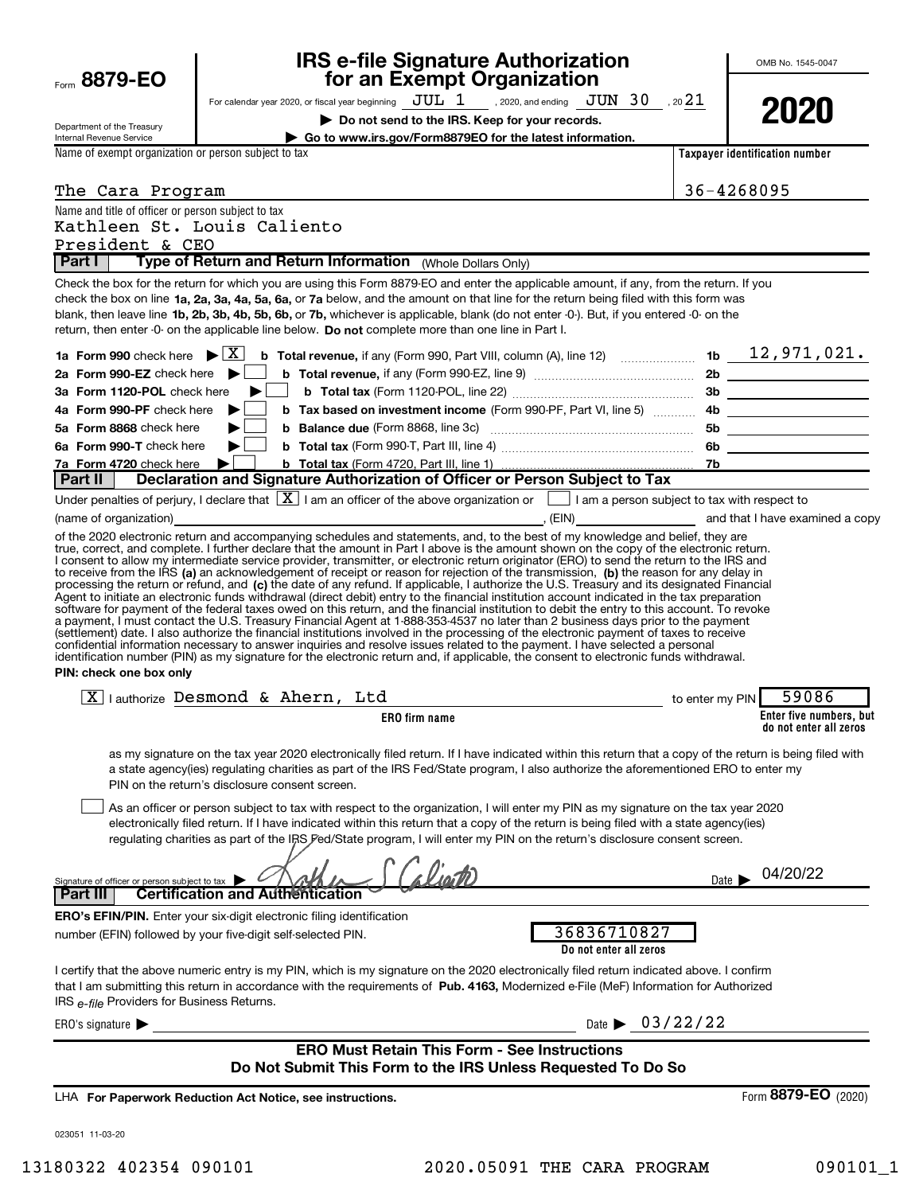Form **8879-EO**

Department of the Treasury
Internal Revenue Service

# IRS e-file Signature Authorization for an Exempt Organization

For calendar year 2020, or fiscal year beginning JUL 1, 2020, and ending JUN 30, 20 21

▶ Do not send to the IRS. Keep for your records.

▶ Go to www.irs.gov/Form8879EO for the latest information.

OMB No. 1545-0047

**2020**

Name of exempt organization or person subject to tax: The Cara Program

Taxpayer identification number: 36-4268095

Name and title of officer or person subject to tax:
Kathleen St. Louis Caliento
President & CEO

## Part I — Type of Return and Return Information (Whole Dollars Only)

Check the box for the return for which you are using this Form 8879-EO and enter the applicable amount, if any, from the return. If you check the box on line **1a, 2a, 3a, 4a, 5a, 6a,** or **7a** below, and the amount on that line for the return being filed with this form was blank, then leave line **1b, 2b, 3b, 4b, 5b, 6b,** or **7b,** whichever is applicable, blank (do not enter -0-). But, if you entered -0- on the return, then enter -0- on the applicable line below. **Do not** complete more than one line in Part I.

| | | | |
|---|---|---|---|
| **1a Form 990** check here ▶ [X] | **b Total revenue,** if any (Form 990, Part VIII, column (A), line 12) | 1b | 12,971,021. |
| **2a Form 990-EZ** check here ▶ [ ] | **b Total revenue,** if any (Form 990-EZ, line 9) | 2b | |
| **3a Form 1120-POL** check here ▶ [ ] | **b Total tax** (Form 1120-POL, line 22) | 3b | |
| **4a Form 990-PF** check here ▶ [ ] | **b Tax based on investment income** (Form 990-PF, Part VI, line 5) | 4b | |
| **5a Form 8868** check here ▶ [ ] | **b Balance due** (Form 8868, line 3c) | 5b | |
| **6a Form 990-T** check here ▶ [ ] | **b Total tax** (Form 990-T, Part III, line 4) | 6b | |
| **7a Form 4720** check here ▶ [ ] | **b Total tax** (Form 4720, Part III, line 1) | 7b | |

## Part II — Declaration and Signature Authorization of Officer or Person Subject to Tax

Under penalties of perjury, I declare that [X] I am an officer of the above organization or [ ] I am a person subject to tax with respect to (name of organization) ______, (EIN) ______ and that I have examined a copy of the 2020 electronic return and accompanying schedules and statements, and, to the best of my knowledge and belief, they are true, correct, and complete. I further declare that the amount in Part I above is the amount shown on the copy of the electronic return. I consent to allow my intermediate service provider, transmitter, or electronic return originator (ERO) to send the return to the IRS and to receive from the IRS **(a)** an acknowledgement of receipt or reason for rejection of the transmission, **(b)** the reason for any delay in processing the return or refund, and **(c)** the date of any refund. If applicable, I authorize the U.S. Treasury and its designated Financial Agent to initiate an electronic funds withdrawal (direct debit) entry to the financial institution account indicated in the tax preparation software for payment of the federal taxes owed on this return, and the financial institution to debit the entry to this account. To revoke a payment, I must contact the U.S. Treasury Financial Agent at 1-888-353-4537 no later than 2 business days prior to the payment (settlement) date. I also authorize the financial institutions involved in the processing of the electronic payment of taxes to receive confidential information necessary to answer inquiries and resolve issues related to the payment. I have selected a personal identification number (PIN) as my signature for the electronic return and, if applicable, the consent to electronic funds withdrawal.

**PIN: check one box only**

[X] I authorize Desmond & Ahern, Ltd (ERO firm name) to enter my PIN 59086 (Enter five numbers, but do not enter all zeros) as my signature on the tax year 2020 electronically filed return. If I have indicated within this return that a copy of the return is being filed with a state agency(ies) regulating charities as part of the IRS Fed/State program, I also authorize the aforementioned ERO to enter my PIN on the return's disclosure consent screen.

[ ] As an officer or person subject to tax with respect to the organization, I will enter my PIN as my signature on the tax year 2020 electronically filed return. If I have indicated within this return that a copy of the return is being filed with a state agency(ies) regulating charities as part of the IRS Fed/State program, I will enter my PIN on the return's disclosure consent screen.

Signature of officer or person subject to tax ▶ *Kathleen S Caliento* Date ▶ 04/20/22

## Part III — Certification and Authentication

**ERO's EFIN/PIN.** Enter your six-digit electronic filing identification number (EFIN) followed by your five-digit self-selected PIN.

36836710827 (Do not enter all zeros)

I certify that the above numeric entry is my PIN, which is my signature on the 2020 electronically filed return indicated above. I confirm that I am submitting this return in accordance with the requirements of **Pub. 4163,** Modernized e-File (MeF) Information for Authorized IRS *e-file* Providers for Business Returns.

ERO's signature ▶ ______ Date ▶ 03/22/22

**ERO Must Retain This Form - See Instructions**
**Do Not Submit This Form to the IRS Unless Requested To Do So**

LHA **For Paperwork Reduction Act Notice, see instructions.** Form **8879-EO** (2020)

023051 11-03-20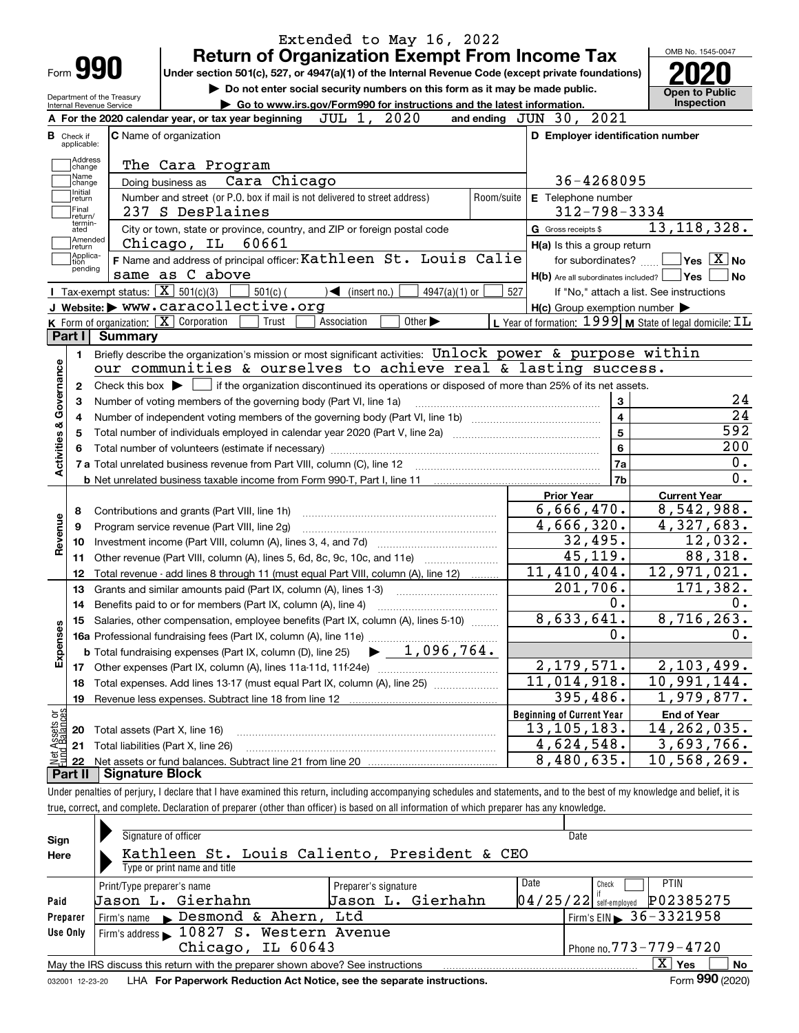Extended to May 16, 2022

# Form 990 — Return of Organization Exempt From Income Tax

**Under section 501(c), 527, or 4947(a)(1) of the Internal Revenue Code (except private foundations)**

▶ Do not enter social security numbers on this form as it may be made public.

▶ Go to www.irs.gov/Form990 for instructions and the latest information.

Department of the Treasury, Internal Revenue Service

OMB No. 1545-0047 — **2020** — Open to Public Inspection

**A** For the 2020 calendar year, or tax year beginning JUL 1, 2020 and ending JUN 30, 2021

**B** Check if applicable: Address change, Name change, Initial return, Final return/terminated, Amended return, Application pending

**C** Name of organization: The Cara Program

Doing business as: Cara Chicago

Number and street (or P.O. box if mail is not delivered to street address): 237 S DesPlaines

City or town, state or province, country, and ZIP or foreign postal code: Chicago, IL 60661

**D** Employer identification number: 36-4268095

**E** Telephone number: 312-798-3334

**G** Gross receipts $ 13,118,328.

**F** Name and address of principal officer: Kathleen St. Louis Calie same as C above

**H(a)** Is this a group return for subordinates? Yes [ ] No [X]

**H(b)** Are all subordinates included? Yes [ ] No [ ]

If "No," attach a list. See instructions

**H(c)** Group exemption number ▶

**I** Tax-exempt status: [X] 501(c)(3) [ ] 501(c) ( ) ◀ (insert no.) [ ] 4947(a)(1) or [ ] 527

**J** Website: ▶ www.caracollective.org

**K** Form of organization: [X] Corporation [ ] Trust [ ] Association [ ] Other ▶

**L** Year of formation: 1999 **M** State of legal domicile: IL

## Part I Summary

**Activities & Governance**

1 Briefly describe the organization's mission or most significant activities: Unlock power & purpose within our communities & ourselves to achieve real & lasting success.

2 Check this box ▶ [ ] if the organization discontinued its operations or disposed of more than 25% of its net assets.

| Line | Description | | Value |
|---|---|---|---|
| 3 | Number of voting members of the governing body (Part VI, line 1a) | 3 | 24 |
| 4 | Number of independent voting members of the governing body (Part VI, line 1b) | 4 | 24 |
| 5 | Total number of individuals employed in calendar year 2020 (Part V, line 2a) | 5 | 592 |
| 6 | Total number of volunteers (estimate if necessary) | 6 | 200 |
| 7a | Total unrelated business revenue from Part VIII, column (C), line 12 | 7a | 0. |
| b | Net unrelated business taxable income from Form 990-T, Part I, line 11 | 7b | 0. |

| | Line | Description | Prior Year | Current Year |
|---|---|---|---|---|
| Revenue | 8 | Contributions and grants (Part VIII, line 1h) | 6,666,470. | 8,542,988. |
| | 9 | Program service revenue (Part VIII, line 2g) | 4,666,320. | 4,327,683. |
| | 10 | Investment income (Part VIII, column (A), lines 3, 4, and 7d) | 32,495. | 12,032. |
| | 11 | Other revenue (Part VIII, column (A), lines 5, 6d, 8c, 9c, 10c, and 11e) | 45,119. | 88,318. |
| | 12 | Total revenue - add lines 8 through 11 (must equal Part VIII, column (A), line 12) | 11,410,404. | 12,971,021. |
| Expenses | 13 | Grants and similar amounts paid (Part IX, column (A), lines 1-3) | 201,706. | 171,382. |
| | 14 | Benefits paid to or for members (Part IX, column (A), line 4) | 0. | 0. |
| | 15 | Salaries, other compensation, employee benefits (Part IX, column (A), lines 5-10) | 8,633,641. | 8,716,263. |
| | 16a | Professional fundraising fees (Part IX, column (A), line 11e) | 0. | 0. |
| | b | Total fundraising expenses (Part IX, column (D), line 25) ▶ 1,096,764. | | |
| | 17 | Other expenses (Part IX, column (A), lines 11a-11d, 11f-24e) | 2,179,571. | 2,103,499. |
| | 18 | Total expenses. Add lines 13-17 (must equal Part IX, column (A), line 25) | 11,014,918. | 10,991,144. |
| | 19 | Revenue less expenses. Subtract line 18 from line 12 | 395,486. | 1,979,877. |
| | | | **Beginning of Current Year** | **End of Year** |
| Net Assets or Fund Balances | 20 | Total assets (Part X, line 16) | 13,105,183. | 14,262,035. |
| | 21 | Total liabilities (Part X, line 26) | 4,624,548. | 3,693,766. |
| | 22 | Net assets or fund balances. Subtract line 21 from line 20 | 8,480,635. | 10,568,269. |

## Part II Signature Block

Under penalties of perjury, I declare that I have examined this return, including accompanying schedules and statements, and to the best of my knowledge and belief, it is true, correct, and complete. Declaration of preparer (other than officer) is based on all information of which preparer has any knowledge.

**Sign Here**

Signature of officer — Date

Kathleen St. Louis Caliento, President & CEO

Type or print name and title

**Paid Preparer Use Only**

| Print/Type preparer's name | Preparer's signature | Date | Check if self-employed | PTIN |
|---|---|---|---|---|
| Jason L. Gierhahn | Jason L. Gierhahn | 04/25/22 | [ ] | P02385275 |

Firm's name ▶ Desmond & Ahern, Ltd — Firm's EIN ▶ 36-3321958

Firm's address ▶ 10827 S. Western Avenue, Chicago, IL 60643 — Phone no. 773-779-4720

May the IRS discuss this return with the preparer shown above? See instructions [X] Yes [ ] No

032001 12-23-20 LHA For Paperwork Reduction Act Notice, see the separate instructions. Form **990** (2020)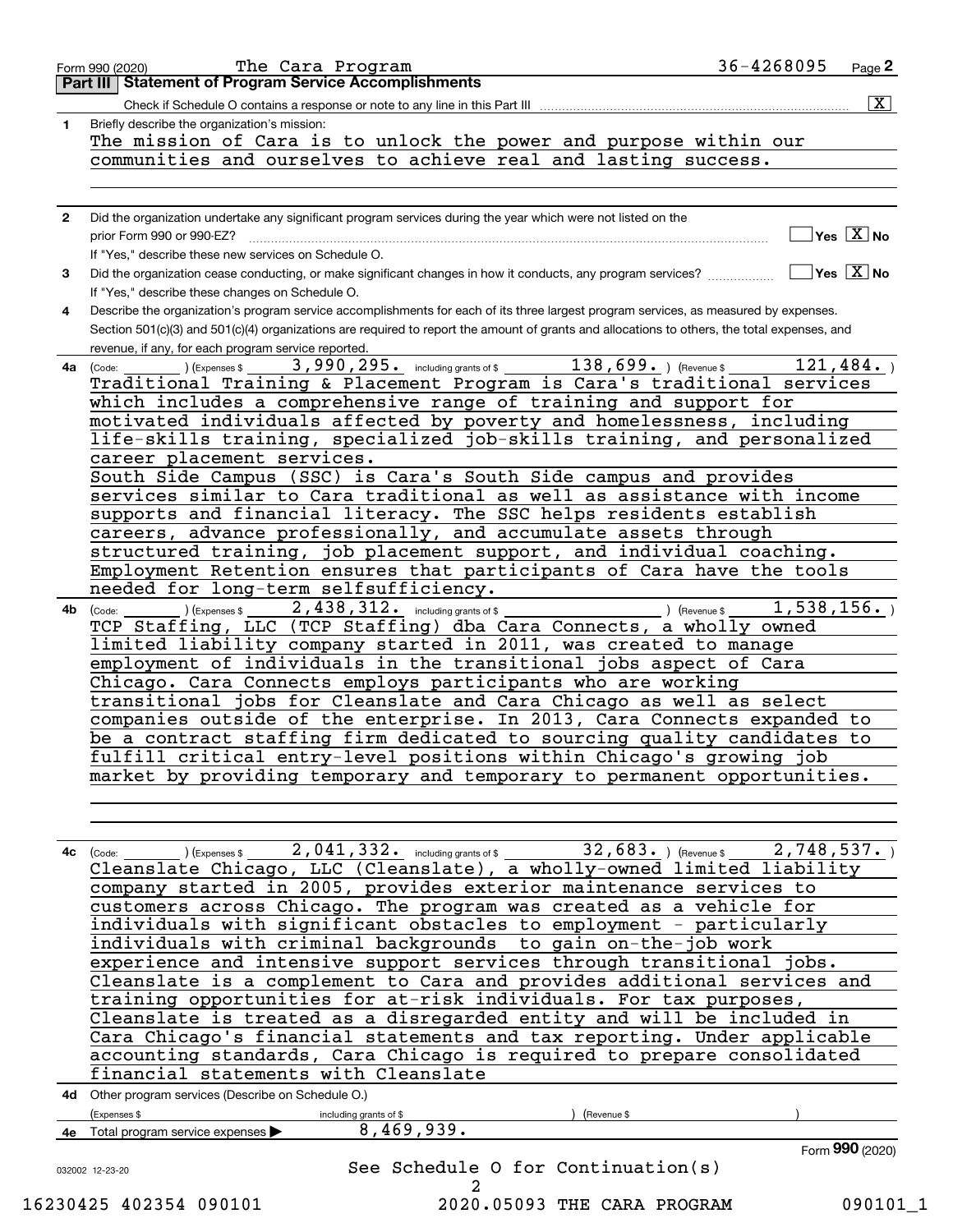Form 990 (2020) The Cara Program 36-4268095

## Part III Statement of Program Service Accomplishments

Check if Schedule O contains a response or note to any line in this Part III [X]

**1** Briefly describe the organization's mission:

The mission of Cara is to unlock the power and purpose within our communities and ourselves to achieve real and lasting success.

**2** Did the organization undertake any significant program services during the year which were not listed on the prior Form 990 or 990-EZ? [ ] Yes [X] No

If "Yes," describe these new services on Schedule O.

**3** Did the organization cease conducting, or make significant changes in how it conducts, any program services? [ ] Yes [X] No

If "Yes," describe these changes on Schedule O.

**4** Describe the organization's program service accomplishments for each of its three largest program services, as measured by expenses. Section 501(c)(3) and 501(c)(4) organizations are required to report the amount of grants and allocations to others, the total expenses, and revenue, if any, for each program service reported.

**4a** (Code: ) (Expenses $ 3,990,295. including grants of $ 138,699. ) (Revenue $ 121,484. )

Traditional Training & Placement Program is Cara's traditional services which includes a comprehensive range of training and support for motivated individuals affected by poverty and homelessness, including life-skills training, specialized job-skills training, and personalized career placement services.

South Side Campus (SSC) is Cara's South Side campus and provides services similar to Cara traditional as well as assistance with income supports and financial literacy. The SSC helps residents establish careers, advance professionally, and accumulate assets through structured training, job placement support, and individual coaching. Employment Retention ensures that participants of Cara have the tools needed for long-term selfsufficiency.

**4b** (Code: ) (Expenses $ 2,438,312. including grants of $ ) (Revenue $ 1,538,156. )

TCP Staffing, LLC (TCP Staffing) dba Cara Connects, a wholly owned limited liability company started in 2011, was created to manage employment of individuals in the transitional jobs aspect of Cara Chicago. Cara Connects employs participants who are working transitional jobs for Cleanslate and Cara Chicago as well as select companies outside of the enterprise. In 2013, Cara Connects expanded to be a contract staffing firm dedicated to sourcing quality candidates to fulfill critical entry-level positions within Chicago's growing job market by providing temporary and temporary to permanent opportunities.

**4c** (Code: ) (Expenses $ 2,041,332. including grants of $ 32,683. ) (Revenue $ 2,748,537. )

Cleanslate Chicago, LLC (Cleanslate), a wholly-owned limited liability company started in 2005, provides exterior maintenance services to customers across Chicago. The program was created as a vehicle for individuals with significant obstacles to employment - particularly individuals with criminal backgrounds to gain on-the-job work experience and intensive support services through transitional jobs. Cleanslate is a complement to Cara and provides additional services and training opportunities for at-risk individuals. For tax purposes, Cleanslate is treated as a disregarded entity and will be included in Cara Chicago's financial statements and tax reporting. Under applicable accounting standards, Cara Chicago is required to prepare consolidated financial statements with Cleanslate

**4d** Other program services (Describe on Schedule O.)

(Expenses $ including grants of $ ) (Revenue $ )

**4e** Total program service expenses ▶ 8,469,939.

Form **990** (2020)

See Schedule O for Continuation(s)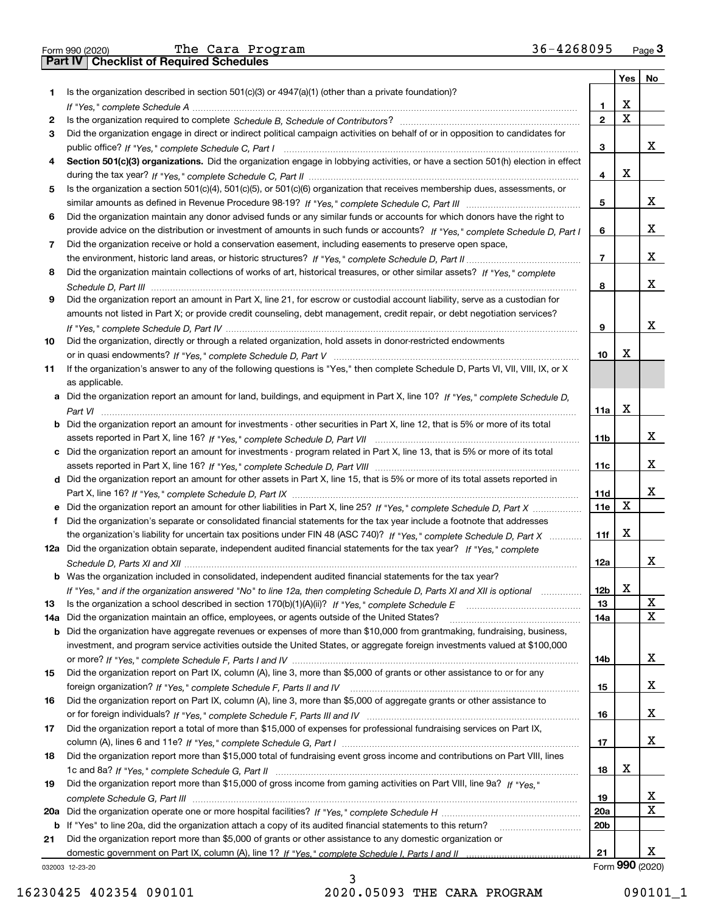Form 990 (2020) The Cara Program 36-4268095 Page **3**

## Part IV Checklist of Required Schedules

| | | | Yes | No |
|---|---|---|---|---|
| **1** | Is the organization described in section 501(c)(3) or 4947(a)(1) (other than a private foundation)? *If "Yes," complete Schedule A* | 1 | X | |
| **2** | Is the organization required to complete *Schedule B, Schedule of Contributors*? | 2 | X | |
| **3** | Did the organization engage in direct or indirect political campaign activities on behalf of or in opposition to candidates for public office? *If "Yes," complete Schedule C, Part I* | 3 | | X |
| **4** | **Section 501(c)(3) organizations.** Did the organization engage in lobbying activities, or have a section 501(h) election in effect during the tax year? *If "Yes," complete Schedule C, Part II* | 4 | X | |
| **5** | Is the organization a section 501(c)(4), 501(c)(5), or 501(c)(6) organization that receives membership dues, assessments, or similar amounts as defined in Revenue Procedure 98-19? *If "Yes," complete Schedule C, Part III* | 5 | | X |
| **6** | Did the organization maintain any donor advised funds or any similar funds or accounts for which donors have the right to provide advice on the distribution or investment of amounts in such funds or accounts? *If "Yes," complete Schedule D, Part I* | 6 | | X |
| **7** | Did the organization receive or hold a conservation easement, including easements to preserve open space, the environment, historic land areas, or historic structures? *If "Yes," complete Schedule D, Part II* | 7 | | X |
| **8** | Did the organization maintain collections of works of art, historical treasures, or other similar assets? *If "Yes," complete Schedule D, Part III* | 8 | | X |
| **9** | Did the organization report an amount in Part X, line 21, for escrow or custodial account liability, serve as a custodian for amounts not listed in Part X; or provide credit counseling, debt management, credit repair, or debt negotiation services? *If "Yes," complete Schedule D, Part IV* | 9 | | X |
| **10** | Did the organization, directly or through a related organization, hold assets in donor-restricted endowments or in quasi endowments? *If "Yes," complete Schedule D, Part V* | 10 | X | |
| **11** | If the organization's answer to any of the following questions is "Yes," then complete Schedule D, Parts VI, VII, VIII, IX, or X as applicable. | | | |
| **a** | Did the organization report an amount for land, buildings, and equipment in Part X, line 10? *If "Yes," complete Schedule D, Part VI* | 11a | X | |
| **b** | Did the organization report an amount for investments - other securities in Part X, line 12, that is 5% or more of its total assets reported in Part X, line 16? *If "Yes," complete Schedule D, Part VII* | 11b | | X |
| **c** | Did the organization report an amount for investments - program related in Part X, line 13, that is 5% or more of its total assets reported in Part X, line 16? *If "Yes," complete Schedule D, Part VIII* | 11c | | X |
| **d** | Did the organization report an amount for other assets in Part X, line 15, that is 5% or more of its total assets reported in Part X, line 16? *If "Yes," complete Schedule D, Part IX* | 11d | | X |
| **e** | Did the organization report an amount for other liabilities in Part X, line 25? *If "Yes," complete Schedule D, Part X* | 11e | X | |
| **f** | Did the organization's separate or consolidated financial statements for the tax year include a footnote that addresses the organization's liability for uncertain tax positions under FIN 48 (ASC 740)? *If "Yes," complete Schedule D, Part X* | 11f | X | |
| **12a** | Did the organization obtain separate, independent audited financial statements for the tax year? *If "Yes," complete Schedule D, Parts XI and XII* | 12a | | X |
| **b** | Was the organization included in consolidated, independent audited financial statements for the tax year? *If "Yes," and if the organization answered "No" to line 12a, then completing Schedule D, Parts XI and XII is optional* | 12b | X | |
| **13** | Is the organization a school described in section 170(b)(1)(A)(ii)? *If "Yes," complete Schedule E* | 13 | | X |
| **14a** | Did the organization maintain an office, employees, or agents outside of the United States? | 14a | | X |
| **b** | Did the organization have aggregate revenues or expenses of more than $10,000 from grantmaking, fundraising, business, investment, and program service activities outside the United States, or aggregate foreign investments valued at $100,000 or more? *If "Yes," complete Schedule F, Parts I and IV* | 14b | | X |
| **15** | Did the organization report on Part IX, column (A), line 3, more than $5,000 of grants or other assistance to or for any foreign organization? *If "Yes," complete Schedule F, Parts II and IV* | 15 | | X |
| **16** | Did the organization report on Part IX, column (A), line 3, more than $5,000 of aggregate grants or other assistance to or for foreign individuals? *If "Yes," complete Schedule F, Parts III and IV* | 16 | | X |
| **17** | Did the organization report a total of more than $15,000 of expenses for professional fundraising services on Part IX, column (A), lines 6 and 11e? *If "Yes," complete Schedule G, Part I* | 17 | | X |
| **18** | Did the organization report more than $15,000 total of fundraising event gross income and contributions on Part VIII, lines 1c and 8a? *If "Yes," complete Schedule G, Part II* | 18 | X | |
| **19** | Did the organization report more than $15,000 of gross income from gaming activities on Part VIII, line 9a? *If "Yes," complete Schedule G, Part III* | 19 | | X |
| **20a** | Did the organization operate one or more hospital facilities? *If "Yes," complete Schedule H* | 20a | | X |
| **b** | If "Yes" to line 20a, did the organization attach a copy of its audited financial statements to this return? | 20b | | |
| **21** | Did the organization report more than $5,000 of grants or other assistance to any domestic organization or domestic government on Part IX, column (A), line 1? *If "Yes," complete Schedule I, Parts I and II* | 21 | | X |

032003 12-23-20 Form **990** (2020)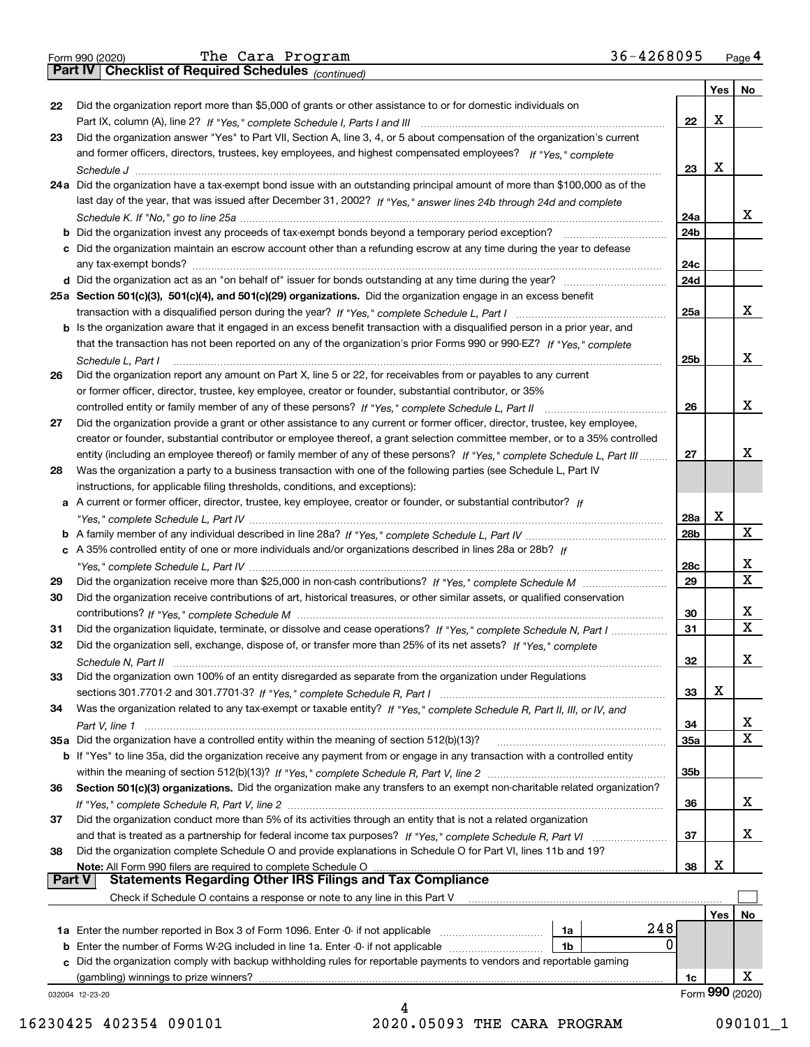Form 990 (2020) The Cara Program 36-4268095 Page 4

**Part IV Checklist of Required Schedules** *(continued)*

| | | | Yes | No |
|---|---|---|---|---|
| 22 | Did the organization report more than $5,000 of grants or other assistance to or for domestic individuals on Part IX, column (A), line 2? *If "Yes," complete Schedule I, Parts I and III* | 22 | X | |
| 23 | Did the organization answer "Yes" to Part VII, Section A, line 3, 4, or 5 about compensation of the organization's current and former officers, directors, trustees, key employees, and highest compensated employees? *If "Yes," complete Schedule J* | 23 | X | |
| 24a | Did the organization have a tax-exempt bond issue with an outstanding principal amount of more than $100,000 as of the last day of the year, that was issued after December 31, 2002? *If "Yes," answer lines 24b through 24d and complete Schedule K. If "No," go to line 25a* | 24a | | X |
| b | Did the organization invest any proceeds of tax-exempt bonds beyond a temporary period exception? | 24b | | |
| c | Did the organization maintain an escrow account other than a refunding escrow at any time during the year to defease any tax-exempt bonds? | 24c | | |
| d | Did the organization act as an "on behalf of" issuer for bonds outstanding at any time during the year? | 24d | | |
| 25a | **Section 501(c)(3), 501(c)(4), and 501(c)(29) organizations.** Did the organization engage in an excess benefit transaction with a disqualified person during the year? *If "Yes," complete Schedule L, Part I* | 25a | | X |
| b | Is the organization aware that it engaged in an excess benefit transaction with a disqualified person in a prior year, and that the transaction has not been reported on any of the organization's prior Forms 990 or 990-EZ? *If "Yes," complete Schedule L, Part I* | 25b | | X |
| 26 | Did the organization report any amount on Part X, line 5 or 22, for receivables from or payables to any current or former officer, director, trustee, key employee, creator or founder, substantial contributor, or 35% controlled entity or family member of any of these persons? *If "Yes," complete Schedule L, Part II* | 26 | | X |
| 27 | Did the organization provide a grant or other assistance to any current or former officer, director, trustee, key employee, creator or founder, substantial contributor or employee thereof, a grant selection committee member, or to a 35% controlled entity (including an employee thereof) or family member of any of these persons? *If "Yes," complete Schedule L, Part III* | 27 | | X |
| 28 | Was the organization a party to a business transaction with one of the following parties (see Schedule L, Part IV instructions, for applicable filing thresholds, conditions, and exceptions): | | | |
| a | A current or former officer, director, trustee, key employee, creator or founder, or substantial contributor? *If "Yes," complete Schedule L, Part IV* | 28a | X | |
| b | A family member of any individual described in line 28a? *If "Yes," complete Schedule L, Part IV* | 28b | | X |
| c | A 35% controlled entity of one or more individuals and/or organizations described in lines 28a or 28b? *If "Yes," complete Schedule L, Part IV* | 28c | | X |
| 29 | Did the organization receive more than $25,000 in non-cash contributions? *If "Yes," complete Schedule M* | 29 | | X |
| 30 | Did the organization receive contributions of art, historical treasures, or other similar assets, or qualified conservation contributions? *If "Yes," complete Schedule M* | 30 | | X |
| 31 | Did the organization liquidate, terminate, or dissolve and cease operations? *If "Yes," complete Schedule N, Part I* | 31 | | X |
| 32 | Did the organization sell, exchange, dispose of, or transfer more than 25% of its net assets? *If "Yes," complete Schedule N, Part II* | 32 | | X |
| 33 | Did the organization own 100% of an entity disregarded as separate from the organization under Regulations sections 301.7701-2 and 301.7701-3? *If "Yes," complete Schedule R, Part I* | 33 | X | |
| 34 | Was the organization related to any tax-exempt or taxable entity? *If "Yes," complete Schedule R, Part II, III, or IV, and Part V, line 1* | 34 | | X |
| 35a | Did the organization have a controlled entity within the meaning of section 512(b)(13)? | 35a | | X |
| b | If "Yes" to line 35a, did the organization receive any payment from or engage in any transaction with a controlled entity within the meaning of section 512(b)(13)? *If "Yes," complete Schedule R, Part V, line 2* | 35b | | |
| 36 | **Section 501(c)(3) organizations.** Did the organization make any transfers to an exempt non-charitable related organization? *If "Yes," complete Schedule R, Part V, line 2* | 36 | | X |
| 37 | Did the organization conduct more than 5% of its activities through an entity that is not a related organization and that is treated as a partnership for federal income tax purposes? *If "Yes," complete Schedule R, Part VI* | 37 | | X |
| 38 | Did the organization complete Schedule O and provide explanations in Schedule O for Part VI, lines 11b and 19? **Note:** All Form 990 filers are required to complete Schedule O | 38 | X | |

**Part V Statements Regarding Other IRS Filings and Tax Compliance**

Check if Schedule O contains a response or note to any line in this Part V ☐

| | | | | | Yes | No |
|---|---|---|---|---|---|---|
| 1a | Enter the number reported in Box 3 of Form 1096. Enter -0- if not applicable | 1a | 248 | | | |
| b | Enter the number of Forms W-2G included in line 1a. Enter -0- if not applicable | 1b | 0 | | | |
| c | Did the organization comply with backup withholding rules for reportable payments to vendors and reportable gaming (gambling) winnings to prize winners? | | | 1c | | X |

032004 12-23-20 Form 990 (2020)

16230425 402354 090101 2020.05093 THE CARA PROGRAM 090101_1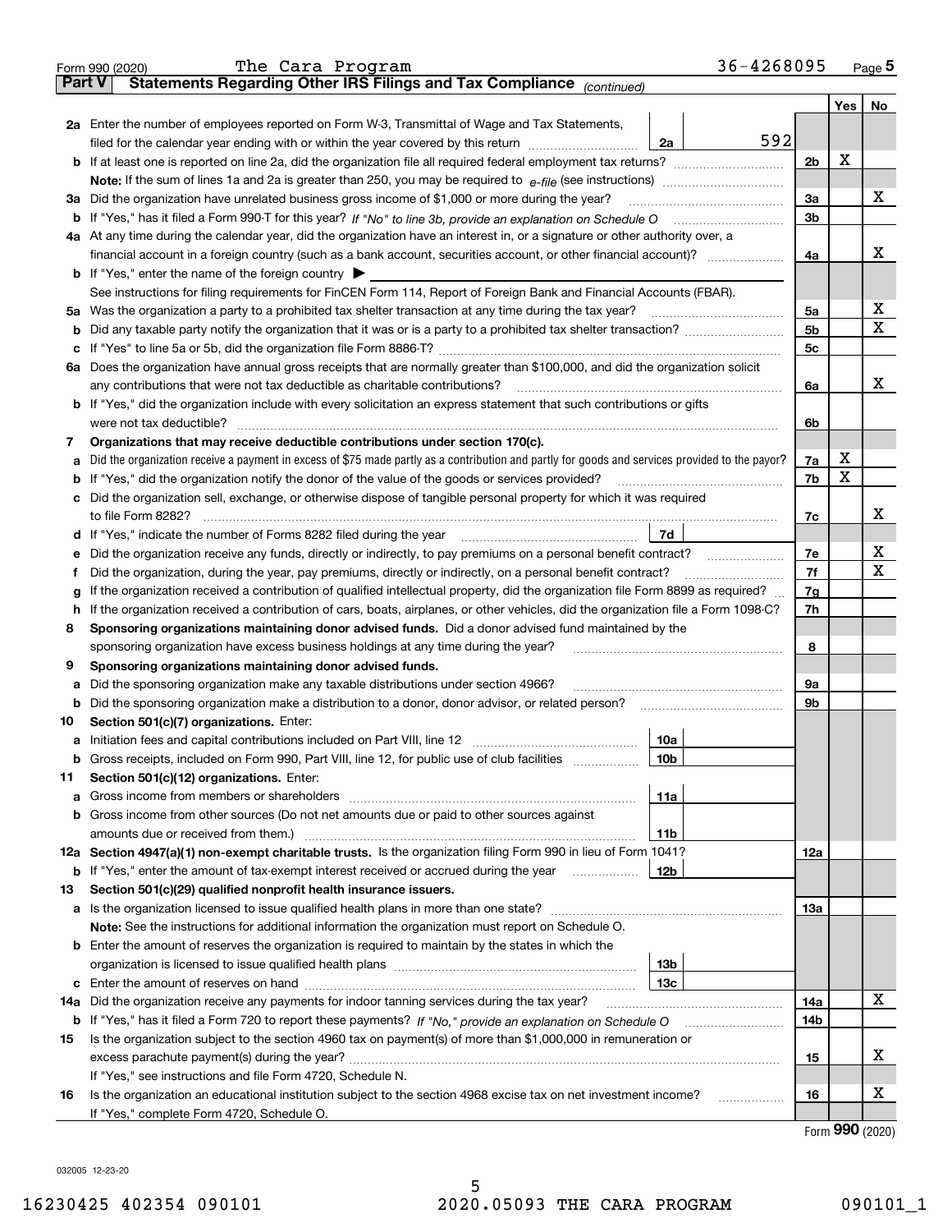Form 990 (2020) The Cara Program 36-4268095 Page 5

## Part V Statements Regarding Other IRS Filings and Tax Compliance *(continued)*

| | | | | Yes | No |
|---|---|---|---|---|---|
| **2a** | Enter the number of employees reported on Form W-3, Transmittal of Wage and Tax Statements, filed for the calendar year ending with or within the year covered by this return | 2a | 592 | | |
| **b** | If at least one is reported on line 2a, did the organization file all required federal employment tax returns? | | 2b | X | |
| | **Note:** If the sum of lines 1a and 2a is greater than 250, you may be required to *e-file* (see instructions) | | | | |
| **3a** | Did the organization have unrelated business gross income of $1,000 or more during the year? | | 3a | | X |
| **b** | If "Yes," has it filed a Form 990-T for this year? *If "No" to line 3b, provide an explanation on Schedule O* | | 3b | | |
| **4a** | At any time during the calendar year, did the organization have an interest in, or a signature or other authority over, a financial account in a foreign country (such as a bank account, securities account, or other financial account)? | | 4a | | X |
| **b** | If "Yes," enter the name of the foreign country ▶ | | | | |
| | See instructions for filing requirements for FinCEN Form 114, Report of Foreign Bank and Financial Accounts (FBAR). | | | | |
| **5a** | Was the organization a party to a prohibited tax shelter transaction at any time during the tax year? | | 5a | | X |
| **b** | Did any taxable party notify the organization that it was or is a party to a prohibited tax shelter transaction? | | 5b | | X |
| **c** | If "Yes" to line 5a or 5b, did the organization file Form 8886-T? | | 5c | | |
| **6a** | Does the organization have annual gross receipts that are normally greater than $100,000, and did the organization solicit any contributions that were not tax deductible as charitable contributions? | | 6a | | X |
| **b** | If "Yes," did the organization include with every solicitation an express statement that such contributions or gifts were not tax deductible? | | 6b | | |
| **7** | **Organizations that may receive deductible contributions under section 170(c).** | | | | |
| **a** | Did the organization receive a payment in excess of $75 made partly as a contribution and partly for goods and services provided to the payor? | | 7a | X | |
| **b** | If "Yes," did the organization notify the donor of the value of the goods or services provided? | | 7b | X | |
| **c** | Did the organization sell, exchange, or otherwise dispose of tangible personal property for which it was required to file Form 8282? | | 7c | | X |
| **d** | If "Yes," indicate the number of Forms 8282 filed during the year | 7d | | | |
| **e** | Did the organization receive any funds, directly or indirectly, to pay premiums on a personal benefit contract? | | 7e | | X |
| **f** | Did the organization, during the year, pay premiums, directly or indirectly, on a personal benefit contract? | | 7f | | X |
| **g** | If the organization received a contribution of qualified intellectual property, did the organization file Form 8899 as required? | | 7g | | |
| **h** | If the organization received a contribution of cars, boats, airplanes, or other vehicles, did the organization file a Form 1098-C? | | 7h | | |
| **8** | **Sponsoring organizations maintaining donor advised funds.** Did a donor advised fund maintained by the sponsoring organization have excess business holdings at any time during the year? | | 8 | | |
| **9** | **Sponsoring organizations maintaining donor advised funds.** | | | | |
| **a** | Did the sponsoring organization make any taxable distributions under section 4966? | | 9a | | |
| **b** | Did the sponsoring organization make a distribution to a donor, donor advisor, or related person? | | 9b | | |
| **10** | **Section 501(c)(7) organizations.** Enter: | | | | |
| **a** | Initiation fees and capital contributions included on Part VIII, line 12 | 10a | | | |
| **b** | Gross receipts, included on Form 990, Part VIII, line 12, for public use of club facilities | 10b | | | |
| **11** | **Section 501(c)(12) organizations.** Enter: | | | | |
| **a** | Gross income from members or shareholders | 11a | | | |
| **b** | Gross income from other sources (Do not net amounts due or paid to other sources against amounts due or received from them.) | 11b | | | |
| **12a** | **Section 4947(a)(1) non-exempt charitable trusts.** Is the organization filing Form 990 in lieu of Form 1041? | | 12a | | |
| **b** | If "Yes," enter the amount of tax-exempt interest received or accrued during the year | 12b | | | |
| **13** | **Section 501(c)(29) qualified nonprofit health insurance issuers.** | | | | |
| **a** | Is the organization licensed to issue qualified health plans in more than one state? | | 13a | | |
| | **Note:** See the instructions for additional information the organization must report on Schedule O. | | | | |
| **b** | Enter the amount of reserves the organization is required to maintain by the states in which the organization is licensed to issue qualified health plans | 13b | | | |
| **c** | Enter the amount of reserves on hand | 13c | | | |
| **14a** | Did the organization receive any payments for indoor tanning services during the tax year? | | 14a | | X |
| **b** | If "Yes," has it filed a Form 720 to report these payments? *If "No," provide an explanation on Schedule O* | | 14b | | |
| **15** | Is the organization subject to the section 4960 tax on payment(s) of more than $1,000,000 in remuneration or excess parachute payment(s) during the year? | | 15 | | X |
| | If "Yes," see instructions and file Form 4720, Schedule N. | | | | |
| **16** | Is the organization an educational institution subject to the section 4968 excise tax on net investment income? | | 16 | | X |
| | If "Yes," complete Form 4720, Schedule O. | | | | |

Form **990** (2020)

032005 12-23-20

16230425 402354 090101 2020.05093 THE CARA PROGRAM 090101_1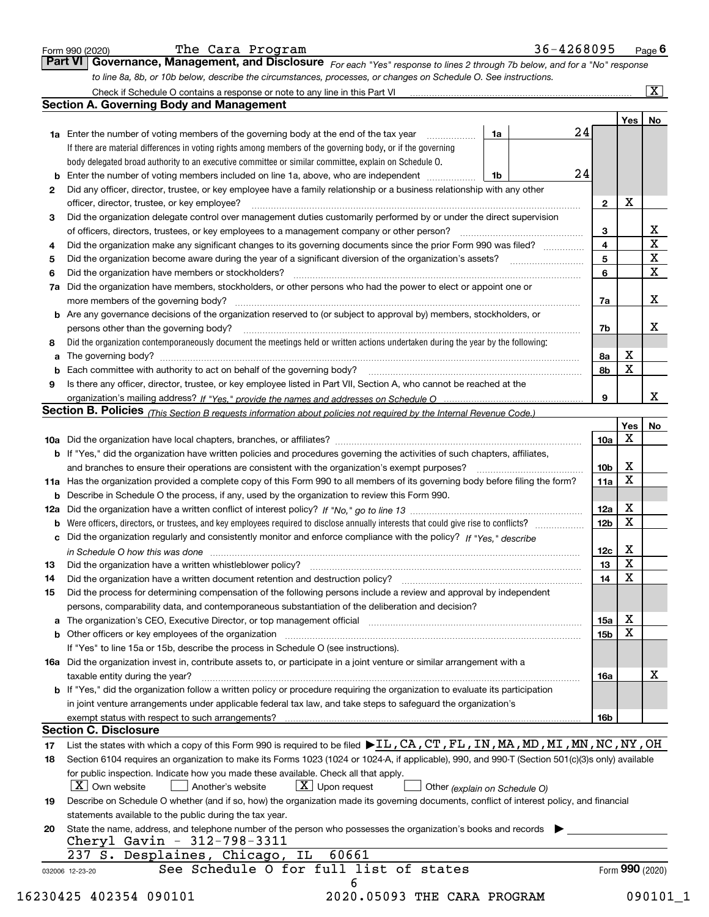Form 990 (2020) The Cara Program 36-4268095 Page 6

**Part VI Governance, Management, and Disclosure** *For each "Yes" response to lines 2 through 7b below, and for a "No" response to line 8a, 8b, or 10b below, describe the circumstances, processes, or changes on Schedule O. See instructions.*

Check if Schedule O contains a response or note to any line in this Part VI ..... [X]

## Section A. Governing Body and Management

| | | | | Yes | No |
|---|---|---|---|---|---|
| **1a** | Enter the number of voting members of the governing body at the end of the tax year ..... **1a** | 24 | | | |
| | If there are material differences in voting rights among members of the governing body, or if the governing body delegated broad authority to an executive committee or similar committee, explain on Schedule O. | | | | |
| **b** | Enter the number of voting members included on line 1a, above, who are independent ..... **1b** | 24 | | | |
| **2** | Did any officer, director, trustee, or key employee have a family relationship or a business relationship with any other officer, director, trustee, or key employee? | | **2** | X | |
| **3** | Did the organization delegate control over management duties customarily performed by or under the direct supervision of officers, directors, trustees, or key employees to a management company or other person? | | **3** | | X |
| **4** | Did the organization make any significant changes to its governing documents since the prior Form 990 was filed? | | **4** | | X |
| **5** | Did the organization become aware during the year of a significant diversion of the organization's assets? | | **5** | | X |
| **6** | Did the organization have members or stockholders? | | **6** | | X |
| **7a** | Did the organization have members, stockholders, or other persons who had the power to elect or appoint one or more members of the governing body? | | **7a** | | X |
| **b** | Are any governance decisions of the organization reserved to (or subject to approval by) members, stockholders, or persons other than the governing body? | | **7b** | | X |
| **8** | Did the organization contemporaneously document the meetings held or written actions undertaken during the year by the following: | | | | |
| **a** | The governing body? | | **8a** | X | |
| **b** | Each committee with authority to act on behalf of the governing body? | | **8b** | X | |
| **9** | Is there any officer, director, trustee, or key employee listed in Part VII, Section A, who cannot be reached at the organization's mailing address? *If "Yes," provide the names and addresses on Schedule O* | | **9** | | X |

## Section B. Policies *(This Section B requests information about policies not required by the Internal Revenue Code.)*

| | | | Yes | No |
|---|---|---|---|---|
| **10a** | Did the organization have local chapters, branches, or affiliates? | **10a** | X | |
| **b** | If "Yes," did the organization have written policies and procedures governing the activities of such chapters, affiliates, and branches to ensure their operations are consistent with the organization's exempt purposes? | **10b** | X | |
| **11a** | Has the organization provided a complete copy of this Form 990 to all members of its governing body before filing the form? | **11a** | X | |
| **b** | Describe in Schedule O the process, if any, used by the organization to review this Form 990. | | | |
| **12a** | Did the organization have a written conflict of interest policy? *If "No," go to line 13* | **12a** | X | |
| **b** | Were officers, directors, or trustees, and key employees required to disclose annually interests that could give rise to conflicts? | **12b** | X | |
| **c** | Did the organization regularly and consistently monitor and enforce compliance with the policy? *If "Yes," describe in Schedule O how this was done* | **12c** | X | |
| **13** | Did the organization have a written whistleblower policy? | **13** | X | |
| **14** | Did the organization have a written document retention and destruction policy? | **14** | X | |
| **15** | Did the process for determining compensation of the following persons include a review and approval by independent persons, comparability data, and contemporaneous substantiation of the deliberation and decision? | | | |
| **a** | The organization's CEO, Executive Director, or top management official | **15a** | X | |
| **b** | Other officers or key employees of the organization | **15b** | X | |
| | If "Yes" to line 15a or 15b, describe the process in Schedule O (see instructions). | | | |
| **16a** | Did the organization invest in, contribute assets to, or participate in a joint venture or similar arrangement with a taxable entity during the year? | **16a** | | X |
| **b** | If "Yes," did the organization follow a written policy or procedure requiring the organization to evaluate its participation in joint venture arrangements under applicable federal tax law, and take steps to safeguard the organization's exempt status with respect to such arrangements? | **16b** | | |

## Section C. Disclosure

**17** List the states with which a copy of this Form 990 is required to be filed ▶ IL,CA,CT,FL,IN,MA,MD,MI,MN,NC,NY,OH

**18** Section 6104 requires an organization to make its Forms 1023 (1024 or 1024-A, if applicable), 990, and 990-T (Section 501(c)(3)s only) available for public inspection. Indicate how you made these available. Check all that apply.

[X] Own website [ ] Another's website [X] Upon request [ ] Other *(explain on Schedule O)*

**19** Describe on Schedule O whether (and if so, how) the organization made its governing documents, conflict of interest policy, and financial statements available to the public during the tax year.

**20** State the name, address, and telephone number of the person who possesses the organization's books and records ▶

Cheryl Gavin - 312-798-3311
237 S. Desplaines, Chicago, IL 60661

See Schedule O for full list of states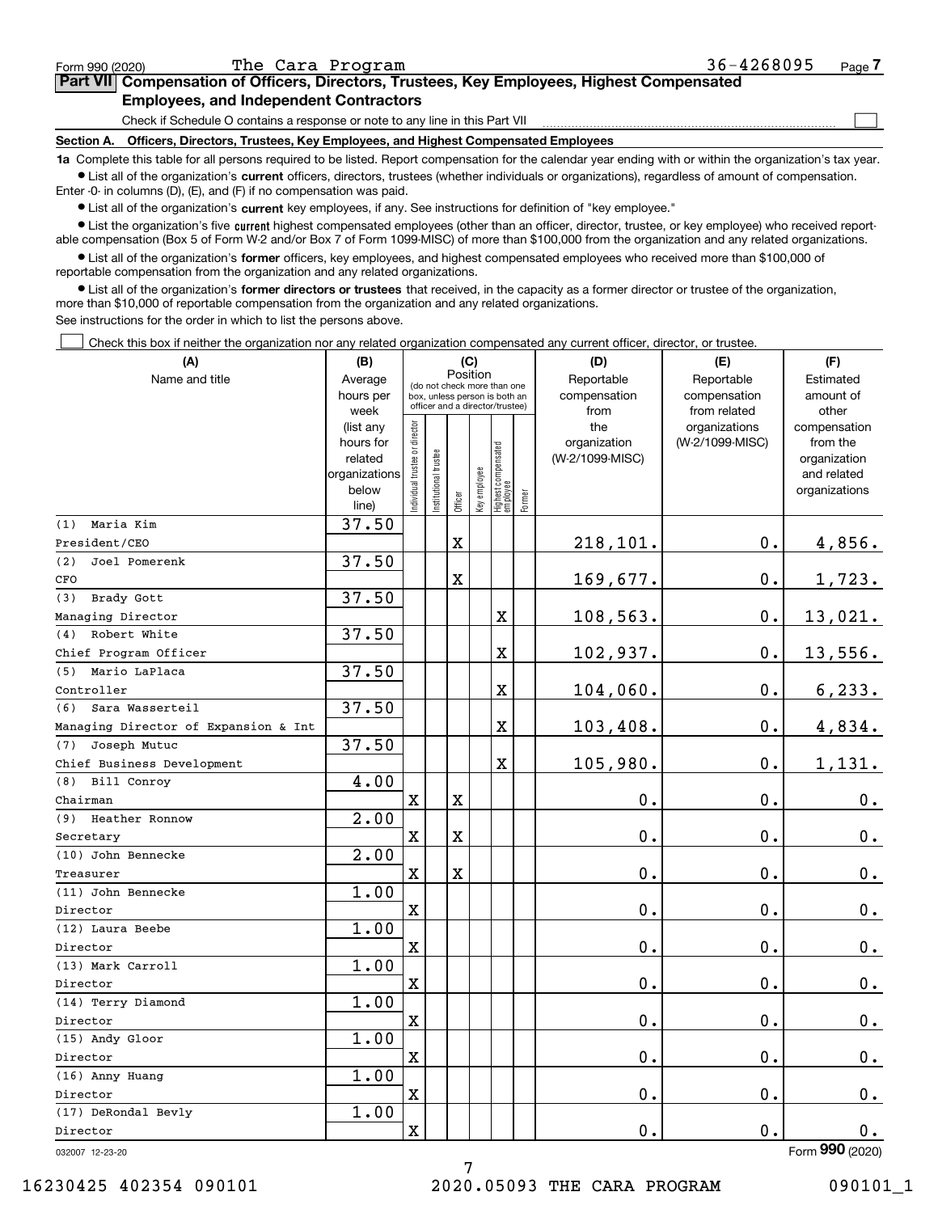Form 990 (2020) The Cara Program 36-4268095 Page 7

## Part VII Compensation of Officers, Directors, Trustees, Key Employees, Highest Compensated Employees, and Independent Contractors

Check if Schedule O contains a response or note to any line in this Part VII ☐

**Section A. Officers, Directors, Trustees, Key Employees, and Highest Compensated Employees**

**1a** Complete this table for all persons required to be listed. Report compensation for the calendar year ending with or within the organization's tax year.

- List all of the organization's **current** officers, directors, trustees (whether individuals or organizations), regardless of amount of compensation. Enter -0- in columns (D), (E), and (F) if no compensation was paid.
- List all of the organization's **current** key employees, if any. See instructions for definition of "key employee."
- List the organization's five **current** highest compensated employees (other than an officer, director, trustee, or key employee) who received reportable compensation (Box 5 of Form W-2 and/or Box 7 of Form 1099-MISC) of more than $100,000 from the organization and any related organizations.
- List all of the organization's **former** officers, key employees, and highest compensated employees who received more than $100,000 of reportable compensation from the organization and any related organizations.
- List all of the organization's **former directors or trustees** that received, in the capacity as a former director or trustee of the organization, more than $10,000 of reportable compensation from the organization and any related organizations.

See instructions for the order in which to list the persons above.

☐ Check this box if neither the organization nor any related organization compensated any current officer, director, or trustee.

| (A) Name and title | (B) Average hours per week (list any hours for related organizations below line) | (C) Position: Individual trustee or director | Institutional trustee | Officer | Key employee | Highest compensated employee | Former | (D) Reportable compensation from the organization (W-2/1099-MISC) | (E) Reportable compensation from related organizations (W-2/1099-MISC) | (F) Estimated amount of other compensation from the organization and related organizations |
|---|---|---|---|---|---|---|---|---|---|---|
| (1) Maria Kim<br>President/CEO | 37.50 | | | X | | | | 218,101. | 0. | 4,856. |
| (2) Joel Pomerenk<br>CFO | 37.50 | | | X | | | | 169,677. | 0. | 1,723. |
| (3) Brady Gott<br>Managing Director | 37.50 | | | | | X | | 108,563. | 0. | 13,021. |
| (4) Robert White<br>Chief Program Officer | 37.50 | | | | | X | | 102,937. | 0. | 13,556. |
| (5) Mario LaPlaca<br>Controller | 37.50 | | | | | X | | 104,060. | 0. | 6,233. |
| (6) Sara Wasserteil<br>Managing Director of Expansion & Int | 37.50 | | | | | X | | 103,408. | 0. | 4,834. |
| (7) Joseph Mutuc<br>Chief Business Development | 37.50 | | | | | X | | 105,980. | 0. | 1,131. |
| (8) Bill Conroy<br>Chairman | 4.00 | X | | X | | | | 0. | 0. | 0. |
| (9) Heather Ronnow<br>Secretary | 2.00 | X | | X | | | | 0. | 0. | 0. |
| (10) John Bennecke<br>Treasurer | 2.00 | X | | X | | | | 0. | 0. | 0. |
| (11) John Bennecke<br>Director | 1.00 | X | | | | | | 0. | 0. | 0. |
| (12) Laura Beebe<br>Director | 1.00 | X | | | | | | 0. | 0. | 0. |
| (13) Mark Carroll<br>Director | 1.00 | X | | | | | | 0. | 0. | 0. |
| (14) Terry Diamond<br>Director | 1.00 | X | | | | | | 0. | 0. | 0. |
| (15) Andy Gloor<br>Director | 1.00 | X | | | | | | 0. | 0. | 0. |
| (16) Anny Huang<br>Director | 1.00 | X | | | | | | 0. | 0. | 0. |
| (17) DeRondal Bevly<br>Director | 1.00 | X | | | | | | 0. | 0. | 0. |

032007 12-23-20 Form 990 (2020)

16230425 402354 090101 2020.05093 THE CARA PROGRAM 090101_1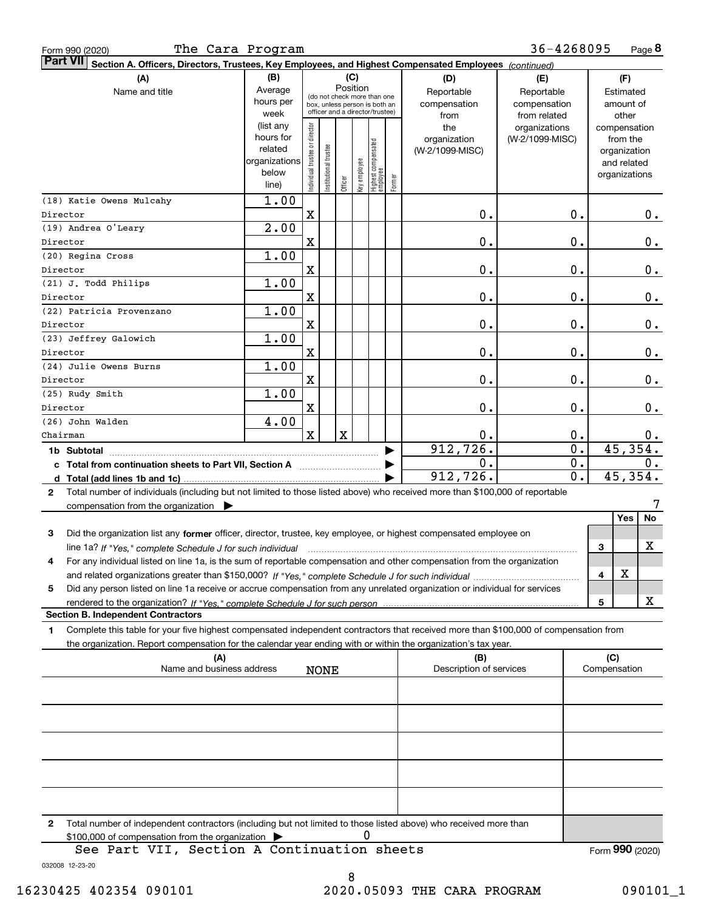Form 990 (2020) The Cara Program 36-4268095 Page **8**

**Part VII Section A. Officers, Directors, Trustees, Key Employees, and Highest Compensated Employees** *(continued)*

| (A) Name and title | (B) Average hours per week (list any hours for related organizations below line) | (C) Position: Individual trustee or director | Institutional trustee | Officer | Key employee | Highest compensated employee | Former | (D) Reportable compensation from the organization (W-2/1099-MISC) | (E) Reportable compensation from related organizations (W-2/1099-MISC) | (F) Estimated amount of other compensation from the organization and related organizations |
|---|---|---|---|---|---|---|---|---|---|---|
| (18) Katie Owens Mulcahy<br>Director | 1.00 | X | | | | | | 0. | 0. | 0. |
| (19) Andrea O'Leary<br>Director | 2.00 | X | | | | | | 0. | 0. | 0. |
| (20) Regina Cross<br>Director | 1.00 | X | | | | | | 0. | 0. | 0. |
| (21) J. Todd Philips<br>Director | 1.00 | X | | | | | | 0. | 0. | 0. |
| (22) Patricia Provenzano<br>Director | 1.00 | X | | | | | | 0. | 0. | 0. |
| (23) Jeffrey Galowich<br>Director | 1.00 | X | | | | | | 0. | 0. | 0. |
| (24) Julie Owens Burns<br>Director | 1.00 | X | | | | | | 0. | 0. | 0. |
| (25) Rudy Smith<br>Director | 1.00 | X | | | | | | 0. | 0. | 0. |
| (26) John Walden<br>Chairman | 4.00 | X | | X | | | | 0. | 0. | 0. |
| **1b Subtotal** | | | | | | | | 912,726. | 0. | 45,354. |
| **c Total from continuation sheets to Part VII, Section A** | | | | | | | | 0. | 0. | 0. |
| **d Total (add lines 1b and 1c)** | | | | | | | | 912,726. | 0. | 45,354. |

**2** Total number of individuals (including but not limited to those listed above) who received more than $100,000 of reportable compensation from the organization ▶ 7

| | | Yes | No |
|---|---|---|---|
| **3** Did the organization list any **former** officer, director, trustee, key employee, or highest compensated employee on line 1a? *If "Yes," complete Schedule J for such individual* | 3 | | X |
| **4** For any individual listed on line 1a, is the sum of reportable compensation and other compensation from the organization and related organizations greater than $150,000? *If "Yes," complete Schedule J for such individual* | 4 | X | |
| **5** Did any person listed on line 1a receive or accrue compensation from any unrelated organization or individual for services rendered to the organization? *If "Yes," complete Schedule J for such person* | 5 | | X |

**Section B. Independent Contractors**

**1** Complete this table for your five highest compensated independent contractors that received more than $100,000 of compensation from the organization. Report compensation for the calendar year ending with or within the organization's tax year.

| (A) Name and business address | (B) Description of services | (C) Compensation |
|---|---|---|
| NONE | | |
| | | |
| | | |
| | | |
| | | |

**2** Total number of independent contractors (including but not limited to those listed above) who received more than $100,000 of compensation from the organization ▶ 0

See Part VII, Section A Continuation sheets

Form **990** (2020)

032008 12-23-20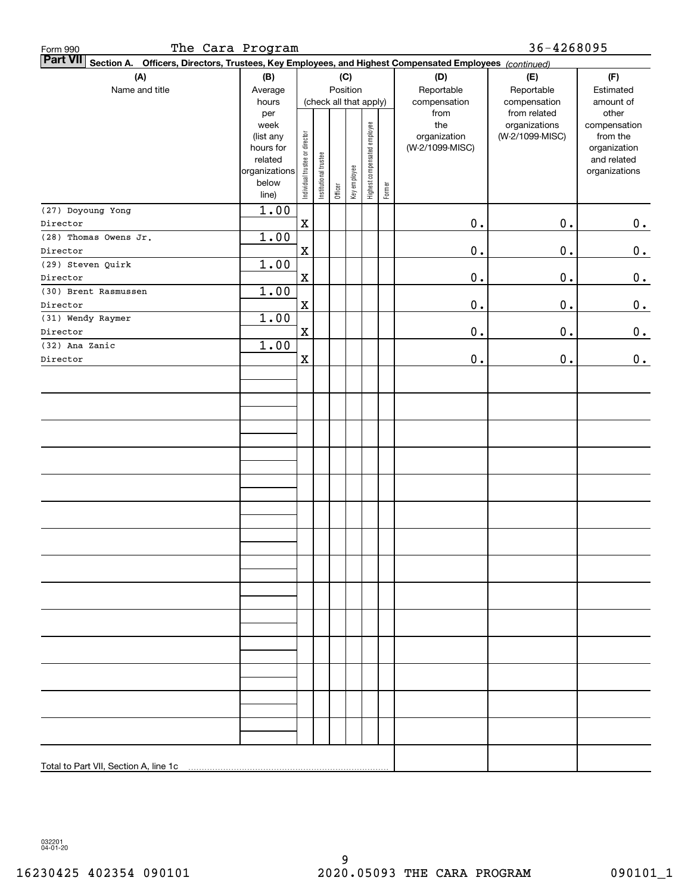Form 990 The Cara Program 36-4268095

**Part VII Section A. Officers, Directors, Trustees, Key Employees, and Highest Compensated Employees** *(continued)*

| (A) Name and title | (B) Average hours per week (list any hours for related organizations below line) | (C) Position (check all that apply): Individual trustee or director | Institutional trustee | Officer | Key employee | Highest compensated employee | Former | (D) Reportable compensation from the organization (W-2/1099-MISC) | (E) Reportable compensation from related organizations (W-2/1099-MISC) | (F) Estimated amount of other compensation from the organization and related organizations |
|---|---|---|---|---|---|---|---|---|---|---|
| (27) Doyoung Yong<br>Director | 1.00 | X | | | | | | 0. | 0. | 0. |
| (28) Thomas Owens Jr.<br>Director | 1.00 | X | | | | | | 0. | 0. | 0. |
| (29) Steven Quirk<br>Director | 1.00 | X | | | | | | 0. | 0. | 0. |
| (30) Brent Rasmussen<br>Director | 1.00 | X | | | | | | 0. | 0. | 0. |
| (31) Wendy Raymer<br>Director | 1.00 | X | | | | | | 0. | 0. | 0. |
| (32) Ana Zanic<br>Director | 1.00 | X | | | | | | 0. | 0. | 0. |
| Total to Part VII, Section A, line 1c | | | | | | | | | | |

032201 04-01-20

16230425 402354 090101 2020.05093 THE CARA PROGRAM 090101_1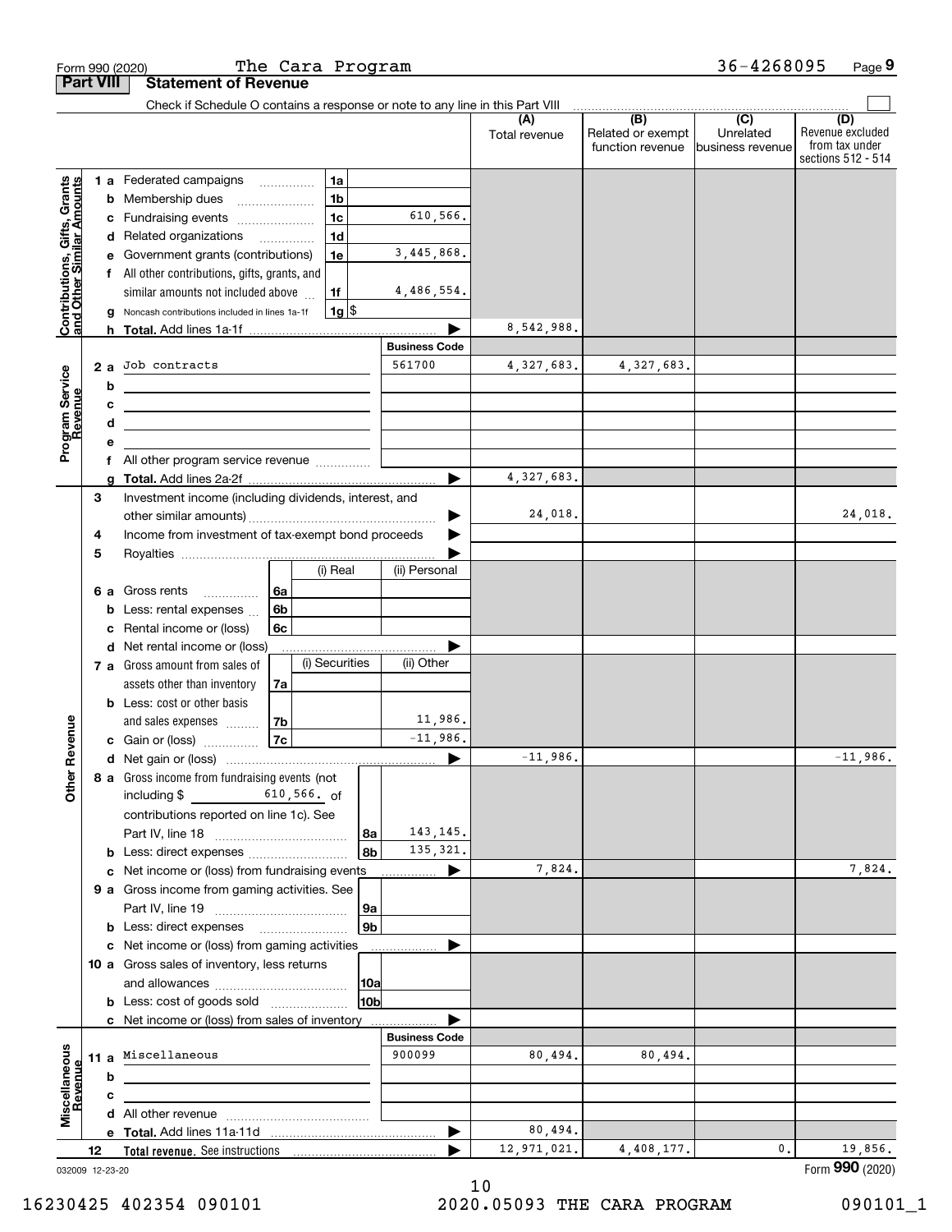Form 990 (2020) The Cara Program 36-4268095 Page 9

## Part VIII Statement of Revenue

Check if Schedule O contains a response or note to any line in this Part VIII

| | | | | (A) Total revenue | (B) Related or exempt function revenue | (C) Unrelated business revenue | (D) Revenue excluded from tax under sections 512 - 514 |
|---|---|---|---|---|---|---|---|
| **Contributions, Gifts, Grants and Other Similar Amounts** | 1 a Federated campaigns | 1a | | | | | |
| | b Membership dues | 1b | | | | | |
| | c Fundraising events | 1c | 610,566. | | | | |
| | d Related organizations | 1d | | | | | |
| | e Government grants (contributions) | 1e | 3,445,868. | | | | |
| | f All other contributions, gifts, grants, and similar amounts not included above | 1f | 4,486,554. | | | | |
| | g Noncash contributions included in lines 1a-1f | 1g | $ | | | | |
| | h **Total.** Add lines 1a-1f | | | 8,542,988. | | | |
| **Program Service Revenue** | | | **Business Code** | | | | |
| | 2 a Job contracts | | 561700 | 4,327,683. | 4,327,683. | | |
| | b | | | | | | |
| | c | | | | | | |
| | d | | | | | | |
| | e | | | | | | |
| | f All other program service revenue | | | | | | |
| | g **Total.** Add lines 2a-2f | | | 4,327,683. | | | |
| **Other Revenue** | 3 Investment income (including dividends, interest, and other similar amounts) | | | 24,018. | | | 24,018. |
| | 4 Income from investment of tax-exempt bond proceeds | | | | | | |
| | 5 Royalties | | | | | | |
| | | (i) Real | (ii) Personal | | | | |
| | 6 a Gross rents 6a | | | | | | |
| | b Less: rental expenses 6b | | | | | | |
| | c Rental income or (loss) 6c | | | | | | |
| | d Net rental income or (loss) | | | | | | |
| | | (i) Securities | (ii) Other | | | | |
| | 7 a Gross amount from sales of assets other than inventory 7a | | | | | | |
| | b Less: cost or other basis and sales expenses 7b | | 11,986. | | | | |
| | c Gain or (loss) 7c | | -11,986. | | | | |
| | d Net gain or (loss) | | | -11,986. | | | -11,986. |
| | 8 a Gross income from fundraising events (not including $ 610,566. of contributions reported on line 1c). See Part IV, line 18 | 8a | 143,145. | | | | |
| | b Less: direct expenses | 8b | 135,321. | | | | |
| | c Net income or (loss) from fundraising events | | | 7,824. | | | 7,824. |
| | 9 a Gross income from gaming activities. See Part IV, line 19 | 9a | | | | | |
| | b Less: direct expenses | 9b | | | | | |
| | c Net income or (loss) from gaming activities | | | | | | |
| | 10 a Gross sales of inventory, less returns and allowances | 10a | | | | | |
| | b Less: cost of goods sold | 10b | | | | | |
| | c Net income or (loss) from sales of inventory | | | | | | |
| **Miscellaneous Revenue** | | | **Business Code** | | | | |
| | 11 a Miscellaneous | | 900099 | 80,494. | 80,494. | | |
| | b | | | | | | |
| | c | | | | | | |
| | d All other revenue | | | | | | |
| | e **Total.** Add lines 11a-11d | | | 80,494. | | | |
| | 12 **Total revenue.** See instructions | | | 12,971,021. | 4,408,177. | 0. | 19,856. |

032009 12-23-20

Form **990** (2020)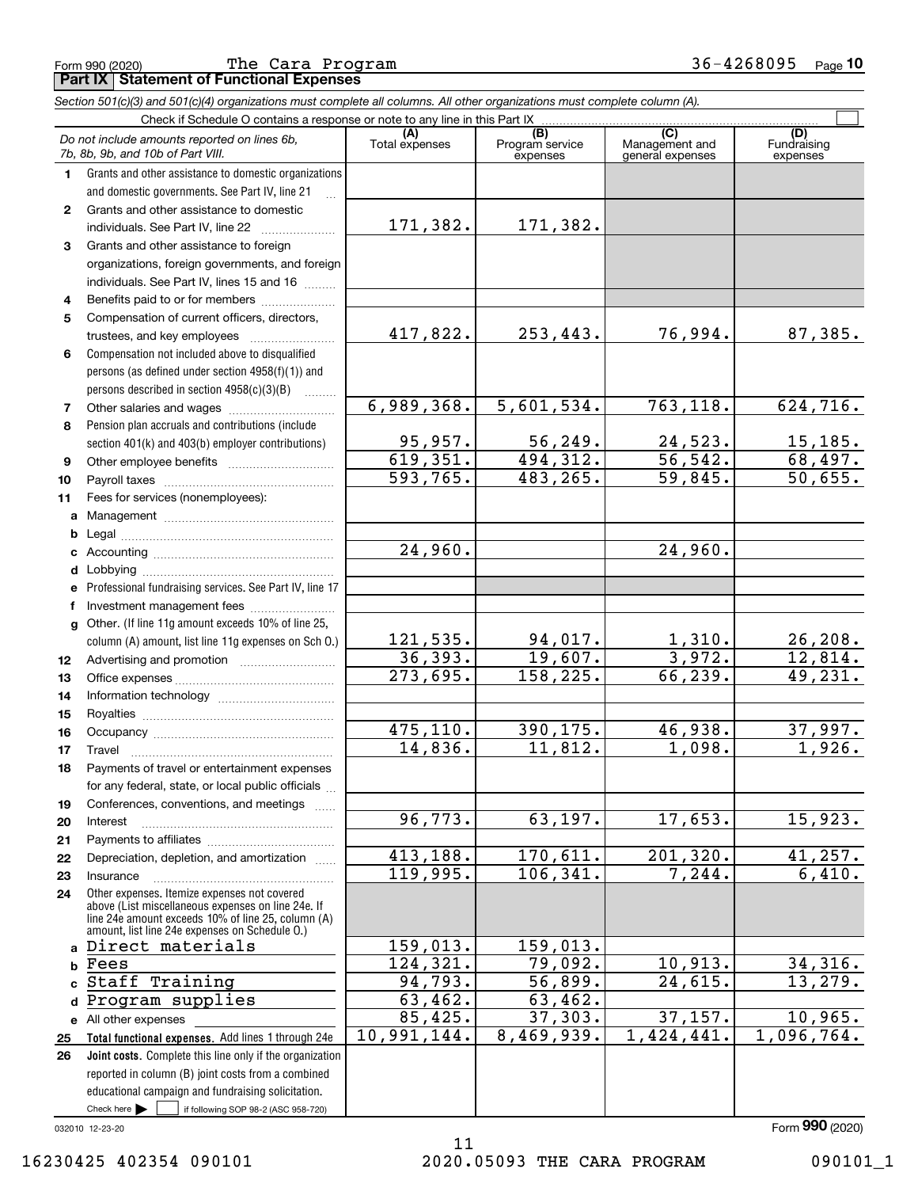Form 990 (2020) The Cara Program 36-4268095 Page **10**

**Part IX Statement of Functional Expenses**

*Section 501(c)(3) and 501(c)(4) organizations must complete all columns. All other organizations must complete column (A).*

Check if Schedule O contains a response or note to any line in this Part IX ☐

| *Do not include amounts reported on lines 6b, 7b, 8b, 9b, and 10b of Part VIII.* | (A) Total expenses | (B) Program service expenses | (C) Management and general expenses | (D) Fundraising expenses |
|---|---|---|---|---|
| 1 Grants and other assistance to domestic organizations and domestic governments. See Part IV, line 21 | | | | |
| 2 Grants and other assistance to domestic individuals. See Part IV, line 22 | 171,382. | 171,382. | | |
| 3 Grants and other assistance to foreign organizations, foreign governments, and foreign individuals. See Part IV, lines 15 and 16 | | | | |
| 4 Benefits paid to or for members | | | | |
| 5 Compensation of current officers, directors, trustees, and key employees | 417,822. | 253,443. | 76,994. | 87,385. |
| 6 Compensation not included above to disqualified persons (as defined under section 4958(f)(1)) and persons described in section 4958(c)(3)(B) | | | | |
| 7 Other salaries and wages | 6,989,368. | 5,601,534. | 763,118. | 624,716. |
| 8 Pension plan accruals and contributions (include section 401(k) and 403(b) employer contributions) | 95,957. | 56,249. | 24,523. | 15,185. |
| 9 Other employee benefits | 619,351. | 494,312. | 56,542. | 68,497. |
| 10 Payroll taxes | 593,765. | 483,265. | 59,845. | 50,655. |
| 11 Fees for services (nonemployees): | | | | |
| a Management | | | | |
| b Legal | | | | |
| c Accounting | 24,960. | | 24,960. | |
| d Lobbying | | | | |
| e Professional fundraising services. See Part IV, line 17 | | | | |
| f Investment management fees | | | | |
| g Other. (If line 11g amount exceeds 10% of line 25, column (A) amount, list line 11g expenses on Sch O.) | 121,535. | 94,017. | 1,310. | 26,208. |
| 12 Advertising and promotion | 36,393. | 19,607. | 3,972. | 12,814. |
| 13 Office expenses | 273,695. | 158,225. | 66,239. | 49,231. |
| 14 Information technology | | | | |
| 15 Royalties | | | | |
| 16 Occupancy | 475,110. | 390,175. | 46,938. | 37,997. |
| 17 Travel | 14,836. | 11,812. | 1,098. | 1,926. |
| 18 Payments of travel or entertainment expenses for any federal, state, or local public officials | | | | |
| 19 Conferences, conventions, and meetings | | | | |
| 20 Interest | 96,773. | 63,197. | 17,653. | 15,923. |
| 21 Payments to affiliates | | | | |
| 22 Depreciation, depletion, and amortization | 413,188. | 170,611. | 201,320. | 41,257. |
| 23 Insurance | 119,995. | 106,341. | 7,244. | 6,410. |
| 24 Other expenses. Itemize expenses not covered above (List miscellaneous expenses on line 24e. If line 24e amount exceeds 10% of line 25, column (A) amount, list line 24e expenses on Schedule O.) | | | | |
| a Direct materials | 159,013. | 159,013. | | |
| b Fees | 124,321. | 79,092. | 10,913. | 34,316. |
| c Staff Training | 94,793. | 56,899. | 24,615. | 13,279. |
| d Program supplies | 63,462. | 63,462. | | |
| e All other expenses | 85,425. | 37,303. | 37,157. | 10,965. |
| 25 **Total functional expenses.** Add lines 1 through 24e | 10,991,144. | 8,469,939. | 1,424,441. | 1,096,764. |
| 26 **Joint costs.** Complete this line only if the organization reported in column (B) joint costs from a combined educational campaign and fundraising solicitation. Check here ☐ if following SOP 98-2 (ASC 958-720) | | | | |

032010 12-23-20

Form **990** (2020)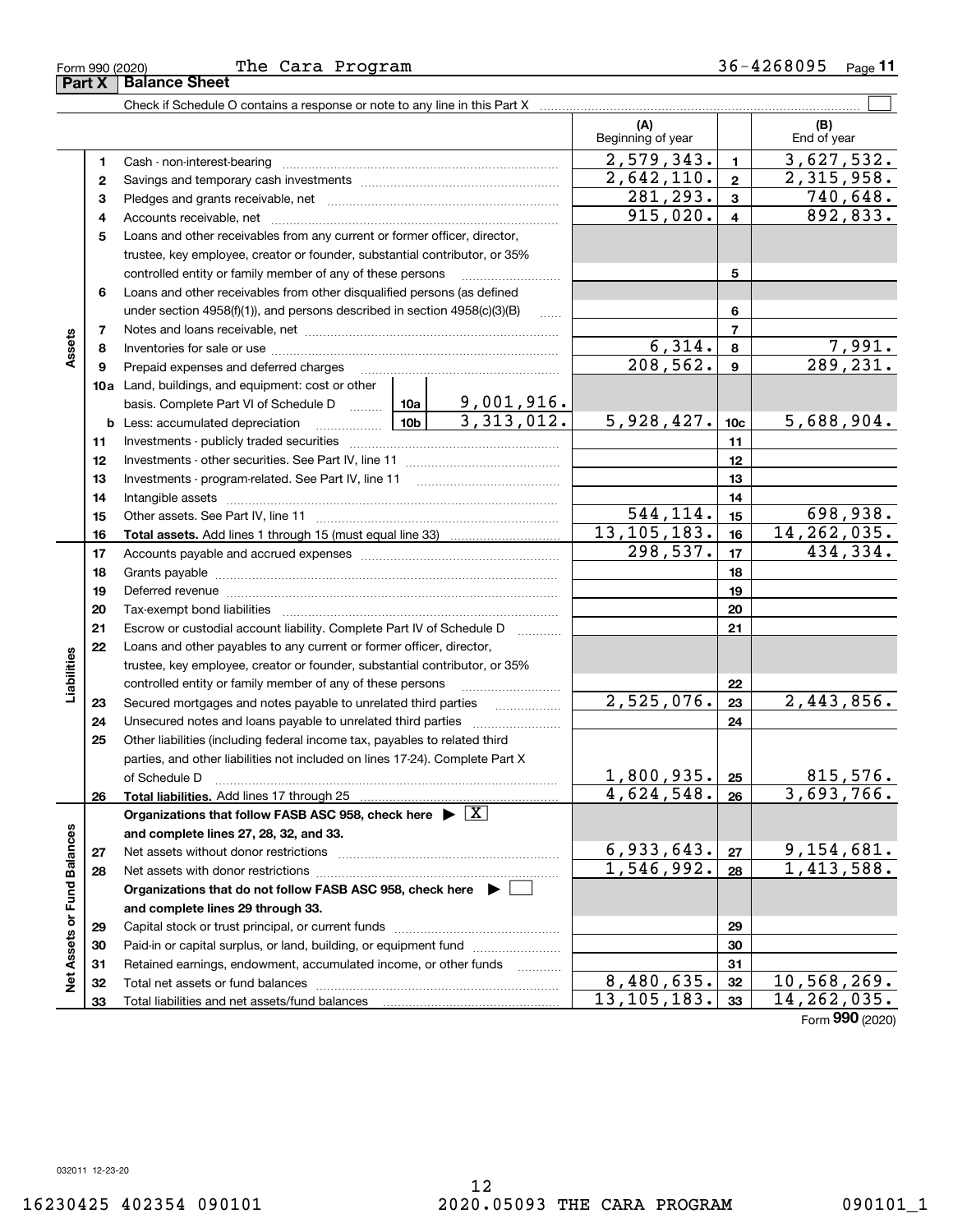Form 990 (2020) The Cara Program 36-4268095

## Part X Balance Sheet

Check if Schedule O contains a response or note to any line in this Part X

| | | | (A) Beginning of year | | (B) End of year |
|---|---|---|---|---|---|
| **Assets** | 1 | Cash - non-interest-bearing | 2,579,343. | 1 | 3,627,532. |
| | 2 | Savings and temporary cash investments | 2,642,110. | 2 | 2,315,958. |
| | 3 | Pledges and grants receivable, net | 281,293. | 3 | 740,648. |
| | 4 | Accounts receivable, net | 915,020. | 4 | 892,833. |
| | 5 | Loans and other receivables from any current or former officer, director, trustee, key employee, creator or founder, substantial contributor, or 35% controlled entity or family member of any of these persons | | 5 | |
| | 6 | Loans and other receivables from other disqualified persons (as defined under section 4958(f)(1)), and persons described in section 4958(c)(3)(B) | | 6 | |
| | 7 | Notes and loans receivable, net | | 7 | |
| | 8 | Inventories for sale or use | 6,314. | 8 | 7,991. |
| | 9 | Prepaid expenses and deferred charges | 208,562. | 9 | 289,231. |
| | 10a | Land, buildings, and equipment: cost or other basis. Complete Part VI of Schedule D — 10a: 9,001,916. | | | |
| | b | Less: accumulated depreciation — 10b: 3,313,012. | 5,928,427. | 10c | 5,688,904. |
| | 11 | Investments - publicly traded securities | | 11 | |
| | 12 | Investments - other securities. See Part IV, line 11 | | 12 | |
| | 13 | Investments - program-related. See Part IV, line 11 | | 13 | |
| | 14 | Intangible assets | | 14 | |
| | 15 | Other assets. See Part IV, line 11 | 544,114. | 15 | 698,938. |
| | 16 | **Total assets.** Add lines 1 through 15 (must equal line 33) | 13,105,183. | 16 | 14,262,035. |
| **Liabilities** | 17 | Accounts payable and accrued expenses | 298,537. | 17 | 434,334. |
| | 18 | Grants payable | | 18 | |
| | 19 | Deferred revenue | | 19 | |
| | 20 | Tax-exempt bond liabilities | | 20 | |
| | 21 | Escrow or custodial account liability. Complete Part IV of Schedule D | | 21 | |
| | 22 | Loans and other payables to any current or former officer, director, trustee, key employee, creator or founder, substantial contributor, or 35% controlled entity or family member of any of these persons | | 22 | |
| | 23 | Secured mortgages and notes payable to unrelated third parties | 2,525,076. | 23 | 2,443,856. |
| | 24 | Unsecured notes and loans payable to unrelated third parties | | 24 | |
| | 25 | Other liabilities (including federal income tax, payables to related third parties, and other liabilities not included on lines 17-24). Complete Part X of Schedule D | 1,800,935. | 25 | 815,576. |
| | 26 | **Total liabilities.** Add lines 17 through 25 | 4,624,548. | 26 | 3,693,766. |
| **Net Assets or Fund Balances** | | **Organizations that follow FASB ASC 958, check here** ▶ [X] **and complete lines 27, 28, 32, and 33.** | | | |
| | 27 | Net assets without donor restrictions | 6,933,643. | 27 | 9,154,681. |
| | 28 | Net assets with donor restrictions | 1,546,992. | 28 | 1,413,588. |
| | | **Organizations that do not follow FASB ASC 958, check here** ▶ [ ] **and complete lines 29 through 33.** | | | |
| | 29 | Capital stock or trust principal, or current funds | | 29 | |
| | 30 | Paid-in or capital surplus, or land, building, or equipment fund | | 30 | |
| | 31 | Retained earnings, endowment, accumulated income, or other funds | | 31 | |
| | 32 | Total net assets or fund balances | 8,480,635. | 32 | 10,568,269. |
| | 33 | Total liabilities and net assets/fund balances | 13,105,183. | 33 | 14,262,035. |

Form **990** (2020)

032011 12-23-20

16230425 402354 090101 2020.05093 THE CARA PROGRAM 090101_1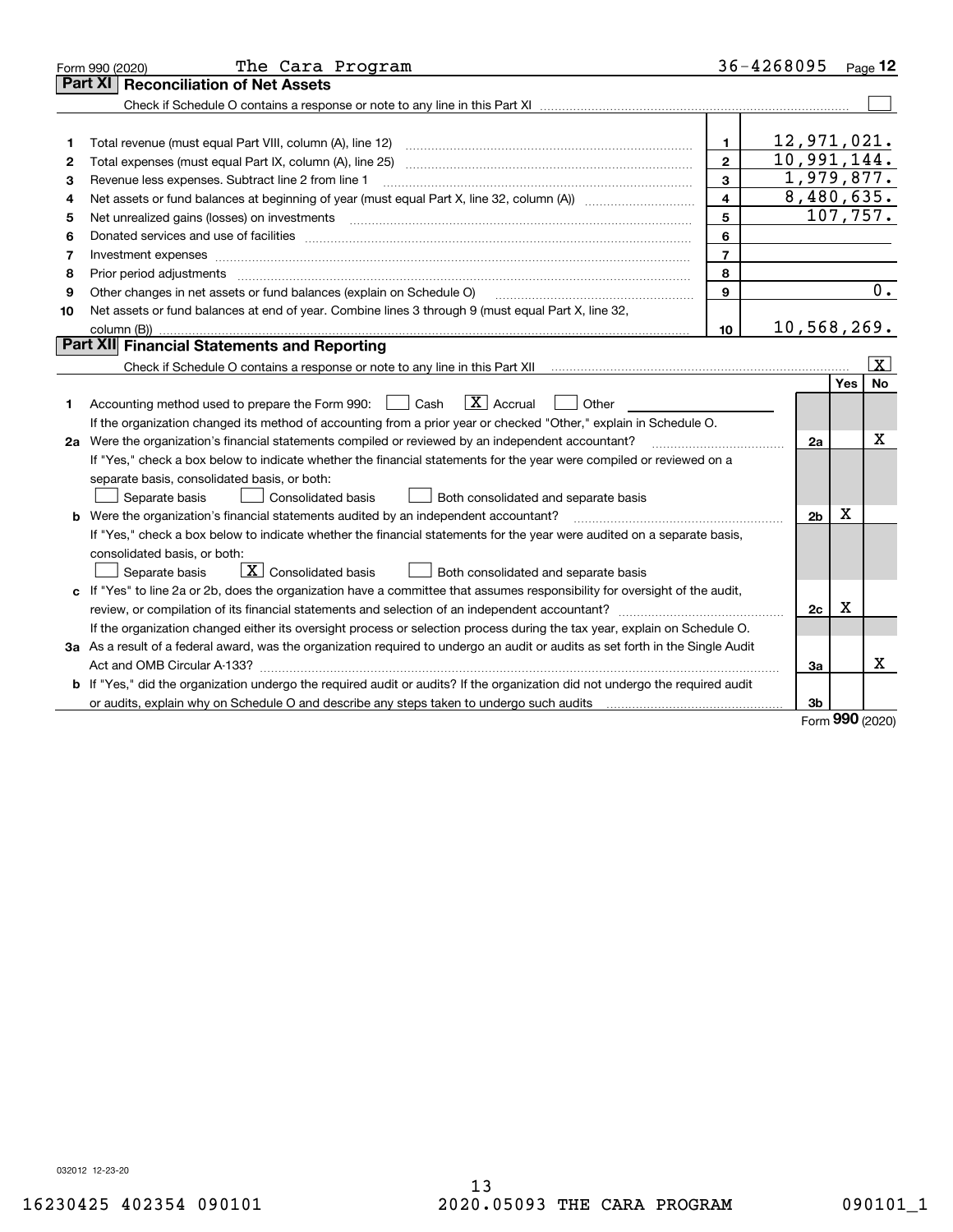Form 990 (2020) The Cara Program 36-4268095 Page **12**

## Part XI Reconciliation of Net Assets

Check if Schedule O contains a response or note to any line in this Part XI ☐

| | | | |
|---|---|---|---|
| 1 | Total revenue (must equal Part VIII, column (A), line 12) | 1 | 12,971,021. |
| 2 | Total expenses (must equal Part IX, column (A), line 25) | 2 | 10,991,144. |
| 3 | Revenue less expenses. Subtract line 2 from line 1 | 3 | 1,979,877. |
| 4 | Net assets or fund balances at beginning of year (must equal Part X, line 32, column (A)) | 4 | 8,480,635. |
| 5 | Net unrealized gains (losses) on investments | 5 | 107,757. |
| 6 | Donated services and use of facilities | 6 | |
| 7 | Investment expenses | 7 | |
| 8 | Prior period adjustments | 8 | |
| 9 | Other changes in net assets or fund balances (explain on Schedule O) | 9 | 0. |
| 10 | Net assets or fund balances at end of year. Combine lines 3 through 9 (must equal Part X, line 32, column (B)) | 10 | 10,568,269. |

## Part XII Financial Statements and Reporting

Check if Schedule O contains a response or note to any line in this Part XII ☒

| | | | Yes | No |
|---|---|---|---|---|
| 1 | Accounting method used to prepare the Form 990: ☐ Cash ☒ Accrual ☐ Other<br>If the organization changed its method of accounting from a prior year or checked "Other," explain in Schedule O. | | | |
| 2a | Were the organization's financial statements compiled or reviewed by an independent accountant?<br>If "Yes," check a box below to indicate whether the financial statements for the year were compiled or reviewed on a separate basis, consolidated basis, or both:<br>☐ Separate basis ☐ Consolidated basis ☐ Both consolidated and separate basis | 2a | | X |
| b | Were the organization's financial statements audited by an independent accountant?<br>If "Yes," check a box below to indicate whether the financial statements for the year were audited on a separate basis, consolidated basis, or both:<br>☐ Separate basis ☒ Consolidated basis ☐ Both consolidated and separate basis | 2b | X | |
| c | If "Yes" to line 2a or 2b, does the organization have a committee that assumes responsibility for oversight of the audit, review, or compilation of its financial statements and selection of an independent accountant?<br>If the organization changed either its oversight process or selection process during the tax year, explain on Schedule O. | 2c | X | |
| 3a | As a result of a federal award, was the organization required to undergo an audit or audits as set forth in the Single Audit Act and OMB Circular A-133? | 3a | | X |
| b | If "Yes," did the organization undergo the required audit or audits? If the organization did not undergo the required audit or audits, explain why on Schedule O and describe any steps taken to undergo such audits | 3b | | |

Form **990** (2020)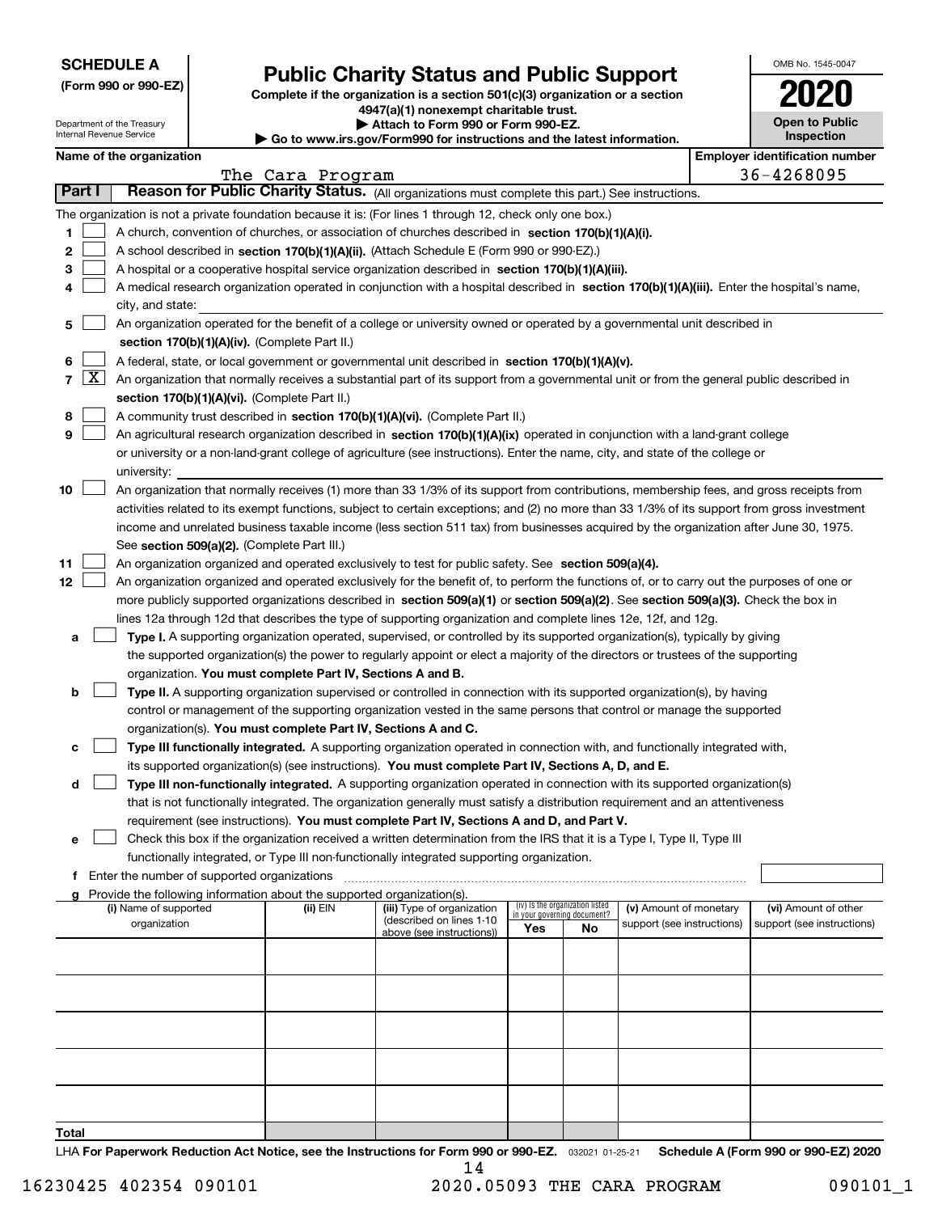**SCHEDULE A**
**(Form 990 or 990-EZ)**

Department of the Treasury
Internal Revenue Service

# Public Charity Status and Public Support

**Complete if the organization is a section 501(c)(3) organization or a section 4947(a)(1) nonexempt charitable trust.**
**▶ Attach to Form 990 or Form 990-EZ.**
**▶ Go to www.irs.gov/Form990 for instructions and the latest information.**

OMB No. 1545-0047
**2020**
**Open to Public Inspection**

**Name of the organization:** The Cara Program
**Employer identification number:** 36-4268095

## Part I — Reason for Public Charity Status. (All organizations must complete this part.) See instructions.

The organization is not a private foundation because it is: (For lines 1 through 12, check only one box.)

1. [ ] A church, convention of churches, or association of churches described in **section 170(b)(1)(A)(i).**
2. [ ] A school described in **section 170(b)(1)(A)(ii).** (Attach Schedule E (Form 990 or 990-EZ).)
3. [ ] A hospital or a cooperative hospital service organization described in **section 170(b)(1)(A)(iii).**
4. [ ] A medical research organization operated in conjunction with a hospital described in **section 170(b)(1)(A)(iii).** Enter the hospital's name, city, and state:
5. [ ] An organization operated for the benefit of a college or university owned or operated by a governmental unit described in **section 170(b)(1)(A)(iv).** (Complete Part II.)
6. [ ] A federal, state, or local government or governmental unit described in **section 170(b)(1)(A)(v).**
7. [X] An organization that normally receives a substantial part of its support from a governmental unit or from the general public described in **section 170(b)(1)(A)(vi).** (Complete Part II.)
8. [ ] A community trust described in **section 170(b)(1)(A)(vi).** (Complete Part II.)
9. [ ] An agricultural research organization described in **section 170(b)(1)(A)(ix)** operated in conjunction with a land-grant college or university or a non-land-grant college of agriculture (see instructions). Enter the name, city, and state of the college or university:
10. [ ] An organization that normally receives (1) more than 33 1/3% of its support from contributions, membership fees, and gross receipts from activities related to its exempt functions, subject to certain exceptions; and (2) no more than 33 1/3% of its support from gross investment income and unrelated business taxable income (less section 511 tax) from businesses acquired by the organization after June 30, 1975. See **section 509(a)(2).** (Complete Part III.)
11. [ ] An organization organized and operated exclusively to test for public safety. See **section 509(a)(4).**
12. [ ] An organization organized and operated exclusively for the benefit of, to perform the functions of, or to carry out the purposes of one or more publicly supported organizations described in **section 509(a)(1)** or **section 509(a)(2).** See **section 509(a)(3).** Check the box in lines 12a through 12d that describes the type of supporting organization and complete lines 12e, 12f, and 12g.
   - a [ ] **Type I.** A supporting organization operated, supervised, or controlled by its supported organization(s), typically by giving the supported organization(s) the power to regularly appoint or elect a majority of the directors or trustees of the supporting organization. **You must complete Part IV, Sections A and B.**
   - b [ ] **Type II.** A supporting organization supervised or controlled in connection with its supported organization(s), by having control or management of the supporting organization vested in the same persons that control or manage the supported organization(s). **You must complete Part IV, Sections A and C.**
   - c [ ] **Type III functionally integrated.** A supporting organization operated in connection with, and functionally integrated with, its supported organization(s) (see instructions). **You must complete Part IV, Sections A, D, and E.**
   - d [ ] **Type III non-functionally integrated.** A supporting organization operated in connection with its supported organization(s) that is not functionally integrated. The organization generally must satisfy a distribution requirement and an attentiveness requirement (see instructions). **You must complete Part IV, Sections A and D, and Part V.**
   - e [ ] Check this box if the organization received a written determination from the IRS that it is a Type I, Type II, Type III functionally integrated, or Type III non-functionally integrated supporting organization.
   - f Enter the number of supported organizations
   - g Provide the following information about the supported organization(s).

| (i) Name of supported organization | (ii) EIN | (iii) Type of organization (described on lines 1-10 above (see instructions)) | (iv) Is the organization listed in your governing document? Yes | No | (v) Amount of monetary support (see instructions) | (vi) Amount of other support (see instructions) |
|---|---|---|---|---|---|---|
| | | | | | | |
| | | | | | | |
| | | | | | | |
| | | | | | | |
| | | | | | | |
| **Total** | | | | | | |

LHA **For Paperwork Reduction Act Notice, see the Instructions for Form 990 or 990-EZ.** 032021 01-25-21 **Schedule A (Form 990 or 990-EZ) 2020**

16230425 402354 090101 2020.05093 THE CARA PROGRAM 090101_1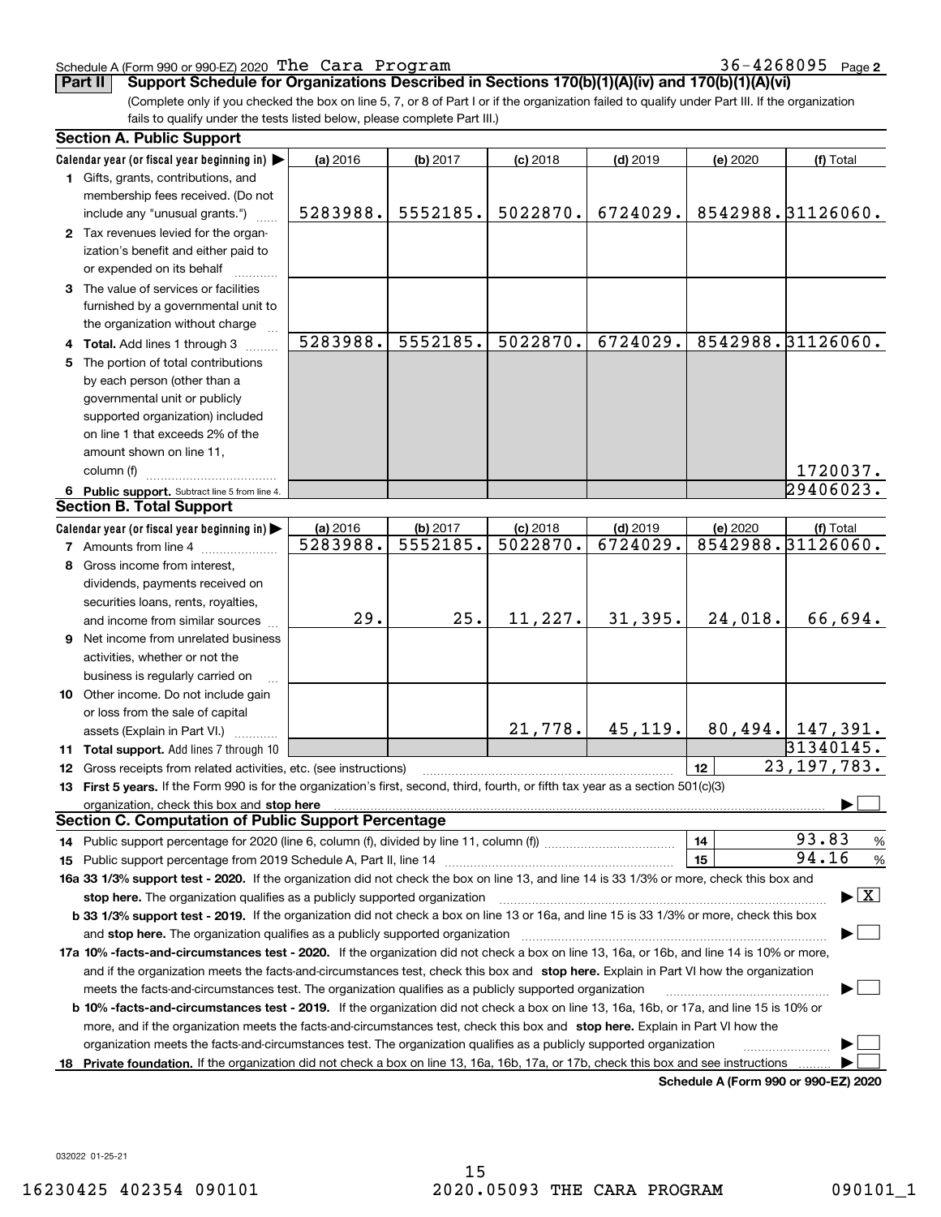Schedule A (Form 990 or 990-EZ) 2020 The Cara Program 36-4268095 Page 2

**Part II** **Support Schedule for Organizations Described in Sections 170(b)(1)(A)(iv) and 170(b)(1)(A)(vi)**

(Complete only if you checked the box on line 5, 7, or 8 of Part I or if the organization failed to qualify under Part III. If the organization fails to qualify under the tests listed below, please complete Part III.)

## Section A. Public Support

| Calendar year (or fiscal year beginning in) ▶ | (a) 2016 | (b) 2017 | (c) 2018 | (d) 2019 | (e) 2020 | (f) Total |
|---|---|---|---|---|---|---|
| **1** Gifts, grants, contributions, and membership fees received. (Do not include any "unusual grants.") | 5283988. | 5552185. | 5022870. | 6724029. | 8542988. | 31126060. |
| **2** Tax revenues levied for the organization's benefit and either paid to or expended on its behalf | | | | | | |
| **3** The value of services or facilities furnished by a governmental unit to the organization without charge | | | | | | |
| **4 Total.** Add lines 1 through 3 | 5283988. | 5552185. | 5022870. | 6724029. | 8542988. | 31126060. |
| **5** The portion of total contributions by each person (other than a governmental unit or publicly supported organization) included on line 1 that exceeds 2% of the amount shown on line 11, column (f) | | | | | | 1720037. |
| **6 Public support.** Subtract line 5 from line 4. | | | | | | 29406023. |

## Section B. Total Support

| Calendar year (or fiscal year beginning in) ▶ | (a) 2016 | (b) 2017 | (c) 2018 | (d) 2019 | (e) 2020 | (f) Total |
|---|---|---|---|---|---|---|
| **7** Amounts from line 4 | 5283988. | 5552185. | 5022870. | 6724029. | 8542988. | 31126060. |
| **8** Gross income from interest, dividends, payments received on securities loans, rents, royalties, and income from similar sources | 29. | 25. | 11,227. | 31,395. | 24,018. | 66,694. |
| **9** Net income from unrelated business activities, whether or not the business is regularly carried on | | | | | | |
| **10** Other income. Do not include gain or loss from the sale of capital assets (Explain in Part VI.) | | | 21,778. | 45,119. | 80,494. | 147,391. |
| **11 Total support.** Add lines 7 through 10 | | | | | | 31340145. |

**12** Gross receipts from related activities, etc. (see instructions) — **12** — 23,197,783.

**13 First 5 years.** If the Form 990 is for the organization's first, second, third, fourth, or fifth tax year as a section 501(c)(3) organization, check this box and **stop here** ▶ ☐

## Section C. Computation of Public Support Percentage

**14** Public support percentage for 2020 (line 6, column (f), divided by line 11, column (f)) — **14** — 93.83 %

**15** Public support percentage from 2019 Schedule A, Part II, line 14 — **15** — 94.16 %

**16a 33 1/3% support test - 2020.** If the organization did not check the box on line 13, and line 14 is 33 1/3% or more, check this box and **stop here.** The organization qualifies as a publicly supported organization ▶ ☒

**b 33 1/3% support test - 2019.** If the organization did not check a box on line 13 or 16a, and line 15 is 33 1/3% or more, check this box and **stop here.** The organization qualifies as a publicly supported organization ▶ ☐

**17a 10% -facts-and-circumstances test - 2020.** If the organization did not check a box on line 13, 16a, or 16b, and line 14 is 10% or more, and if the organization meets the facts-and-circumstances test, check this box and **stop here.** Explain in Part VI how the organization meets the facts-and-circumstances test. The organization qualifies as a publicly supported organization ▶ ☐

**b 10% -facts-and-circumstances test - 2019.** If the organization did not check a box on line 13, 16a, 16b, or 17a, and line 15 is 10% or more, and if the organization meets the facts-and-circumstances test, check this box and **stop here.** Explain in Part VI how the organization meets the facts-and-circumstances test. The organization qualifies as a publicly supported organization ▶ ☐

**18 Private foundation.** If the organization did not check a box on line 13, 16a, 16b, 17a, or 17b, check this box and see instructions ▶ ☐

**Schedule A (Form 990 or 990-EZ) 2020**

032022 01-25-21

16230425 402354 090101 2020.05093 THE CARA PROGRAM 090101_1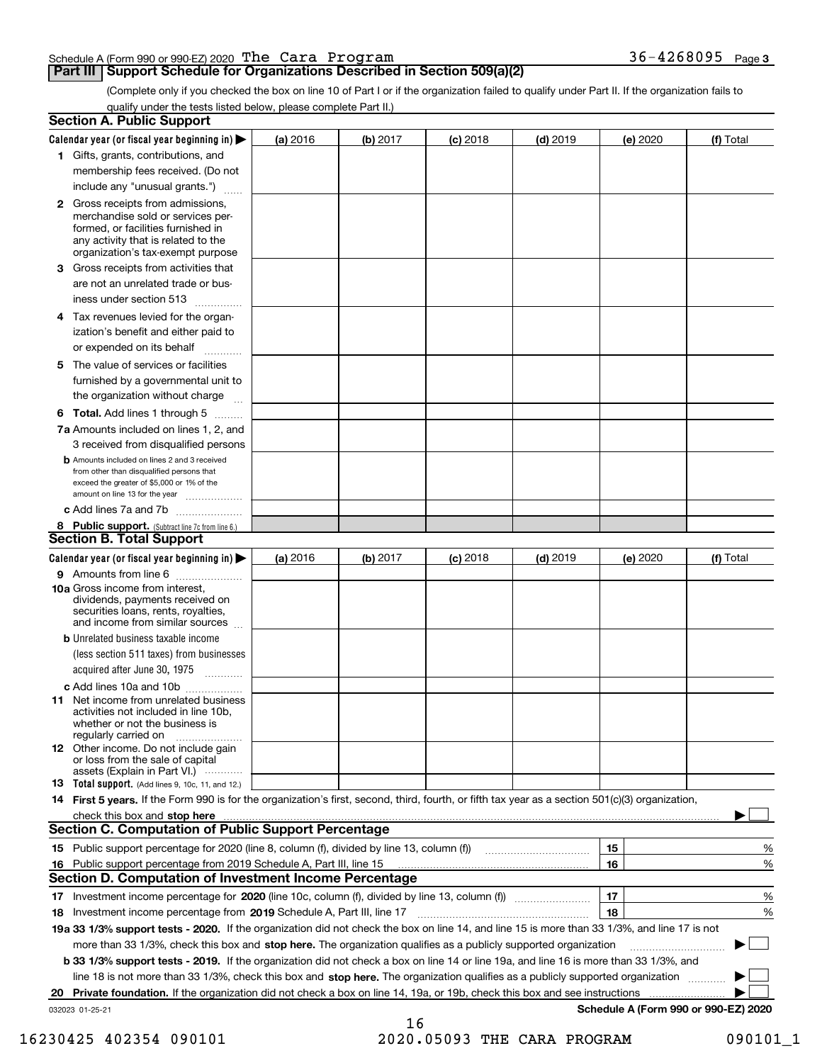Schedule A (Form 990 or 990-EZ) 2020 The Cara Program 36-4268095 Page 3

## Part III Support Schedule for Organizations Described in Section 509(a)(2)

(Complete only if you checked the box on line 10 of Part I or if the organization failed to qualify under Part II. If the organization fails to qualify under the tests listed below, please complete Part II.)

### Section A. Public Support

| Calendar year (or fiscal year beginning in) ▶ | (a) 2016 | (b) 2017 | (c) 2018 | (d) 2019 | (e) 2020 | (f) Total |
|---|---|---|---|---|---|---|
| **1** Gifts, grants, contributions, and membership fees received. (Do not include any "unusual grants.") | | | | | | |
| **2** Gross receipts from admissions, merchandise sold or services performed, or facilities furnished in any activity that is related to the organization's tax-exempt purpose | | | | | | |
| **3** Gross receipts from activities that are not an unrelated trade or business under section 513 | | | | | | |
| **4** Tax revenues levied for the organization's benefit and either paid to or expended on its behalf | | | | | | |
| **5** The value of services or facilities furnished by a governmental unit to the organization without charge | | | | | | |
| **6 Total.** Add lines 1 through 5 | | | | | | |
| **7a** Amounts included on lines 1, 2, and 3 received from disqualified persons | | | | | | |
| **b** Amounts included on lines 2 and 3 received from other than disqualified persons that exceed the greater of $5,000 or 1% of the amount on line 13 for the year | | | | | | |
| **c** Add lines 7a and 7b | | | | | | |
| **8 Public support.** (Subtract line 7c from line 6.) | | | | | | |

### Section B. Total Support

| Calendar year (or fiscal year beginning in) ▶ | (a) 2016 | (b) 2017 | (c) 2018 | (d) 2019 | (e) 2020 | (f) Total |
|---|---|---|---|---|---|---|
| **9** Amounts from line 6 | | | | | | |
| **10a** Gross income from interest, dividends, payments received on securities loans, rents, royalties, and income from similar sources | | | | | | |
| **b** Unrelated business taxable income (less section 511 taxes) from businesses acquired after June 30, 1975 | | | | | | |
| **c** Add lines 10a and 10b | | | | | | |
| **11** Net income from unrelated business activities not included in line 10b, whether or not the business is regularly carried on | | | | | | |
| **12** Other income. Do not include gain or loss from the sale of capital assets (Explain in Part VI.) | | | | | | |
| **13 Total support.** (Add lines 9, 10c, 11, and 12.) | | | | | | |

**14 First 5 years.** If the Form 990 is for the organization's first, second, third, fourth, or fifth tax year as a section 501(c)(3) organization, check this box and **stop here** ▶ ☐

### Section C. Computation of Public Support Percentage

| | | | |
|---|---|---|---|
| **15** | Public support percentage for 2020 (line 8, column (f), divided by line 13, column (f)) | 15 | % |
| **16** | Public support percentage from 2019 Schedule A, Part III, line 15 | 16 | % |

### Section D. Computation of Investment Income Percentage

| | | | |
|---|---|---|---|
| **17** | Investment income percentage for **2020** (line 10c, column (f), divided by line 13, column (f)) | 17 | % |
| **18** | Investment income percentage from **2019** Schedule A, Part III, line 17 | 18 | % |

**19a 33 1/3% support tests - 2020.** If the organization did not check the box on line 14, and line 15 is more than 33 1/3%, and line 17 is not more than 33 1/3%, check this box and **stop here.** The organization qualifies as a publicly supported organization ▶ ☐

**b 33 1/3% support tests - 2019.** If the organization did not check a box on line 14 or line 19a, and line 16 is more than 33 1/3%, and line 18 is not more than 33 1/3%, check this box and **stop here.** The organization qualifies as a publicly supported organization ▶ ☐

**20 Private foundation.** If the organization did not check a box on line 14, 19a, or 19b, check this box and see instructions ▶ ☐

032023 01-25-21

Schedule A (Form 990 or 990-EZ) 2020

16230425 402354 090101 2020.05093 THE CARA PROGRAM 090101_1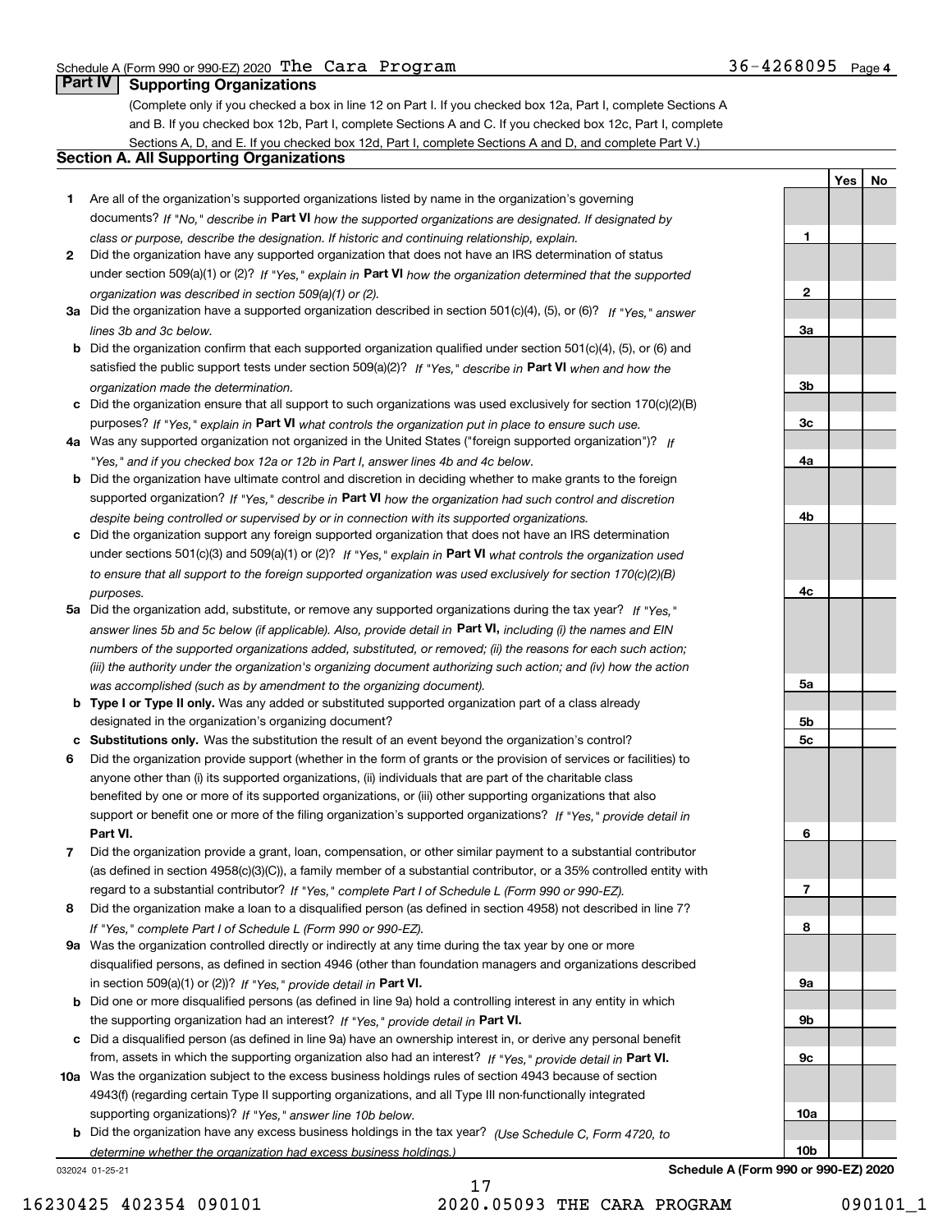## Part IV Supporting Organizations

(Complete only if you checked a box in line 12 on Part I. If you checked box 12a, Part I, complete Sections A and B. If you checked box 12b, Part I, complete Sections A and C. If you checked box 12c, Part I, complete Sections A, D, and E. If you checked box 12d, Part I, complete Sections A and D, and complete Part V.)

### Section A. All Supporting Organizations

| | | | Yes | No |
|---|---|---|---|---|
| **1** | Are all of the organization's supported organizations listed by name in the organization's governing documents? *If "No," describe in* **Part VI** *how the supported organizations are designated. If designated by class or purpose, describe the designation. If historic and continuing relationship, explain.* | **1** | | |
| **2** | Did the organization have any supported organization that does not have an IRS determination of status under section 509(a)(1) or (2)? *If "Yes," explain in* **Part VI** *how the organization determined that the supported organization was described in section 509(a)(1) or (2).* | **2** | | |
| **3a** | Did the organization have a supported organization described in section 501(c)(4), (5), or (6)? *If "Yes," answer lines 3b and 3c below.* | **3a** | | |
| **b** | Did the organization confirm that each supported organization qualified under section 501(c)(4), (5), or (6) and satisfied the public support tests under section 509(a)(2)? *If "Yes," describe in* **Part VI** *when and how the organization made the determination.* | **3b** | | |
| **c** | Did the organization ensure that all support to such organizations was used exclusively for section 170(c)(2)(B) purposes? *If "Yes," explain in* **Part VI** *what controls the organization put in place to ensure such use.* | **3c** | | |
| **4a** | Was any supported organization not organized in the United States ("foreign supported organization")? *If "Yes," and if you checked box 12a or 12b in Part I, answer lines 4b and 4c below.* | **4a** | | |
| **b** | Did the organization have ultimate control and discretion in deciding whether to make grants to the foreign supported organization? *If "Yes," describe in* **Part VI** *how the organization had such control and discretion despite being controlled or supervised by or in connection with its supported organizations.* | **4b** | | |
| **c** | Did the organization support any foreign supported organization that does not have an IRS determination under sections 501(c)(3) and 509(a)(1) or (2)? *If "Yes," explain in* **Part VI** *what controls the organization used to ensure that all support to the foreign supported organization was used exclusively for section 170(c)(2)(B) purposes.* | **4c** | | |
| **5a** | Did the organization add, substitute, or remove any supported organizations during the tax year? *If "Yes," answer lines 5b and 5c below (if applicable). Also, provide detail in* **Part VI,** *including (i) the names and EIN numbers of the supported organizations added, substituted, or removed; (ii) the reasons for each such action; (iii) the authority under the organization's organizing document authorizing such action; and (iv) how the action was accomplished (such as by amendment to the organizing document).* | **5a** | | |
| **b** | **Type I or Type II only.** Was any added or substituted supported organization part of a class already designated in the organization's organizing document? | **5b** | | |
| **c** | **Substitutions only.** Was the substitution the result of an event beyond the organization's control? | **5c** | | |
| **6** | Did the organization provide support (whether in the form of grants or the provision of services or facilities) to anyone other than (i) its supported organizations, (ii) individuals that are part of the charitable class benefited by one or more of its supported organizations, or (iii) other supporting organizations that also support or benefit one or more of the filing organization's supported organizations? *If "Yes," provide detail in* **Part VI.** | **6** | | |
| **7** | Did the organization provide a grant, loan, compensation, or other similar payment to a substantial contributor (as defined in section 4958(c)(3)(C)), a family member of a substantial contributor, or a 35% controlled entity with regard to a substantial contributor? *If "Yes," complete Part I of Schedule L (Form 990 or 990-EZ).* | **7** | | |
| **8** | Did the organization make a loan to a disqualified person (as defined in section 4958) not described in line 7? *If "Yes," complete Part I of Schedule L (Form 990 or 990-EZ).* | **8** | | |
| **9a** | Was the organization controlled directly or indirectly at any time during the tax year by one or more disqualified persons, as defined in section 4946 (other than foundation managers and organizations described in section 509(a)(1) or (2))? *If "Yes," provide detail in* **Part VI.** | **9a** | | |
| **b** | Did one or more disqualified persons (as defined in line 9a) hold a controlling interest in any entity in which the supporting organization had an interest? *If "Yes," provide detail in* **Part VI.** | **9b** | | |
| **c** | Did a disqualified person (as defined in line 9a) have an ownership interest in, or derive any personal benefit from, assets in which the supporting organization also had an interest? *If "Yes," provide detail in* **Part VI.** | **9c** | | |
| **10a** | Was the organization subject to the excess business holdings rules of section 4943 because of section 4943(f) (regarding certain Type II supporting organizations, and all Type III non-functionally integrated supporting organizations)? *If "Yes," answer line 10b below.* | **10a** | | |
| **b** | Did the organization have any excess business holdings in the tax year? *(Use Schedule C, Form 4720, to determine whether the organization had excess business holdings.)* | **10b** | | |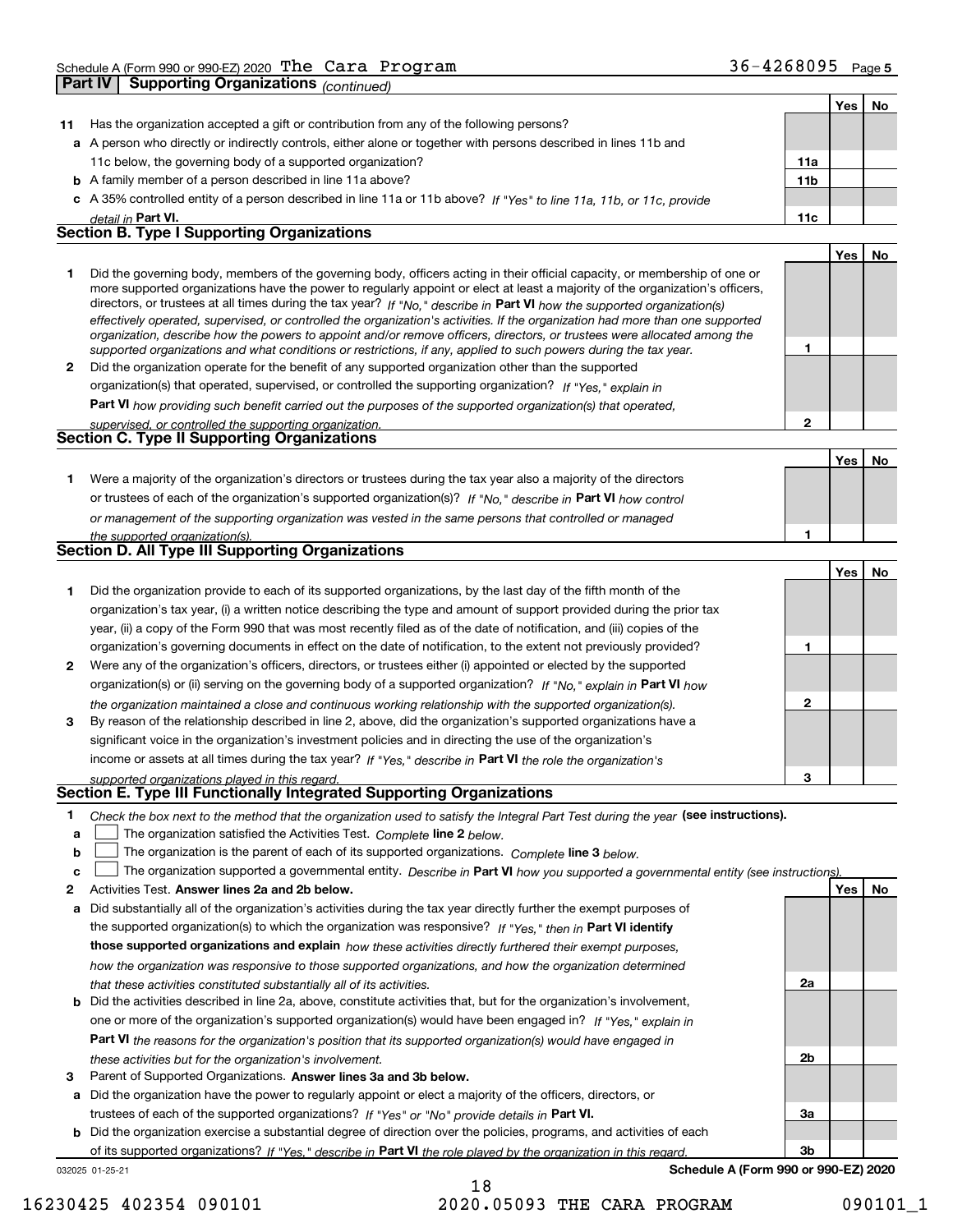Schedule A (Form 990 or 990-EZ) 2020 The Cara Program 36-4268095 Page 5

**Part IV Supporting Organizations** *(continued)*

| | | | Yes | No |
|---|---|---|---|---|
| **11** | Has the organization accepted a gift or contribution from any of the following persons? | | | |
| **a** | A person who directly or indirectly controls, either alone or together with persons described in lines 11b and 11c below, the governing body of a supported organization? | **11a** | | |
| **b** | A family member of a person described in line 11a above? | **11b** | | |
| **c** | A 35% controlled entity of a person described in line 11a or 11b above? *If "Yes" to line 11a, 11b, or 11c, provide detail in* **Part VI.** | **11c** | | |

### Section B. Type I Supporting Organizations

| | | | Yes | No |
|---|---|---|---|---|
| **1** | Did the governing body, members of the governing body, officers acting in their official capacity, or membership of one or more supported organizations have the power to regularly appoint or elect at least a majority of the organization's officers, directors, or trustees at all times during the tax year? *If "No," describe in* **Part VI** *how the supported organization(s) effectively operated, supervised, or controlled the organization's activities. If the organization had more than one supported organization, describe how the powers to appoint and/or remove officers, directors, or trustees were allocated among the supported organizations and what conditions or restrictions, if any, applied to such powers during the tax year.* | **1** | | |
| **2** | Did the organization operate for the benefit of any supported organization other than the supported organization(s) that operated, supervised, or controlled the supporting organization? *If "Yes," explain in* **Part VI** *how providing such benefit carried out the purposes of the supported organization(s) that operated, supervised, or controlled the supporting organization.* | **2** | | |

### Section C. Type II Supporting Organizations

| | | | Yes | No |
|---|---|---|---|---|
| **1** | Were a majority of the organization's directors or trustees during the tax year also a majority of the directors or trustees of each of the organization's supported organization(s)? *If "No," describe in* **Part VI** *how control or management of the supporting organization was vested in the same persons that controlled or managed the supported organization(s).* | **1** | | |

### Section D. All Type III Supporting Organizations

| | | | Yes | No |
|---|---|---|---|---|
| **1** | Did the organization provide to each of its supported organizations, by the last day of the fifth month of the organization's tax year, (i) a written notice describing the type and amount of support provided during the prior tax year, (ii) a copy of the Form 990 that was most recently filed as of the date of notification, and (iii) copies of the organization's governing documents in effect on the date of notification, to the extent not previously provided? | **1** | | |
| **2** | Were any of the organization's officers, directors, or trustees either (i) appointed or elected by the supported organization(s) or (ii) serving on the governing body of a supported organization? *If "No," explain in* **Part VI** *how the organization maintained a close and continuous working relationship with the supported organization(s).* | **2** | | |
| **3** | By reason of the relationship described in line 2, above, did the organization's supported organizations have a significant voice in the organization's investment policies and in directing the use of the organization's income or assets at all times during the tax year? *If "Yes," describe in* **Part VI** *the role the organization's supported organizations played in this regard.* | **3** | | |

### Section E. Type III Functionally Integrated Supporting Organizations

**1** *Check the box next to the method that the organization used to satisfy the Integral Part Test during the year* **(see instructions).**

- **a** ☐ The organization satisfied the Activities Test. *Complete* **line 2** *below.*
- **b** ☐ The organization is the parent of each of its supported organizations. *Complete* **line 3** *below.*
- **c** ☐ The organization supported a governmental entity. *Describe in* **Part VI** *how you supported a governmental entity (see instructions).*

| | | | Yes | No |
|---|---|---|---|---|
| **2** | Activities Test. **Answer lines 2a and 2b below.** | | | |
| **a** | Did substantially all of the organization's activities during the tax year directly further the exempt purposes of the supported organization(s) to which the organization was responsive? *If "Yes," then in* **Part VI identify those supported organizations and explain** *how these activities directly furthered their exempt purposes, how the organization was responsive to those supported organizations, and how the organization determined that these activities constituted substantially all of its activities.* | **2a** | | |
| **b** | Did the activities described in line 2a, above, constitute activities that, but for the organization's involvement, one or more of the organization's supported organization(s) would have been engaged in? *If "Yes," explain in* **Part VI** *the reasons for the organization's position that its supported organization(s) would have engaged in these activities but for the organization's involvement.* | **2b** | | |
| **3** | Parent of Supported Organizations. **Answer lines 3a and 3b below.** | | | |
| **a** | Did the organization have the power to regularly appoint or elect a majority of the officers, directors, or trustees of each of the supported organizations? *If "Yes" or "No" provide details in* **Part VI.** | **3a** | | |
| **b** | Did the organization exercise a substantial degree of direction over the policies, programs, and activities of each of its supported organizations? *If "Yes," describe in* **Part VI** *the role played by the organization in this regard.* | **3b** | | |

032025 01-25-21 **Schedule A (Form 990 or 990-EZ) 2020**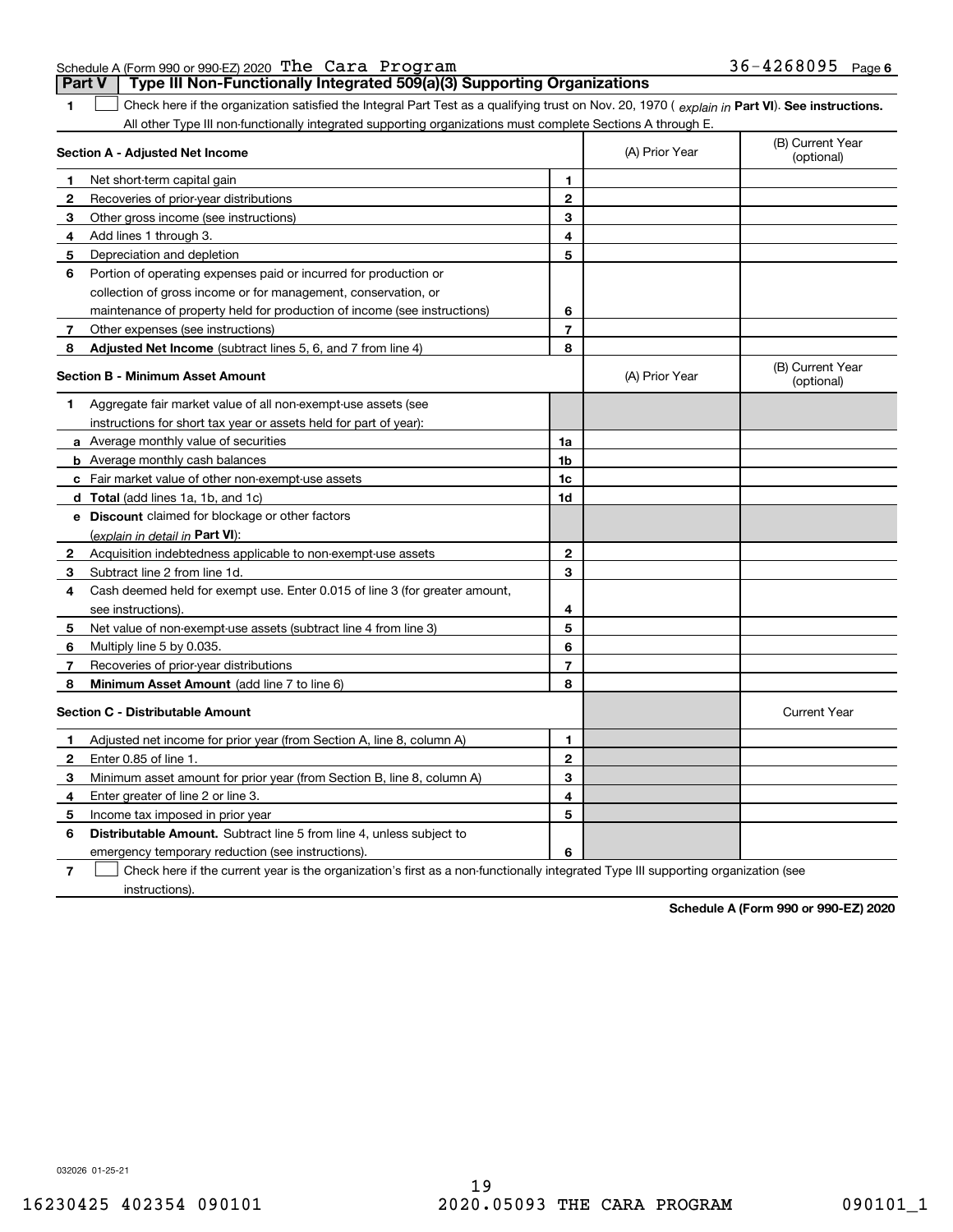Schedule A (Form 990 or 990-EZ) 2020 The Cara Program 36-4268095 Page 6

## Part V | Type III Non-Functionally Integrated 509(a)(3) Supporting Organizations

**1** ☐ Check here if the organization satisfied the Integral Part Test as a qualifying trust on Nov. 20, 1970 ( *explain in* **Part VI**). **See instructions.** All other Type III non-functionally integrated supporting organizations must complete Sections A through E.

| **Section A - Adjusted Net Income** | | | (A) Prior Year | (B) Current Year (optional) |
|---|---|---|---|---|
| **1** | Net short-term capital gain | **1** | | |
| **2** | Recoveries of prior-year distributions | **2** | | |
| **3** | Other gross income (see instructions) | **3** | | |
| **4** | Add lines 1 through 3. | **4** | | |
| **5** | Depreciation and depletion | **5** | | |
| **6** | Portion of operating expenses paid or incurred for production or collection of gross income or for management, conservation, or maintenance of property held for production of income (see instructions) | **6** | | |
| **7** | Other expenses (see instructions) | **7** | | |
| **8** | **Adjusted Net Income** (subtract lines 5, 6, and 7 from line 4) | **8** | | |

| **Section B - Minimum Asset Amount** | | | (A) Prior Year | (B) Current Year (optional) |
|---|---|---|---|---|
| **1** | Aggregate fair market value of all non-exempt-use assets (see instructions for short tax year or assets held for part of year): | | | |
| **a** | Average monthly value of securities | **1a** | | |
| **b** | Average monthly cash balances | **1b** | | |
| **c** | Fair market value of other non-exempt-use assets | **1c** | | |
| **d** | **Total** (add lines 1a, 1b, and 1c) | **1d** | | |
| **e** | **Discount** claimed for blockage or other factors (*explain in detail in* **Part VI**): | | | |
| **2** | Acquisition indebtedness applicable to non-exempt-use assets | **2** | | |
| **3** | Subtract line 2 from line 1d. | **3** | | |
| **4** | Cash deemed held for exempt use. Enter 0.015 of line 3 (for greater amount, see instructions). | **4** | | |
| **5** | Net value of non-exempt-use assets (subtract line 4 from line 3) | **5** | | |
| **6** | Multiply line 5 by 0.035. | **6** | | |
| **7** | Recoveries of prior-year distributions | **7** | | |
| **8** | **Minimum Asset Amount** (add line 7 to line 6) | **8** | | |

| **Section C - Distributable Amount** | | | | Current Year |
|---|---|---|---|---|
| **1** | Adjusted net income for prior year (from Section A, line 8, column A) | **1** | | |
| **2** | Enter 0.85 of line 1. | **2** | | |
| **3** | Minimum asset amount for prior year (from Section B, line 8, column A) | **3** | | |
| **4** | Enter greater of line 2 or line 3. | **4** | | |
| **5** | Income tax imposed in prior year | **5** | | |
| **6** | **Distributable Amount.** Subtract line 5 from line 4, unless subject to emergency temporary reduction (see instructions). | **6** | | |

**7** ☐ Check here if the current year is the organization's first as a non-functionally integrated Type III supporting organization (see instructions).

**Schedule A (Form 990 or 990-EZ) 2020**

032026 01-25-21

16230425 402354 090101 2020.05093 THE CARA PROGRAM 090101_1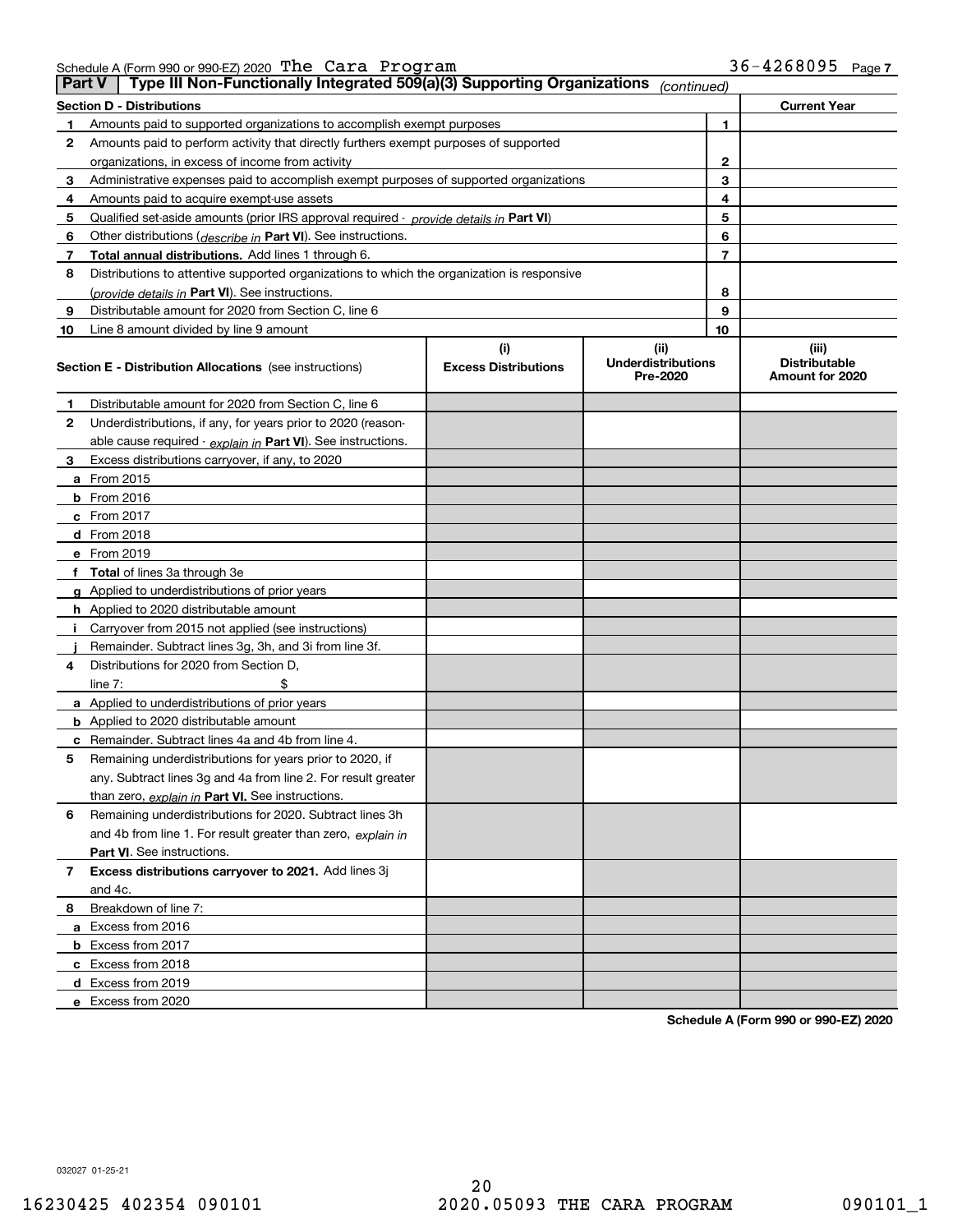Schedule A (Form 990 or 990-EZ) 2020 The Cara Program 36-4268095 Page 7

**Part V** | **Type III Non-Functionally Integrated 509(a)(3) Supporting Organizations** *(continued)*

| **Section D - Distributions** | | **Current Year** |
|---|---|---|
| **1** Amounts paid to supported organizations to accomplish exempt purposes | 1 | |
| **2** Amounts paid to perform activity that directly furthers exempt purposes of supported organizations, in excess of income from activity | 2 | |
| **3** Administrative expenses paid to accomplish exempt purposes of supported organizations | 3 | |
| **4** Amounts paid to acquire exempt-use assets | 4 | |
| **5** Qualified set-aside amounts (prior IRS approval required - *provide details in* **Part VI**) | 5 | |
| **6** Other distributions (*describe in* **Part VI**). See instructions. | 6 | |
| **7** **Total annual distributions.** Add lines 1 through 6. | 7 | |
| **8** Distributions to attentive supported organizations to which the organization is responsive (*provide details in* **Part VI**). See instructions. | 8 | |
| **9** Distributable amount for 2020 from Section C, line 6 | 9 | |
| **10** Line 8 amount divided by line 9 amount | 10 | |

| **Section E - Distribution Allocations** (see instructions) | **(i)** **Excess Distributions** | **(ii)** **Underdistributions Pre-2020** | **(iii)** **Distributable Amount for 2020** |
|---|---|---|---|
| **1** Distributable amount for 2020 from Section C, line 6 | | | |
| **2** Underdistributions, if any, for years prior to 2020 (reasonable cause required - *explain in* **Part VI**). See instructions. | | | |
| **3** Excess distributions carryover, if any, to 2020 | | | |
| **a** From 2015 | | | |
| **b** From 2016 | | | |
| **c** From 2017 | | | |
| **d** From 2018 | | | |
| **e** From 2019 | | | |
| **f** **Total** of lines 3a through 3e | | | |
| **g** Applied to underdistributions of prior years | | | |
| **h** Applied to 2020 distributable amount | | | |
| **i** Carryover from 2015 not applied (see instructions) | | | |
| **j** Remainder. Subtract lines 3g, 3h, and 3i from line 3f. | | | |
| **4** Distributions for 2020 from Section D, line 7: $ | | | |
| **a** Applied to underdistributions of prior years | | | |
| **b** Applied to 2020 distributable amount | | | |
| **c** Remainder. Subtract lines 4a and 4b from line 4. | | | |
| **5** Remaining underdistributions for years prior to 2020, if any. Subtract lines 3g and 4a from line 2. For result greater than zero, *explain in* **Part VI.** See instructions. | | | |
| **6** Remaining underdistributions for 2020. Subtract lines 3h and 4b from line 1. For result greater than zero, *explain in* **Part VI**. See instructions. | | | |
| **7** **Excess distributions carryover to 2021.** Add lines 3j and 4c. | | | |
| **8** Breakdown of line 7: | | | |
| **a** Excess from 2016 | | | |
| **b** Excess from 2017 | | | |
| **c** Excess from 2018 | | | |
| **d** Excess from 2019 | | | |
| **e** Excess from 2020 | | | |

**Schedule A (Form 990 or 990-EZ) 2020**

032027 01-25-21

16230425 402354 090101 2020.05093 THE CARA PROGRAM 090101_1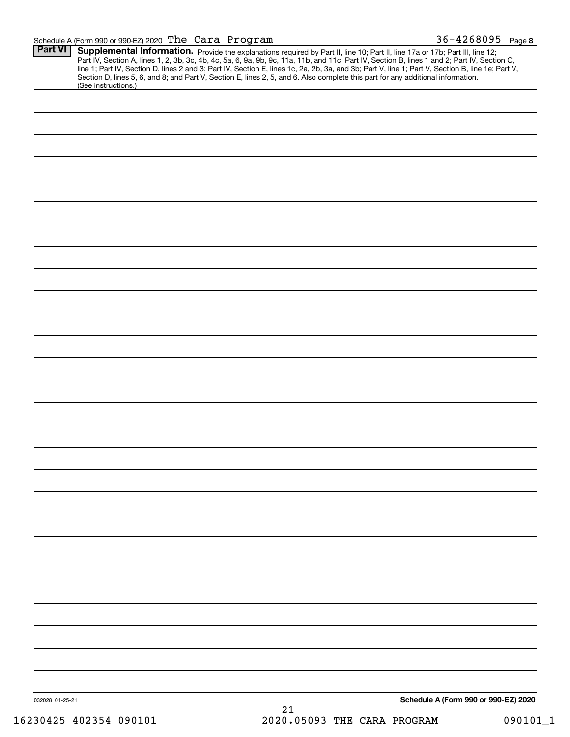Schedule A (Form 990 or 990-EZ) 2020 The Cara Program 36-4268095 Page 8

**Part VI** **Supplemental Information.** Provide the explanations required by Part II, line 10; Part II, line 17a or 17b; Part III, line 12; Part IV, Section A, lines 1, 2, 3b, 3c, 4b, 4c, 5a, 6, 9a, 9b, 9c, 11a, 11b, and 11c; Part IV, Section B, lines 1 and 2; Part IV, Section C, line 1; Part IV, Section D, lines 2 and 3; Part IV, Section E, lines 1c, 2a, 2b, 3a, and 3b; Part V, line 1; Part V, Section B, line 1e; Part V, Section D, lines 5, 6, and 8; and Part V, Section E, lines 2, 5, and 6. Also complete this part for any additional information. (See instructions.)

032028 01-25-21

**Schedule A (Form 990 or 990-EZ) 2020**

16230425 402354 090101 2020.05093 THE CARA PROGRAM 090101_1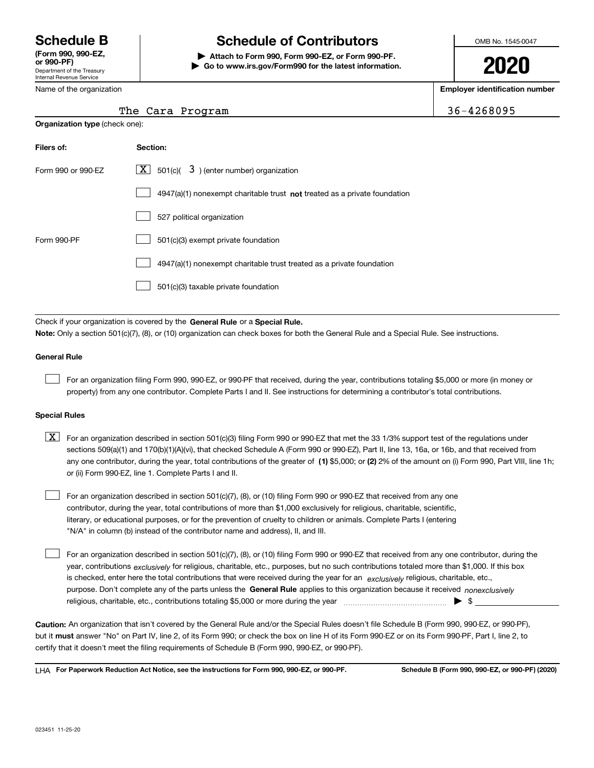# Schedule B

**(Form 990, 990-EZ, or 990-PF)**

Department of the Treasury
Internal Revenue Service

## Schedule of Contributors

▶ **Attach to Form 990, Form 990-EZ, or Form 990-PF.**

▶ **Go to www.irs.gov/Form990 for the latest information.**

OMB No. 1545-0047

**2020**

Name of the organization: The Cara Program

**Employer identification number:** 36-4268095

**Organization type** (check one):

| **Filers of:** | **Section:** |
|---|---|
| Form 990 or 990-EZ | [X] 501(c)( 3 ) (enter number) organization |
| | [ ] 4947(a)(1) nonexempt charitable trust **not** treated as a private foundation |
| | [ ] 527 political organization |
| Form 990-PF | [ ] 501(c)(3) exempt private foundation |
| | [ ] 4947(a)(1) nonexempt charitable trust treated as a private foundation |
| | [ ] 501(c)(3) taxable private foundation |

Check if your organization is covered by the **General Rule** or a **Special Rule.**

**Note:** Only a section 501(c)(7), (8), or (10) organization can check boxes for both the General Rule and a Special Rule. See instructions.

### General Rule

[ ] For an organization filing Form 990, 990-EZ, or 990-PF that received, during the year, contributions totaling $5,000 or more (in money or property) from any one contributor. Complete Parts I and II. See instructions for determining a contributor's total contributions.

### Special Rules

[X] For an organization described in section 501(c)(3) filing Form 990 or 990-EZ that met the 33 1/3% support test of the regulations under sections 509(a)(1) and 170(b)(1)(A)(vi), that checked Schedule A (Form 990 or 990-EZ), Part II, line 13, 16a, or 16b, and that received from any one contributor, during the year, total contributions of the greater of **(1)** $5,000; or **(2)** 2% of the amount on (i) Form 990, Part VIII, line 1h; or (ii) Form 990-EZ, line 1. Complete Parts I and II.

[ ] For an organization described in section 501(c)(7), (8), or (10) filing Form 990 or 990-EZ that received from any one contributor, during the year, total contributions of more than $1,000 exclusively for religious, charitable, scientific, literary, or educational purposes, or for the prevention of cruelty to children or animals. Complete Parts I (entering "N/A" in column (b) instead of the contributor name and address), II, and III.

[ ] For an organization described in section 501(c)(7), (8), or (10) filing Form 990 or 990-EZ that received from any one contributor, during the year, contributions *exclusively* for religious, charitable, etc., purposes, but no such contributions totaled more than $1,000. If this box is checked, enter here the total contributions that were received during the year for an *exclusively* religious, charitable, etc., purpose. Don't complete any of the parts unless the **General Rule** applies to this organization because it received *nonexclusively* religious, charitable, etc., contributions totaling $5,000 or more during the year ▶ $

**Caution:** An organization that isn't covered by the General Rule and/or the Special Rules doesn't file Schedule B (Form 990, 990-EZ, or 990-PF), but it **must** answer "No" on Part IV, line 2, of its Form 990; or check the box on line H of its Form 990-EZ or on its Form 990-PF, Part I, line 2, to certify that it doesn't meet the filing requirements of Schedule B (Form 990, 990-EZ, or 990-PF).

LHA **For Paperwork Reduction Act Notice, see the instructions for Form 990, 990-EZ, or 990-PF.** **Schedule B (Form 990, 990-EZ, or 990-PF) (2020)**

023451 11-25-20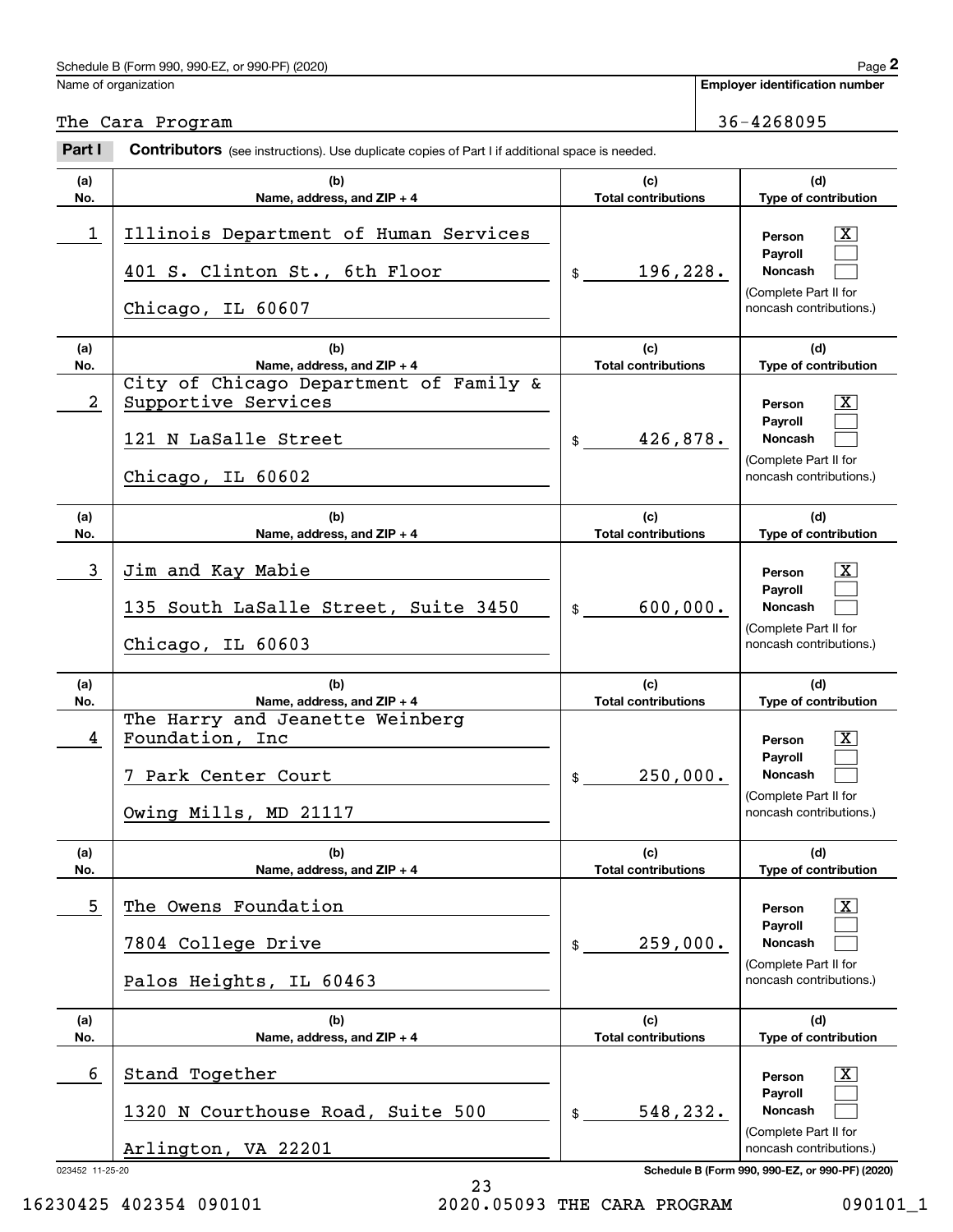Name of organization: The Cara Program

Employer identification number: 36-4268095

## Part I Contributors (see instructions). Use duplicate copies of Part I if additional space is needed.

| (a) No. | (b) Name, address, and ZIP + 4 | (c) Total contributions | (d) Type of contribution |
|---|---|---|---|
| 1 | Illinois Department of Human Services<br>401 S. Clinton St., 6th Floor<br>Chicago, IL 60607 | $ 196,228. | Person [X]<br>Payroll [ ]<br>Noncash [ ]<br>(Complete Part II for noncash contributions.) |
| 2 | City of Chicago Department of Family & Supportive Services<br>121 N LaSalle Street<br>Chicago, IL 60602 | $ 426,878. | Person [X]<br>Payroll [ ]<br>Noncash [ ]<br>(Complete Part II for noncash contributions.) |
| 3 | Jim and Kay Mabie<br>135 South LaSalle Street, Suite 3450<br>Chicago, IL 60603 | $ 600,000. | Person [X]<br>Payroll [ ]<br>Noncash [ ]<br>(Complete Part II for noncash contributions.) |
| 4 | The Harry and Jeanette Weinberg Foundation, Inc<br>7 Park Center Court<br>Owing Mills, MD 21117 | $ 250,000. | Person [X]<br>Payroll [ ]<br>Noncash [ ]<br>(Complete Part II for noncash contributions.) |
| 5 | The Owens Foundation<br>7804 College Drive<br>Palos Heights, IL 60463 | $ 259,000. | Person [X]<br>Payroll [ ]<br>Noncash [ ]<br>(Complete Part II for noncash contributions.) |
| 6 | Stand Together<br>1320 N Courthouse Road, Suite 500<br>Arlington, VA 22201 | $ 548,232. | Person [X]<br>Payroll [ ]<br>Noncash [ ]<br>(Complete Part II for noncash contributions.) |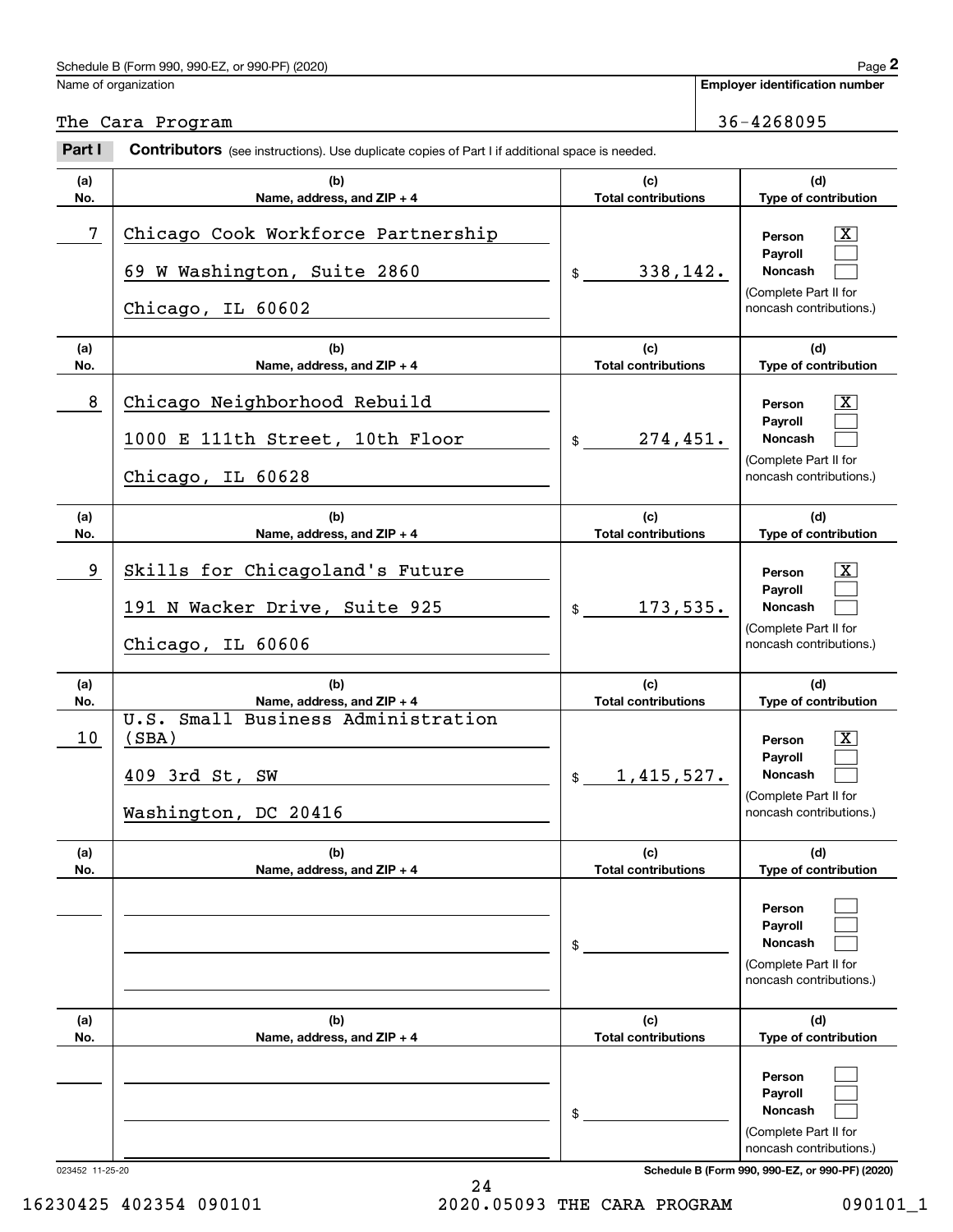Schedule B (Form 990, 990-EZ, or 990-PF) (2020)

Name of organization: The Cara Program

Employer identification number: 36-4268095

**Part I** **Contributors** (see instructions). Use duplicate copies of Part I if additional space is needed.

| (a) No. | (b) Name, address, and ZIP + 4 | (c) Total contributions | (d) Type of contribution |
|---|---|---|---|
| 7 | Chicago Cook Workforce Partnership<br>69 W Washington, Suite 2860<br>Chicago, IL 60602 | $ 338,142. | Person [X]<br>Payroll [ ]<br>Noncash [ ]<br>(Complete Part II for noncash contributions.) |
| 8 | Chicago Neighborhood Rebuild<br>1000 E 111th Street, 10th Floor<br>Chicago, IL 60628 | $ 274,451. | Person [X]<br>Payroll [ ]<br>Noncash [ ]<br>(Complete Part II for noncash contributions.) |
| 9 | Skills for Chicagoland's Future<br>191 N Wacker Drive, Suite 925<br>Chicago, IL 60606 | $ 173,535. | Person [X]<br>Payroll [ ]<br>Noncash [ ]<br>(Complete Part II for noncash contributions.) |
| 10 | U.S. Small Business Administration (SBA)<br>409 3rd St, SW<br>Washington, DC 20416 | $ 1,415,527. | Person [X]<br>Payroll [ ]<br>Noncash [ ]<br>(Complete Part II for noncash contributions.) |
| | | $ | Person [ ]<br>Payroll [ ]<br>Noncash [ ]<br>(Complete Part II for noncash contributions.) |
| | | $ | Person [ ]<br>Payroll [ ]<br>Noncash [ ]<br>(Complete Part II for noncash contributions.) |

023452 11-25-20

Schedule B (Form 990, 990-EZ, or 990-PF) (2020)

16230425 402354 090101 2020.05093 THE CARA PROGRAM 090101_1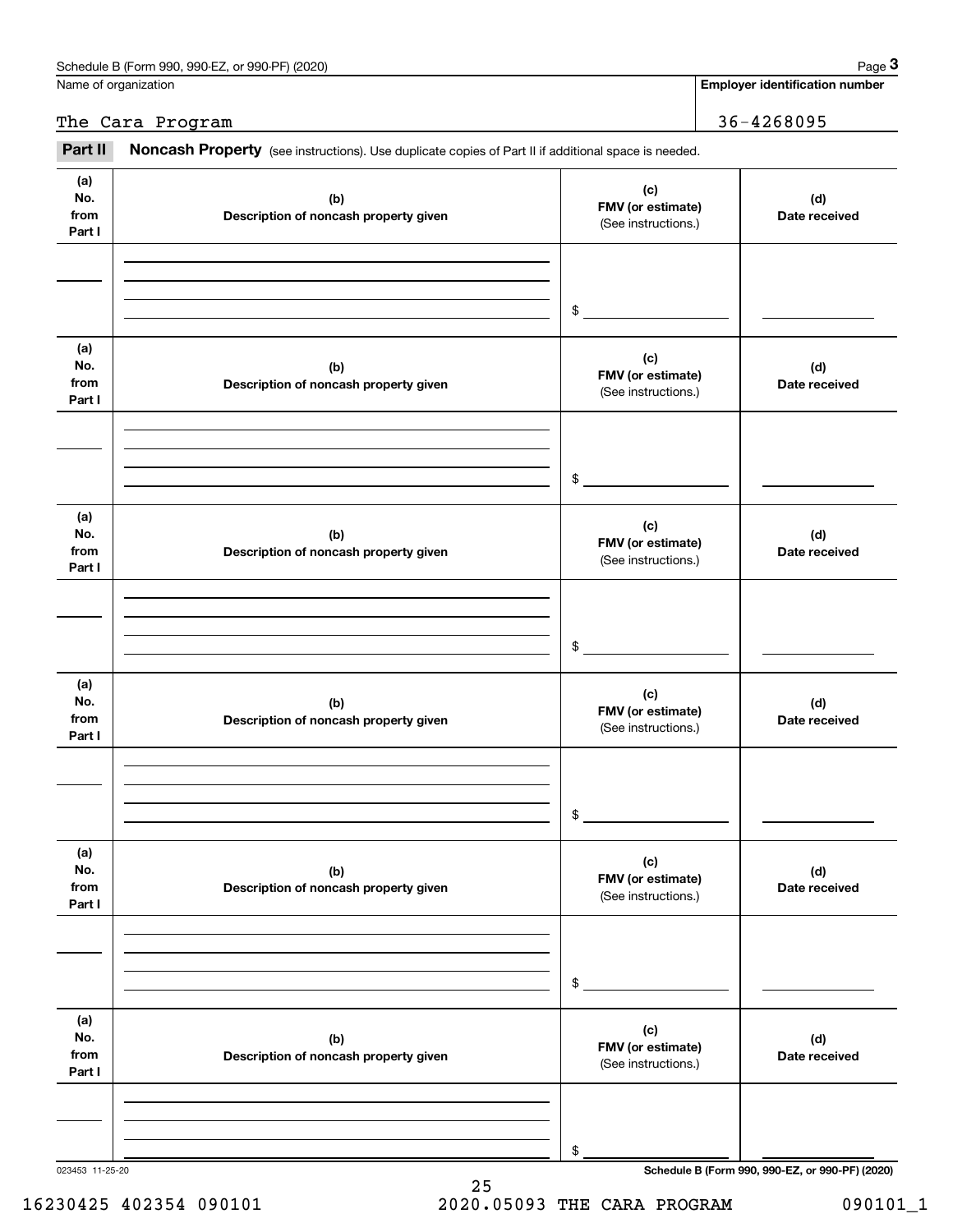Name of organization

The Cara Program

**Employer identification number**

36-4268095

**Part II** **Noncash Property** (see instructions). Use duplicate copies of Part II if additional space is needed.

| (a) No. from Part I | (b) Description of noncash property given | (c) FMV (or estimate) (See instructions.) | (d) Date received |
|---|---|---|---|
| | | $ | |

| (a) No. from Part I | (b) Description of noncash property given | (c) FMV (or estimate) (See instructions.) | (d) Date received |
|---|---|---|---|
| | | $ | |

| (a) No. from Part I | (b) Description of noncash property given | (c) FMV (or estimate) (See instructions.) | (d) Date received |
|---|---|---|---|
| | | $ | |

| (a) No. from Part I | (b) Description of noncash property given | (c) FMV (or estimate) (See instructions.) | (d) Date received |
|---|---|---|---|
| | | $ | |

| (a) No. from Part I | (b) Description of noncash property given | (c) FMV (or estimate) (See instructions.) | (d) Date received |
|---|---|---|---|
| | | $ | |

| (a) No. from Part I | (b) Description of noncash property given | (c) FMV (or estimate) (See instructions.) | (d) Date received |
|---|---|---|---|
| | | $ | |

023453 11-25-20

16230425 402354 090101 2020.05093 THE CARA PROGRAM 090101_1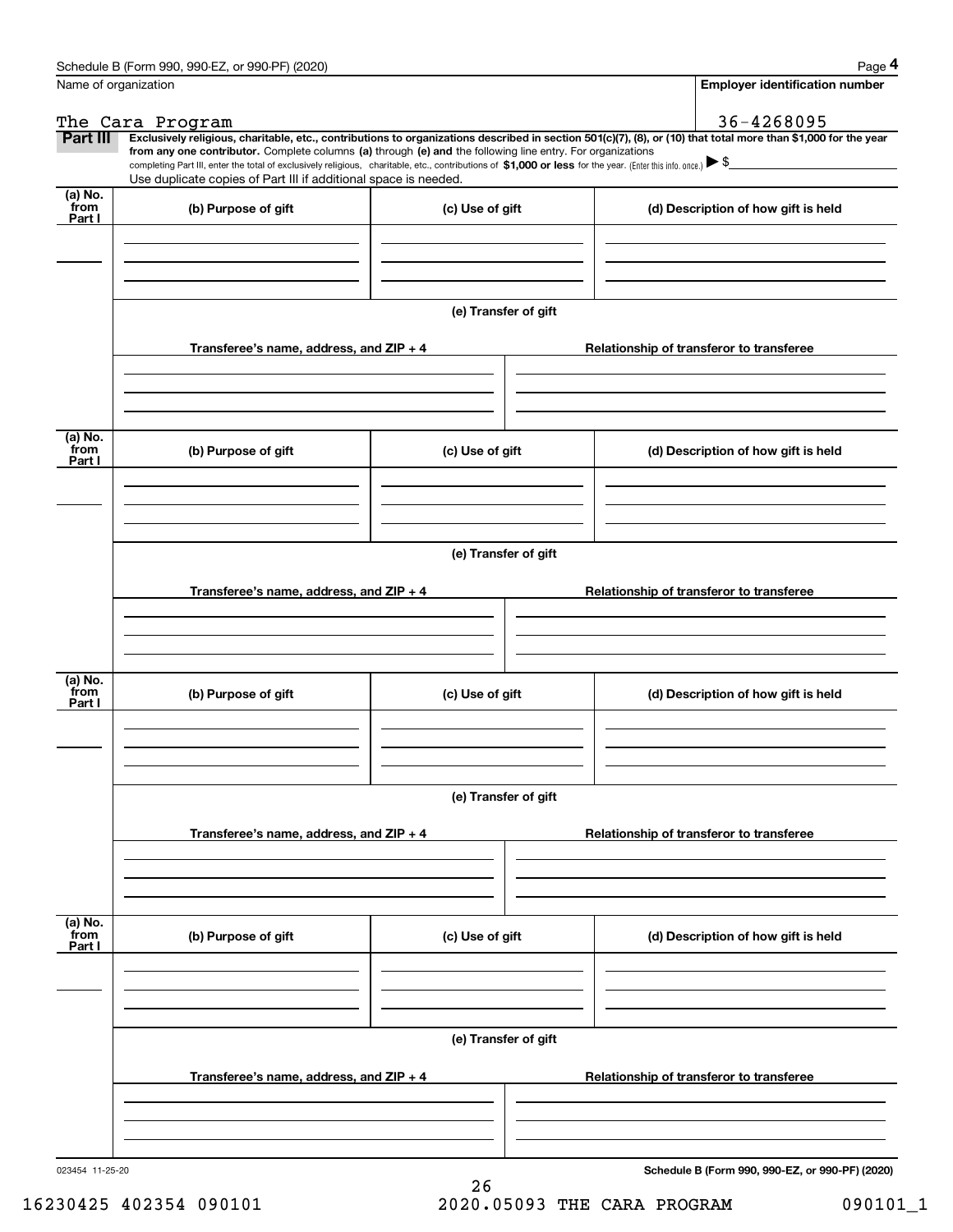Schedule B (Form 990, 990-EZ, or 990-PF) (2020) Page **4**

| Name of organization | Employer identification number |
|---|---|
| The Cara Program | 36-4268095 |

**Part III** **Exclusively religious, charitable, etc., contributions to organizations described in section 501(c)(7), (8), or (10) that total more than $1,000 for the year from any one contributor.** Complete columns **(a)** through **(e) and** the following line entry. For organizations completing Part III, enter the total of exclusively religious, charitable, etc., contributions of **$1,000 or less** for the year. (Enter this info. once.) ▶ $

Use duplicate copies of Part III if additional space is needed.

| (a) No. from Part I | (b) Purpose of gift | (c) Use of gift | (d) Description of how gift is held |
|---|---|---|---|
| | | | |

**(e) Transfer of gift**

| Transferee's name, address, and ZIP + 4 | Relationship of transferor to transferee |
|---|---|
| | |

| (a) No. from Part I | (b) Purpose of gift | (c) Use of gift | (d) Description of how gift is held |
|---|---|---|---|
| | | | |

**(e) Transfer of gift**

| Transferee's name, address, and ZIP + 4 | Relationship of transferor to transferee |
|---|---|
| | |

| (a) No. from Part I | (b) Purpose of gift | (c) Use of gift | (d) Description of how gift is held |
|---|---|---|---|
| | | | |

**(e) Transfer of gift**

| Transferee's name, address, and ZIP + 4 | Relationship of transferor to transferee |
|---|---|
| | |

| (a) No. from Part I | (b) Purpose of gift | (c) Use of gift | (d) Description of how gift is held |
|---|---|---|---|
| | | | |

**(e) Transfer of gift**

| Transferee's name, address, and ZIP + 4 | Relationship of transferor to transferee |
|---|---|
| | |

023454 11-25-20 **Schedule B (Form 990, 990-EZ, or 990-PF) (2020)**

16230425 402354 090101 2020.05093 THE CARA PROGRAM 090101_1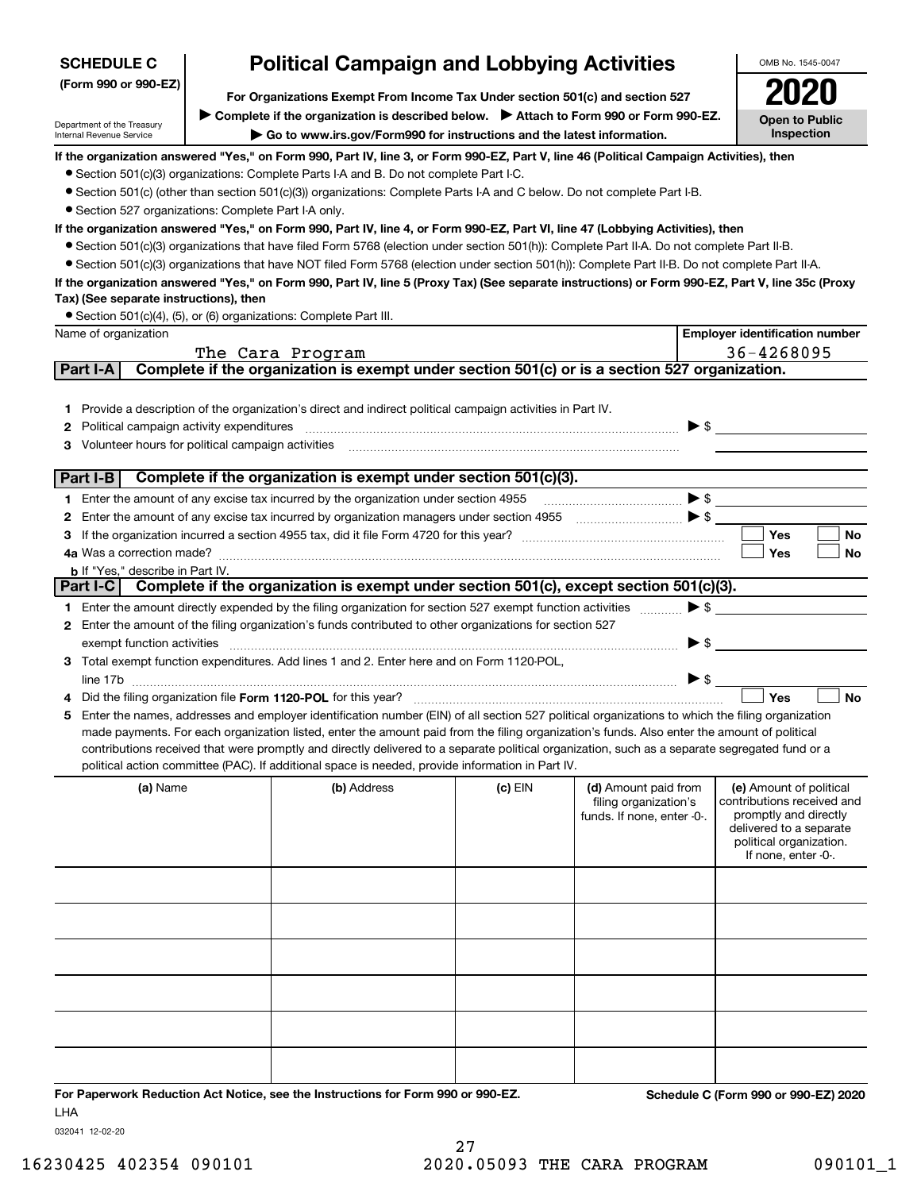**SCHEDULE C**
**(Form 990 or 990-EZ)**

Department of the Treasury
Internal Revenue Service

# Political Campaign and Lobbying Activities

**For Organizations Exempt From Income Tax Under section 501(c) and section 527**

▶ **Complete if the organization is described below.** ▶ **Attach to Form 990 or Form 990-EZ.**

▶ **Go to www.irs.gov/Form990 for instructions and the latest information.**

OMB No. 1545-0047

**2020**

**Open to Public Inspection**

**If the organization answered "Yes," on Form 990, Part IV, line 3, or Form 990-EZ, Part V, line 46 (Political Campaign Activities), then**

- Section 501(c)(3) organizations: Complete Parts I-A and B. Do not complete Part I-C.
- Section 501(c) (other than section 501(c)(3)) organizations: Complete Parts I-A and C below. Do not complete Part I-B.
- Section 527 organizations: Complete Part I-A only.

**If the organization answered "Yes," on Form 990, Part IV, line 4, or Form 990-EZ, Part VI, line 47 (Lobbying Activities), then**

- Section 501(c)(3) organizations that have filed Form 5768 (election under section 501(h)): Complete Part II-A. Do not complete Part II-B.
- Section 501(c)(3) organizations that have NOT filed Form 5768 (election under section 501(h)): Complete Part II-B. Do not complete Part II-A.

**If the organization answered "Yes," on Form 990, Part IV, line 5 (Proxy Tax) (See separate instructions) or Form 990-EZ, Part V, line 35c (Proxy Tax) (See separate instructions), then**

- Section 501(c)(4), (5), or (6) organizations: Complete Part III.

| Name of organization | Employer identification number |
|---|---|
| The Cara Program | 36-4268095 |

## Part I-A Complete if the organization is exempt under section 501(c) or is a section 527 organization.

1. Provide a description of the organization's direct and indirect political campaign activities in Part IV.
2. Political campaign activity expenditures ▶ $
3. Volunteer hours for political campaign activities

## Part I-B Complete if the organization is exempt under section 501(c)(3).

1. Enter the amount of any excise tax incurred by the organization under section 4955 ▶ $
2. Enter the amount of any excise tax incurred by organization managers under section 4955 ▶ $
3. If the organization incurred a section 4955 tax, did it file Form 4720 for this year? ☐ Yes ☐ No

4a. Was a correction made? ☐ Yes ☐ No

b. If "Yes," describe in Part IV.

## Part I-C Complete if the organization is exempt under section 501(c), except section 501(c)(3).

1. Enter the amount directly expended by the filing organization for section 527 exempt function activities ▶ $
2. Enter the amount of the filing organization's funds contributed to other organizations for section 527 exempt function activities ▶ $
3. Total exempt function expenditures. Add lines 1 and 2. Enter here and on Form 1120-POL, line 17b ▶ $
4. Did the filing organization file **Form 1120-POL** for this year? ☐ Yes ☐ No
5. Enter the names, addresses and employer identification number (EIN) of all section 527 political organizations to which the filing organization made payments. For each organization listed, enter the amount paid from the filing organization's funds. Also enter the amount of political contributions received that were promptly and directly delivered to a separate political organization, such as a separate segregated fund or a political action committee (PAC). If additional space is needed, provide information in Part IV.

| (a) Name | (b) Address | (c) EIN | (d) Amount paid from filing organization's funds. If none, enter -0-. | (e) Amount of political contributions received and promptly and directly delivered to a separate political organization. If none, enter -0-. |
|---|---|---|---|---|
| | | | | |
| | | | | |
| | | | | |
| | | | | |
| | | | | |
| | | | | |

**For Paperwork Reduction Act Notice, see the Instructions for Form 990 or 990-EZ.** **Schedule C (Form 990 or 990-EZ) 2020**

LHA

032041 12-02-20

16230425 402354 090101 2020.05093 THE CARA PROGRAM 090101_1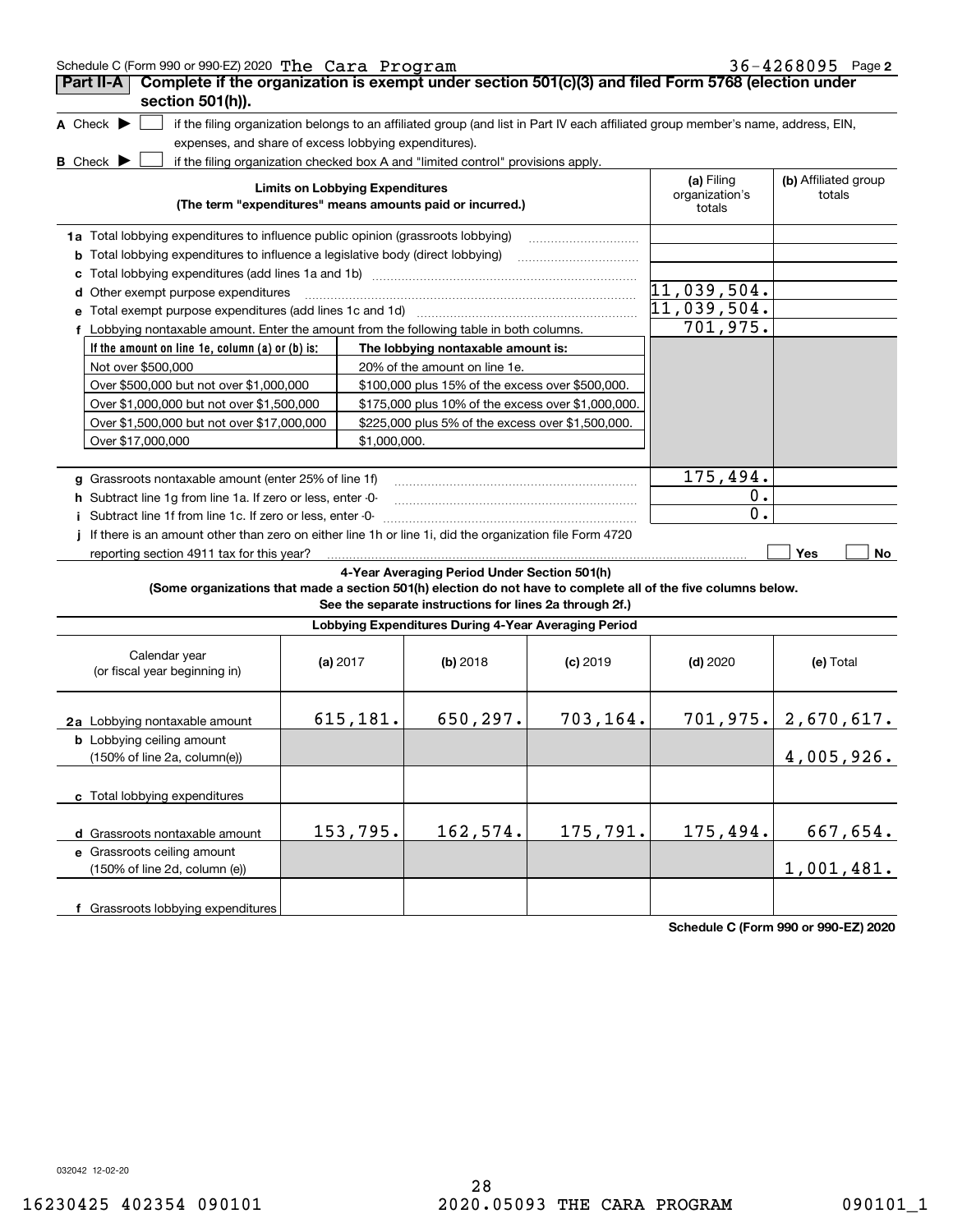Schedule C (Form 990 or 990-EZ) 2020 The Cara Program 36-4268095 Page 2

## Part II-A Complete if the organization is exempt under section 501(c)(3) and filed Form 5768 (election under section 501(h)).

A Check ▶ ☐ if the filing organization belongs to an affiliated group (and list in Part IV each affiliated group member's name, address, EIN, expenses, and share of excess lobbying expenditures).

B Check ▶ ☐ if the filing organization checked box A and "limited control" provisions apply.

| Limits on Lobbying Expenditures (The term "expenditures" means amounts paid or incurred.) | (a) Filing organization's totals | (b) Affiliated group totals |
|---|---|---|
| 1a Total lobbying expenditures to influence public opinion (grassroots lobbying) | | |
| b Total lobbying expenditures to influence a legislative body (direct lobbying) | | |
| c Total lobbying expenditures (add lines 1a and 1b) | | |
| d Other exempt purpose expenditures | 11,039,504. | |
| e Total exempt purpose expenditures (add lines 1c and 1d) | 11,039,504. | |
| f Lobbying nontaxable amount. Enter the amount from the following table in both columns. | 701,975. | |

| If the amount on line 1e, column (a) or (b) is: | The lobbying nontaxable amount is: |
|---|---|
| Not over $500,000 | 20% of the amount on line 1e. |
| Over $500,000 but not over $1,000,000 | $100,000 plus 15% of the excess over $500,000. |
| Over $1,000,000 but not over $1,500,000 | $175,000 plus 10% of the excess over $1,000,000. |
| Over $1,500,000 but not over $17,000,000 | $225,000 plus 5% of the excess over $1,500,000. |
| Over $17,000,000 | $1,000,000. |

| | (a) Filing organization's totals | (b) Affiliated group totals |
|---|---|---|
| g Grassroots nontaxable amount (enter 25% of line 1f) | 175,494. | |
| h Subtract line 1g from line 1a. If zero or less, enter -0- | 0. | |
| i Subtract line 1f from line 1c. If zero or less, enter -0- | 0. | |
| j If there is an amount other than zero on either line 1h or line 1i, did the organization file Form 4720 reporting section 4911 tax for this year? | ☐ Yes | ☐ No |

### 4-Year Averaging Period Under Section 501(h)

**(Some organizations that made a section 501(h) election do not have to complete all of the five columns below. See the separate instructions for lines 2a through 2f.)**

| Lobbying Expenditures During 4-Year Averaging Period | | | | | |
|---|---|---|---|---|---|
| Calendar year (or fiscal year beginning in) | (a) 2017 | (b) 2018 | (c) 2019 | (d) 2020 | (e) Total |
| 2a Lobbying nontaxable amount | 615,181. | 650,297. | 703,164. | 701,975. | 2,670,617. |
| b Lobbying ceiling amount (150% of line 2a, column(e)) | | | | | 4,005,926. |
| c Total lobbying expenditures | | | | | |
| d Grassroots nontaxable amount | 153,795. | 162,574. | 175,791. | 175,494. | 667,654. |
| e Grassroots ceiling amount (150% of line 2d, column (e)) | | | | | 1,001,481. |
| f Grassroots lobbying expenditures | | | | | |

Schedule C (Form 990 or 990-EZ) 2020

032042 12-02-20

16230425 402354 090101 2020.05093 THE CARA PROGRAM 090101_1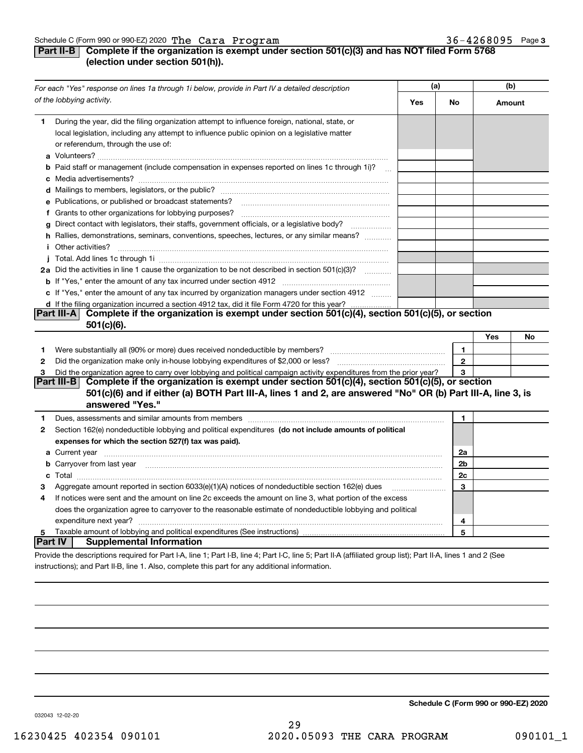Schedule C (Form 990 or 990-EZ) 2020 The Cara Program 36-4268095 Page 3

## Part II-B Complete if the organization is exempt under section 501(c)(3) and has NOT filed Form 5768 (election under section 501(h)).

| *For each "Yes" response on lines 1a through 1i below, provide in Part IV a detailed description of the lobbying activity.* | (a) Yes | (a) No | (b) Amount |
|---|---|---|---|
| **1** During the year, did the filing organization attempt to influence foreign, national, state, or local legislation, including any attempt to influence public opinion on a legislative matter or referendum, through the use of: | | | |
| **a** Volunteers? | | | |
| **b** Paid staff or management (include compensation in expenses reported on lines 1c through 1i)? | | | |
| **c** Media advertisements? | | | |
| **d** Mailings to members, legislators, or the public? | | | |
| **e** Publications, or published or broadcast statements? | | | |
| **f** Grants to other organizations for lobbying purposes? | | | |
| **g** Direct contact with legislators, their staffs, government officials, or a legislative body? | | | |
| **h** Rallies, demonstrations, seminars, conventions, speeches, lectures, or any similar means? | | | |
| **i** Other activities? | | | |
| **j** Total. Add lines 1c through 1i | | | |
| **2a** Did the activities in line 1 cause the organization to be not described in section 501(c)(3)? | | | |
| **b** If "Yes," enter the amount of any tax incurred under section 4912 | | | |
| **c** If "Yes," enter the amount of any tax incurred by organization managers under section 4912 | | | |
| **d** If the filing organization incurred a section 4912 tax, did it file Form 4720 for this year? | | | |

## Part III-A Complete if the organization is exempt under section 501(c)(4), section 501(c)(5), or section 501(c)(6).

| | | | Yes | No |
|---|---|---|---|---|
| **1** | Were substantially all (90% or more) dues received nondeductible by members? | 1 | | |
| **2** | Did the organization make only in-house lobbying expenditures of $2,000 or less? | 2 | | |
| **3** | Did the organization agree to carry over lobbying and political campaign activity expenditures from the prior year? | 3 | | |

## Part III-B Complete if the organization is exempt under section 501(c)(4), section 501(c)(5), or section 501(c)(6) and if either (a) BOTH Part III-A, lines 1 and 2, are answered "No" OR (b) Part III-A, line 3, is answered "Yes."

| | | | |
|---|---|---|---|
| **1** | Dues, assessments and similar amounts from members | 1 | |
| **2** | Section 162(e) nondeductible lobbying and political expenditures **(do not include amounts of political expenses for which the section 527(f) tax was paid).** | | |
| **a** | Current year | 2a | |
| **b** | Carryover from last year | 2b | |
| **c** | Total | 2c | |
| **3** | Aggregate amount reported in section 6033(e)(1)(A) notices of nondeductible section 162(e) dues | 3 | |
| **4** | If notices were sent and the amount on line 2c exceeds the amount on line 3, what portion of the excess does the organization agree to carryover to the reasonable estimate of nondeductible lobbying and political expenditure next year? | 4 | |
| **5** | Taxable amount of lobbying and political expenditures (See instructions) | 5 | |

## Part IV Supplemental Information

Provide the descriptions required for Part I-A, line 1; Part I-B, line 4; Part I-C, line 5; Part II-A (affiliated group list); Part II-A, lines 1 and 2 (See instructions); and Part II-B, line 1. Also, complete this part for any additional information.

**Schedule C (Form 990 or 990-EZ) 2020**

032043 12-02-20

16230425 402354 090101 2020.05093 THE CARA PROGRAM 090101_1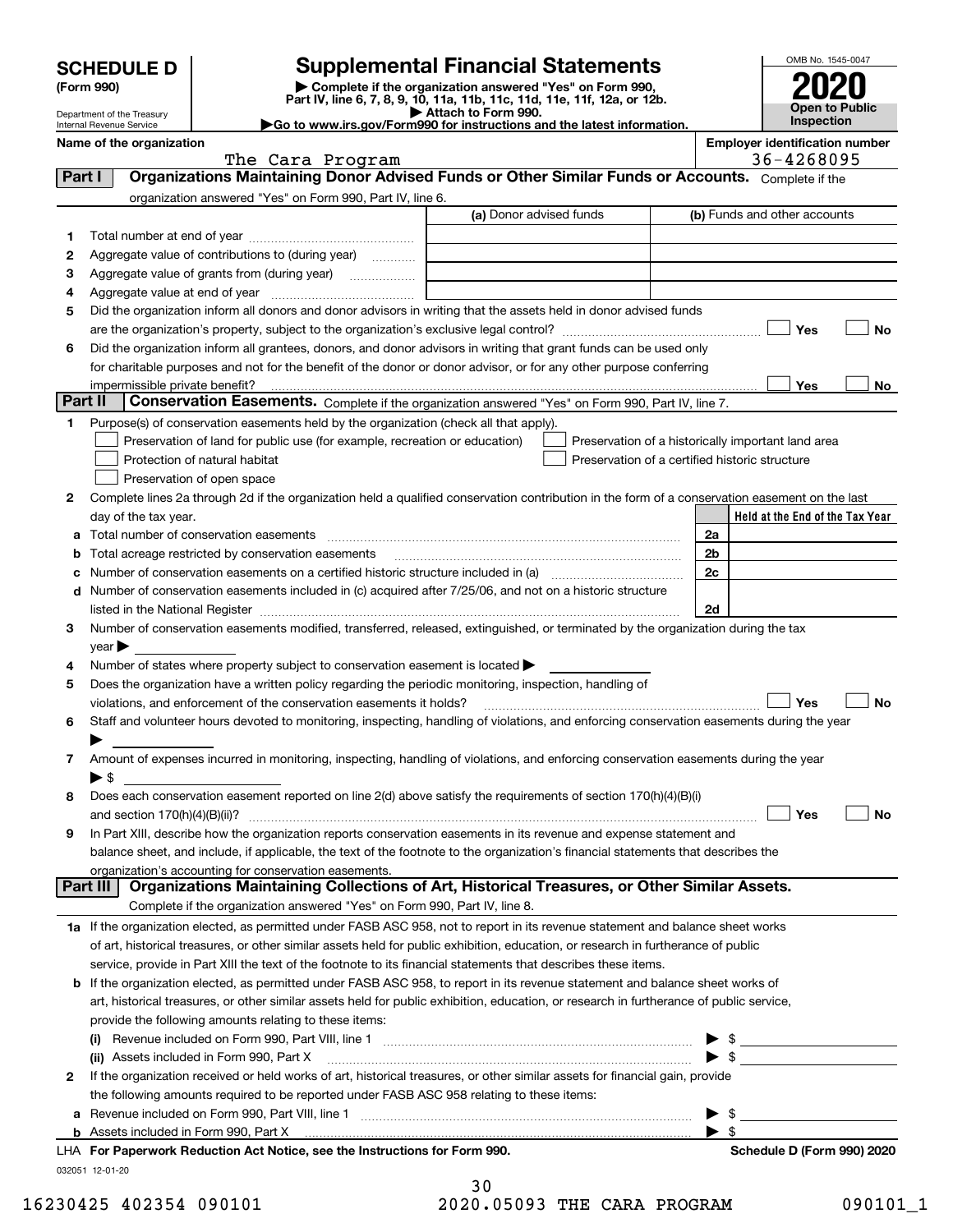# SCHEDULE D (Form 990)

Department of the Treasury
Internal Revenue Service

## Supplemental Financial Statements

▶ Complete if the organization answered "Yes" on Form 990, Part IV, line 6, 7, 8, 9, 10, 11a, 11b, 11c, 11d, 11e, 11f, 12a, or 12b.
▶ Attach to Form 990.
▶Go to www.irs.gov/Form990 for instructions and the latest information.

OMB No. 1545-0047

**2020**

**Open to Public Inspection**

**Name of the organization:** The Cara Program

**Employer identification number:** 36-4268095

### Part I — Organizations Maintaining Donor Advised Funds or Other Similar Funds or Accounts.

Complete if the organization answered "Yes" on Form 990, Part IV, line 6.

| | | (a) Donor advised funds | (b) Funds and other accounts |
|---|---|---|---|
| 1 | Total number at end of year | | |
| 2 | Aggregate value of contributions to (during year) | | |
| 3 | Aggregate value of grants from (during year) | | |
| 4 | Aggregate value at end of year | | |

5. Did the organization inform all donors and donor advisors in writing that the assets held in donor advised funds are the organization's property, subject to the organization's exclusive legal control? ☐ Yes ☐ No

6. Did the organization inform all grantees, donors, and donor advisors in writing that grant funds can be used only for charitable purposes and not for the benefit of the donor or donor advisor, or for any other purpose conferring impermissible private benefit? ☐ Yes ☐ No

### Part II — Conservation Easements.

Complete if the organization answered "Yes" on Form 990, Part IV, line 7.

1. Purpose(s) of conservation easements held by the organization (check all that apply).
   - ☐ Preservation of land for public use (for example, recreation or education)
   - ☐ Protection of natural habitat
   - ☐ Preservation of open space
   - ☐ Preservation of a historically important land area
   - ☐ Preservation of a certified historic structure

2. Complete lines 2a through 2d if the organization held a qualified conservation contribution in the form of a conservation easement on the last day of the tax year.

| | | | Held at the End of the Tax Year |
|---|---|---|---|
| a | Total number of conservation easements | 2a | |
| b | Total acreage restricted by conservation easements | 2b | |
| c | Number of conservation easements on a certified historic structure included in (a) | 2c | |
| d | Number of conservation easements included in (c) acquired after 7/25/06, and not on a historic structure listed in the National Register | 2d | |

3. Number of conservation easements modified, transferred, released, extinguished, or terminated by the organization during the tax year ▶
4. Number of states where property subject to conservation easement is located ▶
5. Does the organization have a written policy regarding the periodic monitoring, inspection, handling of violations, and enforcement of the conservation easements it holds? ☐ Yes ☐ No
6. Staff and volunteer hours devoted to monitoring, inspecting, handling of violations, and enforcing conservation easements during the year ▶
7. Amount of expenses incurred in monitoring, inspecting, handling of violations, and enforcing conservation easements during the year ▶ $
8. Does each conservation easement reported on line 2(d) above satisfy the requirements of section 170(h)(4)(B)(i) and section 170(h)(4)(B)(ii)? ☐ Yes ☐ No
9. In Part XIII, describe how the organization reports conservation easements in its revenue and expense statement and balance sheet, and include, if applicable, the text of the footnote to the organization's financial statements that describes the organization's accounting for conservation easements.

### Part III — Organizations Maintaining Collections of Art, Historical Treasures, or Other Similar Assets.

Complete if the organization answered "Yes" on Form 990, Part IV, line 8.

1a. If the organization elected, as permitted under FASB ASC 958, not to report in its revenue statement and balance sheet works of art, historical treasures, or other similar assets held for public exhibition, education, or research in furtherance of public service, provide in Part XIII the text of the footnote to its financial statements that describes these items.

b. If the organization elected, as permitted under FASB ASC 958, to report in its revenue statement and balance sheet works of art, historical treasures, or other similar assets held for public exhibition, education, or research in furtherance of public service, provide the following amounts relating to these items:
   - (i) Revenue included on Form 990, Part VIII, line 1 ▶ $
   - (ii) Assets included in Form 990, Part X ▶ $

2. If the organization received or held works of art, historical treasures, or other similar assets for financial gain, provide the following amounts required to be reported under FASB ASC 958 relating to these items:
   - a. Revenue included on Form 990, Part VIII, line 1 ▶ $
   - b. Assets included in Form 990, Part X ▶ $

LHA **For Paperwork Reduction Act Notice, see the Instructions for Form 990.** **Schedule D (Form 990) 2020**

032051 12-01-20

16230425 402354 090101 2020.05093 THE CARA PROGRAM 090101_1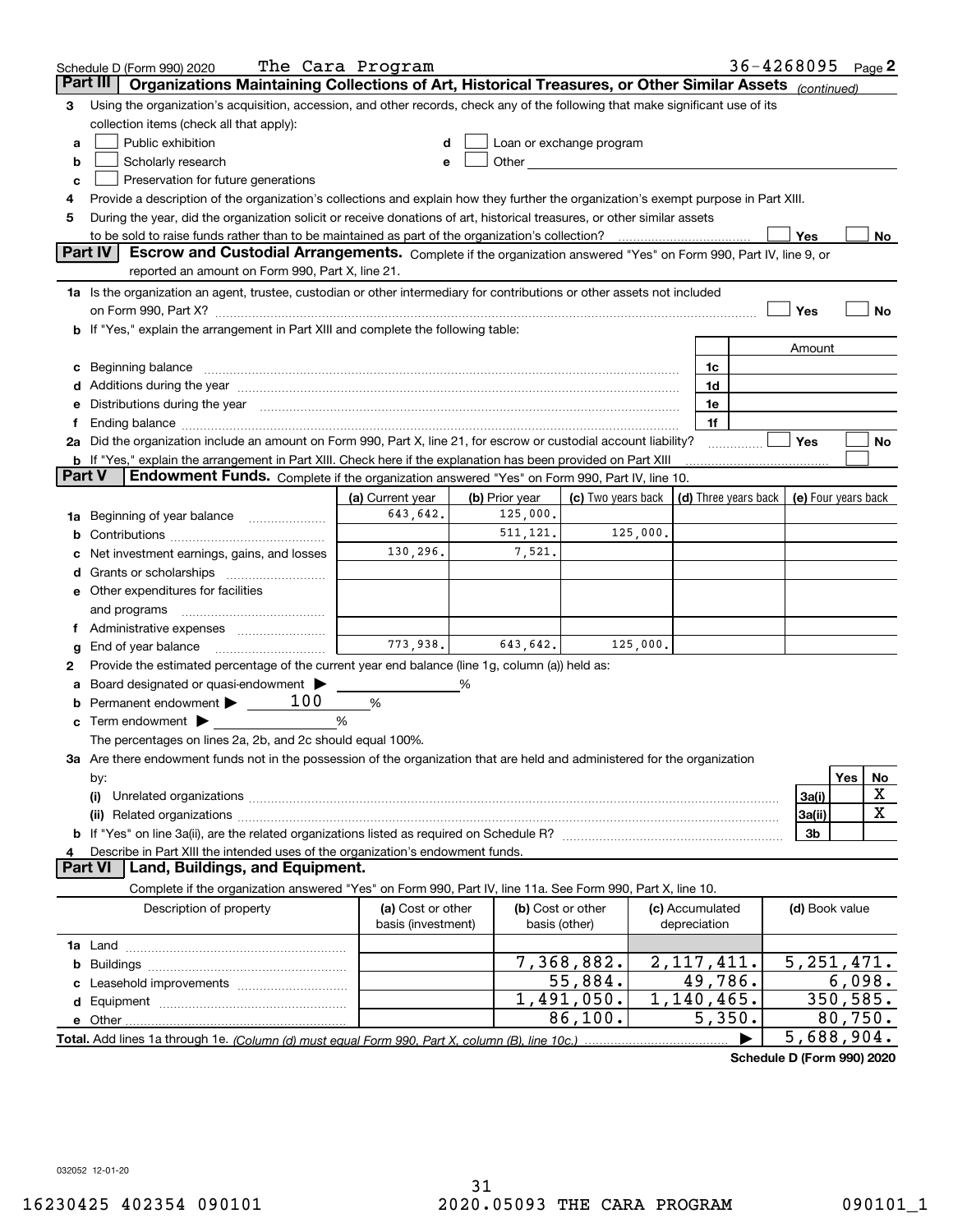Schedule D (Form 990) 2020 The Cara Program 36-4268095 Page 2

## Part III Organizations Maintaining Collections of Art, Historical Treasures, or Other Similar Assets *(continued)*

**3** Using the organization's acquisition, accession, and other records, check any of the following that make significant use of its collection items (check all that apply):

- **a** ☐ Public exhibition
- **b** ☐ Scholarly research
- **c** ☐ Preservation for future generations
- **d** ☐ Loan or exchange program
- **e** ☐ Other

**4** Provide a description of the organization's collections and explain how they further the organization's exempt purpose in Part XIII.

**5** During the year, did the organization solicit or receive donations of art, historical treasures, or other similar assets to be sold to raise funds rather than to be maintained as part of the organization's collection? ☐ Yes ☐ No

## Part IV Escrow and Custodial Arrangements.

Complete if the organization answered "Yes" on Form 990, Part IV, line 9, or reported an amount on Form 990, Part X, line 21.

**1a** Is the organization an agent, trustee, custodian or other intermediary for contributions or other assets not included on Form 990, Part X? ☐ Yes ☐ No

**b** If "Yes," explain the arrangement in Part XIII and complete the following table:

| | | Amount |
|---|---|---|
| **c** Beginning balance | 1c | |
| **d** Additions during the year | 1d | |
| **e** Distributions during the year | 1e | |
| **f** Ending balance | 1f | |

**2a** Did the organization include an amount on Form 990, Part X, line 21, for escrow or custodial account liability? ☐ Yes ☐ No

**b** If "Yes," explain the arrangement in Part XIII. Check here if the explanation has been provided on Part XIII ☐

## Part V Endowment Funds.

Complete if the organization answered "Yes" on Form 990, Part IV, line 10.

| | (a) Current year | (b) Prior year | (c) Two years back | (d) Three years back | (e) Four years back |
|---|---|---|---|---|---|
| **1a** Beginning of year balance | 643,642. | 125,000. | | | |
| **b** Contributions | | 511,121. | 125,000. | | |
| **c** Net investment earnings, gains, and losses | 130,296. | 7,521. | | | |
| **d** Grants or scholarships | | | | | |
| **e** Other expenditures for facilities and programs | | | | | |
| **f** Administrative expenses | | | | | |
| **g** End of year balance | 773,938. | 643,642. | 125,000. | | |

**2** Provide the estimated percentage of the current year end balance (line 1g, column (a)) held as:

- **a** Board designated or quasi-endowment ▶ ______ %
- **b** Permanent endowment ▶ 100 %
- **c** Term endowment ▶ ______ %

The percentages on lines 2a, 2b, and 2c should equal 100%.

**3a** Are there endowment funds not in the possession of the organization that are held and administered for the organization by:

| | | Yes | No |
|---|---|---|---|
| **(i)** Unrelated organizations | 3a(i) | | X |
| **(ii)** Related organizations | 3a(ii) | | X |
| **b** If "Yes" on line 3a(ii), are the related organizations listed as required on Schedule R? | 3b | | |

**4** Describe in Part XIII the intended uses of the organization's endowment funds.

## Part VI Land, Buildings, and Equipment.

Complete if the organization answered "Yes" on Form 990, Part IV, line 11a. See Form 990, Part X, line 10.

| Description of property | (a) Cost or other basis (investment) | (b) Cost or other basis (other) | (c) Accumulated depreciation | (d) Book value |
|---|---|---|---|---|
| **1a** Land | | | | |
| **b** Buildings | | 7,368,882. | 2,117,411. | 5,251,471. |
| **c** Leasehold improvements | | 55,884. | 49,786. | 6,098. |
| **d** Equipment | | 1,491,050. | 1,140,465. | 350,585. |
| **e** Other | | 86,100. | 5,350. | 80,750. |
| **Total.** Add lines 1a through 1e. *(Column (d) must equal Form 990, Part X, column (B), line 10c.)* | | | ▶ | 5,688,904. |

Schedule D (Form 990) 2020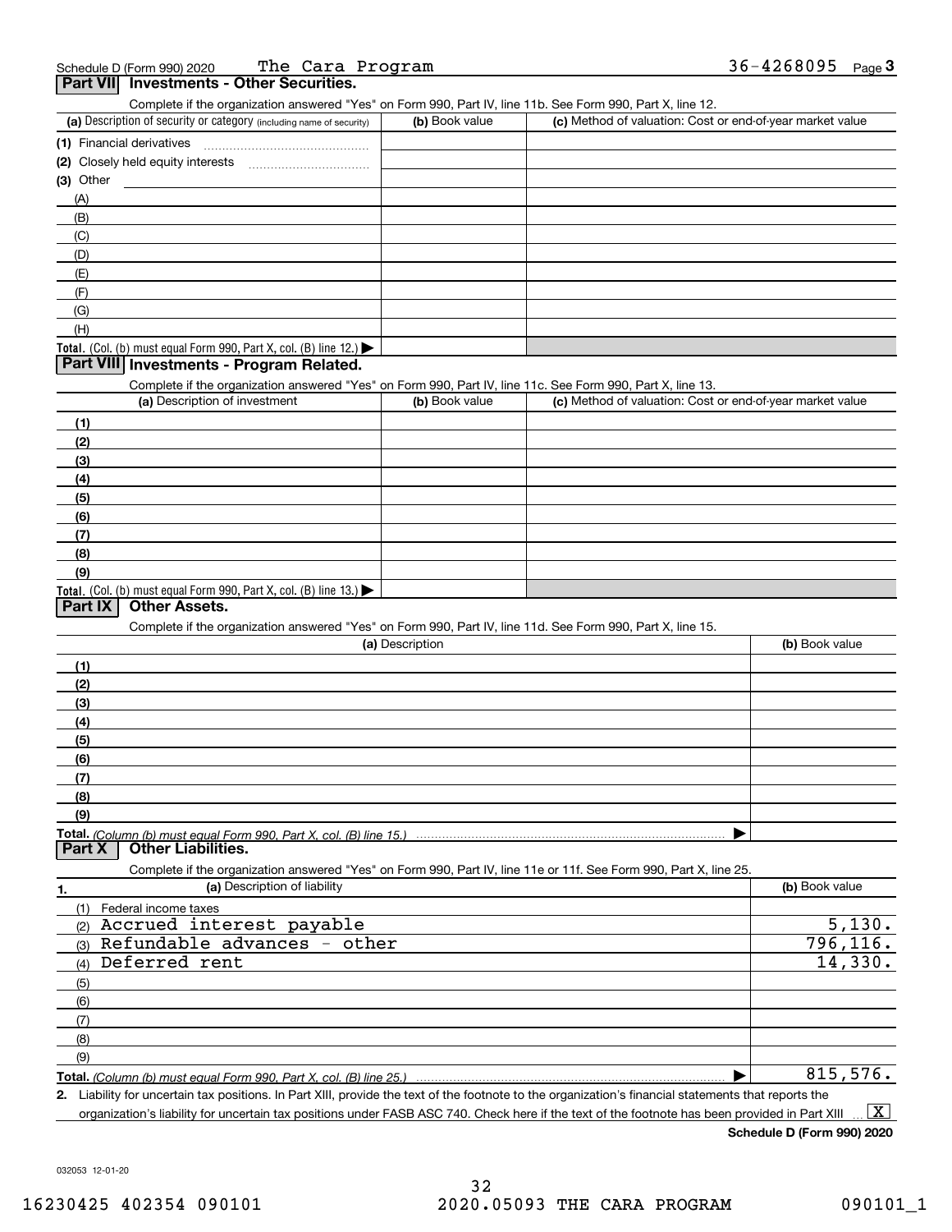Schedule D (Form 990) 2020 The Cara Program 36-4268095 Page 3

## Part VII Investments - Other Securities.

Complete if the organization answered "Yes" on Form 990, Part IV, line 11b. See Form 990, Part X, line 12.

| (a) Description of security or category (including name of security) | (b) Book value | (c) Method of valuation: Cost or end-of-year market value |
|---|---|---|
| (1) Financial derivatives | | |
| (2) Closely held equity interests | | |
| (3) Other | | |
| (A) | | |
| (B) | | |
| (C) | | |
| (D) | | |
| (E) | | |
| (F) | | |
| (G) | | |
| (H) | | |
| **Total.** (Col. (b) must equal Form 990, Part X, col. (B) line 12.) ▶ | | |

## Part VIII Investments - Program Related.

Complete if the organization answered "Yes" on Form 990, Part IV, line 11c. See Form 990, Part X, line 13.

| (a) Description of investment | (b) Book value | (c) Method of valuation: Cost or end-of-year market value |
|---|---|---|
| (1) | | |
| (2) | | |
| (3) | | |
| (4) | | |
| (5) | | |
| (6) | | |
| (7) | | |
| (8) | | |
| (9) | | |
| **Total.** (Col. (b) must equal Form 990, Part X, col. (B) line 13.) ▶ | | |

## Part IX Other Assets.

Complete if the organization answered "Yes" on Form 990, Part IV, line 11d. See Form 990, Part X, line 15.

| (a) Description | (b) Book value |
|---|---|
| (1) | |
| (2) | |
| (3) | |
| (4) | |
| (5) | |
| (6) | |
| (7) | |
| (8) | |
| (9) | |
| **Total.** *(Column (b) must equal Form 990, Part X, col. (B) line 15.)* ▶ | |

## Part X Other Liabilities.

Complete if the organization answered "Yes" on Form 990, Part IV, line 11e or 11f. See Form 990, Part X, line 25.

| 1. (a) Description of liability | (b) Book value |
|---|---|
| (1) Federal income taxes | |
| (2) Accrued interest payable | 5,130. |
| (3) Refundable advances - other | 796,116. |
| (4) Deferred rent | 14,330. |
| (5) | |
| (6) | |
| (7) | |
| (8) | |
| (9) | |
| **Total.** *(Column (b) must equal Form 990, Part X, col. (B) line 25.)* ▶ | 815,576. |

2. Liability for uncertain tax positions. In Part XIII, provide the text of the footnote to the organization's financial statements that reports the organization's liability for uncertain tax positions under FASB ASC 740. Check here if the text of the footnote has been provided in Part XIII ... [X]

**Schedule D (Form 990) 2020**

032053 12-01-20

16230425 402354 090101 2020.05093 THE CARA PROGRAM 090101_1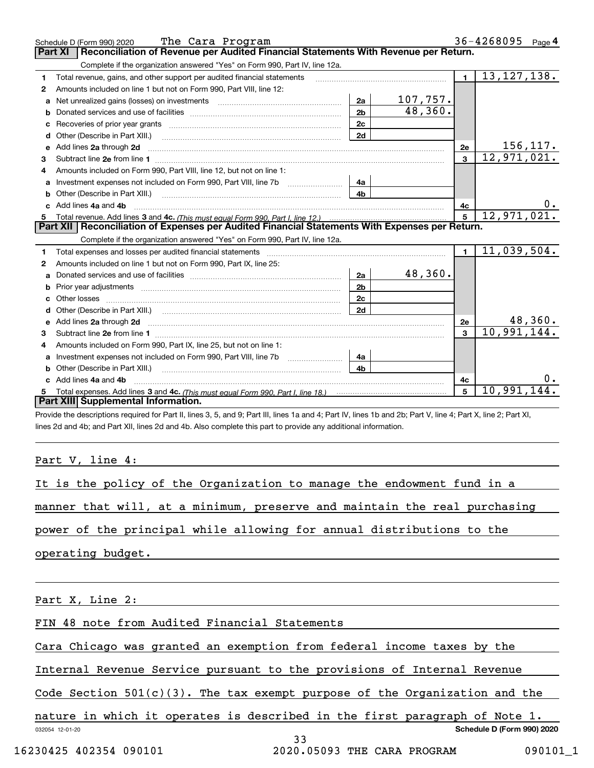Schedule D (Form 990) 2020 The Cara Program 36-4268095 Page 4

## Part XI Reconciliation of Revenue per Audited Financial Statements With Revenue per Return.

Complete if the organization answered "Yes" on Form 990, Part IV, line 12a.

| | | | | | |
|---|---|---|---|---|---|
| 1 | Total revenue, gains, and other support per audited financial statements | | | 1 | 13,127,138. |
| 2 | Amounts included on line 1 but not on Form 990, Part VIII, line 12: | | | | |
| a | Net unrealized gains (losses) on investments | 2a | 107,757. | | |
| b | Donated services and use of facilities | 2b | 48,360. | | |
| c | Recoveries of prior year grants | 2c | | | |
| d | Other (Describe in Part XIII.) | 2d | | | |
| e | Add lines 2a through 2d | | | 2e | 156,117. |
| 3 | Subtract line 2e from line 1 | | | 3 | 12,971,021. |
| 4 | Amounts included on Form 990, Part VIII, line 12, but not on line 1: | | | | |
| a | Investment expenses not included on Form 990, Part VIII, line 7b | 4a | | | |
| b | Other (Describe in Part XIII.) | 4b | | | |
| c | Add lines 4a and 4b | | | 4c | 0. |
| 5 | Total revenue. Add lines 3 and 4c. *(This must equal Form 990, Part I, line 12.)* | | | 5 | 12,971,021. |

## Part XII Reconciliation of Expenses per Audited Financial Statements With Expenses per Return.

Complete if the organization answered "Yes" on Form 990, Part IV, line 12a.

| | | | | | |
|---|---|---|---|---|---|
| 1 | Total expenses and losses per audited financial statements | | | 1 | 11,039,504. |
| 2 | Amounts included on line 1 but not on Form 990, Part IX, line 25: | | | | |
| a | Donated services and use of facilities | 2a | 48,360. | | |
| b | Prior year adjustments | 2b | | | |
| c | Other losses | 2c | | | |
| d | Other (Describe in Part XIII.) | 2d | | | |
| e | Add lines 2a through 2d | | | 2e | 48,360. |
| 3 | Subtract line 2e from line 1 | | | 3 | 10,991,144. |
| 4 | Amounts included on Form 990, Part IX, line 25, but not on line 1: | | | | |
| a | Investment expenses not included on Form 990, Part VIII, line 7b | 4a | | | |
| b | Other (Describe in Part XIII.) | 4b | | | |
| c | Add lines 4a and 4b | | | 4c | 0. |
| 5 | Total expenses. Add lines 3 and 4c. *(This must equal Form 990, Part I, line 18.)* | | | 5 | 10,991,144. |

## Part XIII Supplemental Information.

Provide the descriptions required for Part II, lines 3, 5, and 9; Part III, lines 1a and 4; Part IV, lines 1b and 2b; Part V, line 4; Part X, line 2; Part XI, lines 2d and 4b; and Part XII, lines 2d and 4b. Also complete this part to provide any additional information.

Part V, line 4:

It is the policy of the Organization to manage the endowment fund in a manner that will, at a minimum, preserve and maintain the real purchasing power of the principal while allowing for annual distributions to the operating budget.

Part X, Line 2:

FIN 48 note from Audited Financial Statements

Cara Chicago was granted an exemption from federal income taxes by the Internal Revenue Service pursuant to the provisions of Internal Revenue Code Section 501(c)(3). The tax exempt purpose of the Organization and the nature in which it operates is described in the first paragraph of Note 1.

032054 12-01-20 Schedule D (Form 990) 2020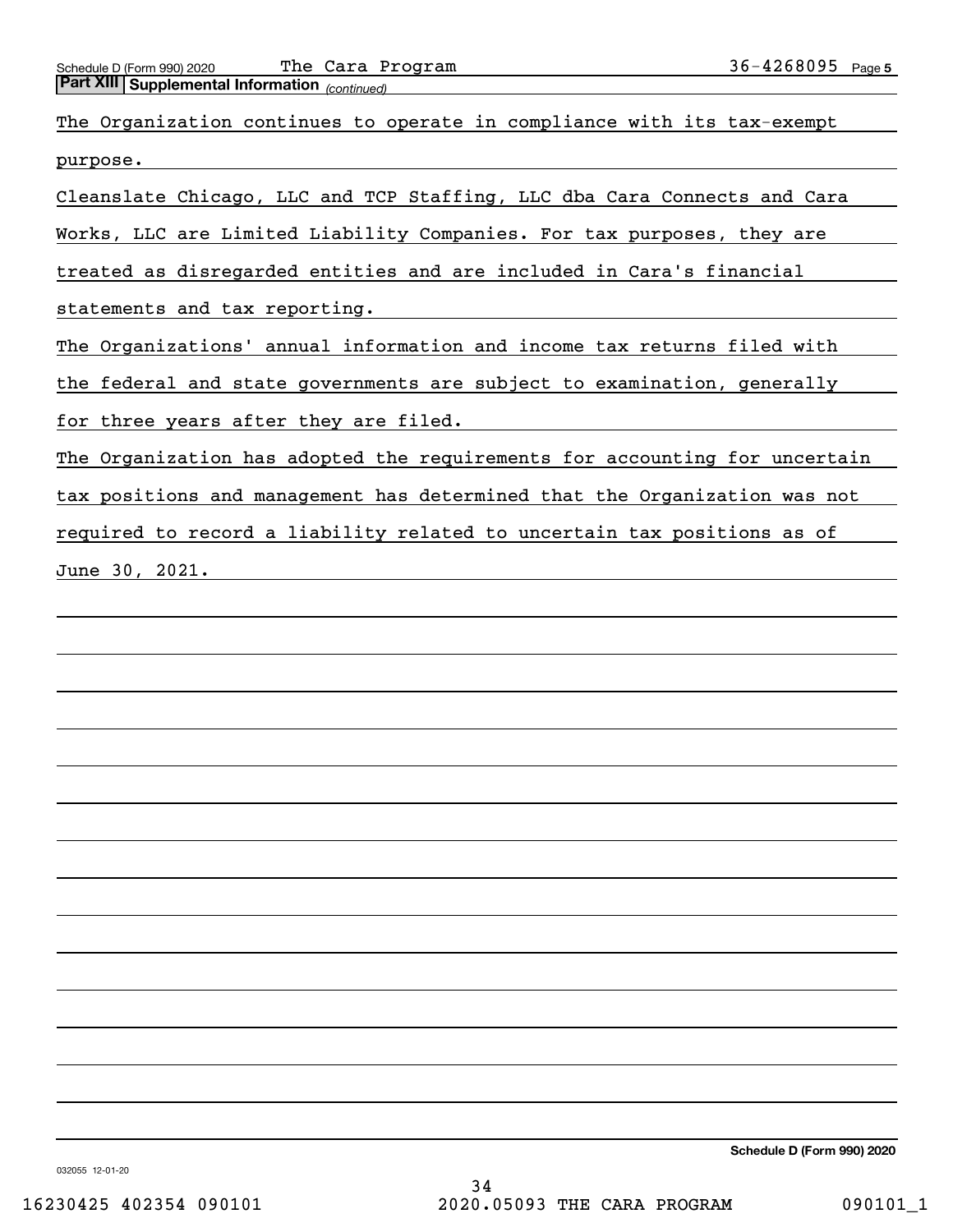**Part XIII | Supplemental Information** *(continued)*

The Organization continues to operate in compliance with its tax-exempt purpose.

Cleanslate Chicago, LLC and TCP Staffing, LLC dba Cara Connects and Cara Works, LLC are Limited Liability Companies. For tax purposes, they are treated as disregarded entities and are included in Cara's financial statements and tax reporting.

The Organizations' annual information and income tax returns filed with the federal and state governments are subject to examination, generally for three years after they are filed.

The Organization has adopted the requirements for accounting for uncertain tax positions and management has determined that the Organization was not required to record a liability related to uncertain tax positions as of June 30, 2021.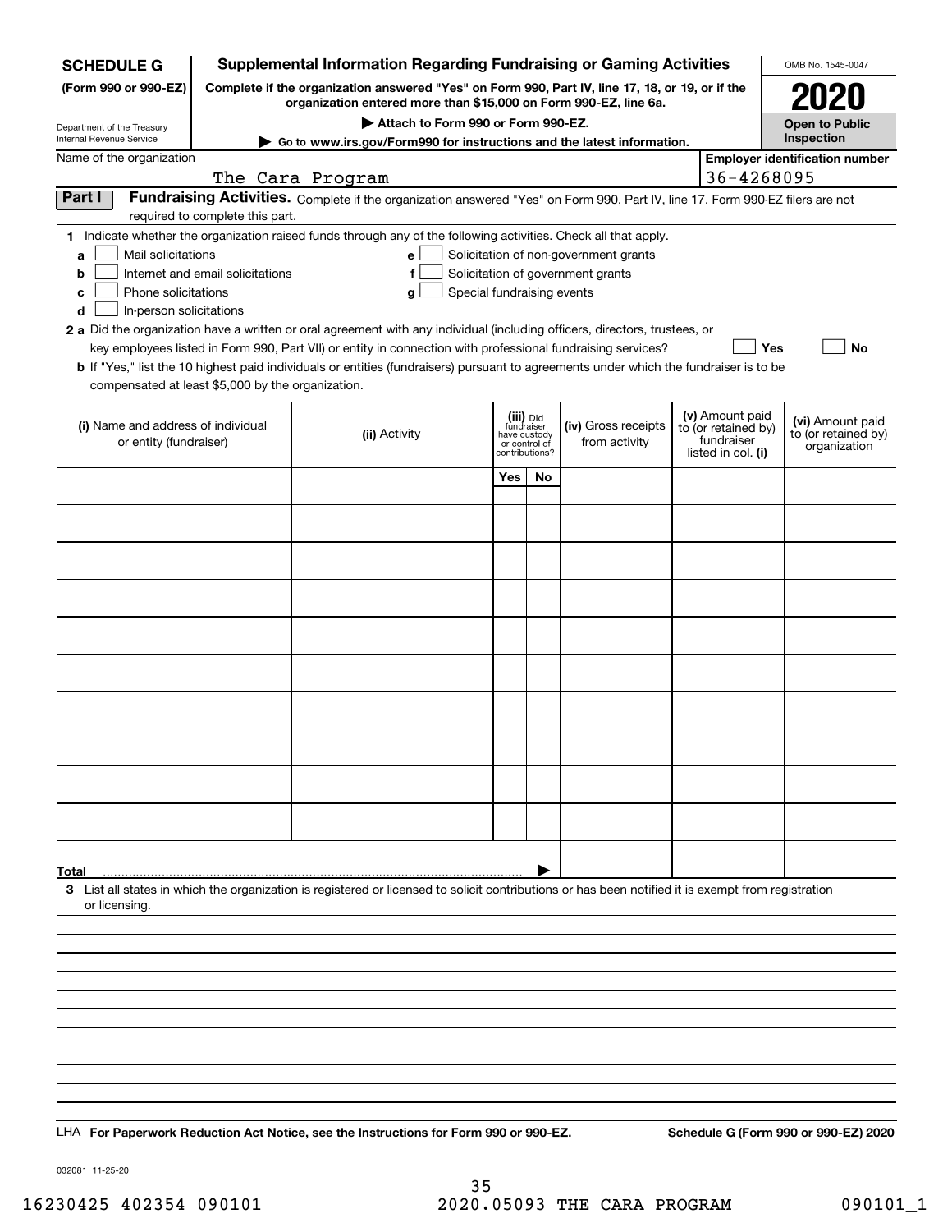**SCHEDULE G** (Form 990 or 990-EZ)

Department of the Treasury
Internal Revenue Service

# Supplemental Information Regarding Fundraising or Gaming Activities

**Complete if the organization answered "Yes" on Form 990, Part IV, line 17, 18, or 19, or if the organization entered more than $15,000 on Form 990-EZ, line 6a.**

**▶ Attach to Form 990 or Form 990-EZ.**

**▶ Go to www.irs.gov/Form990 for instructions and the latest information.**

OMB No. 1545-0047

**2020**

**Open to Public Inspection**

Name of the organization: The Cara Program

Employer identification number: 36-4268095

## Part I Fundraising Activities.

Complete if the organization answered "Yes" on Form 990, Part IV, line 17. Form 990-EZ filers are not required to complete this part.

**1** Indicate whether the organization raised funds through any of the following activities. Check all that apply.

- **a** ☐ Mail solicitations
- **b** ☐ Internet and email solicitations
- **c** ☐ Phone solicitations
- **d** ☐ In-person solicitations
- **e** ☐ Solicitation of non-government grants
- **f** ☐ Solicitation of government grants
- **g** ☐ Special fundraising events

**2 a** Did the organization have a written or oral agreement with any individual (including officers, directors, trustees, or key employees listed in Form 990, Part VII) or entity in connection with professional fundraising services? ☐ Yes ☐ No

**b** If "Yes," list the 10 highest paid individuals or entities (fundraisers) pursuant to agreements under which the fundraiser is to be compensated at least $5,000 by the organization.

| (i) Name and address of individual or entity (fundraiser) | (ii) Activity | (iii) Did fundraiser have custody or control of contributions? Yes | No | (iv) Gross receipts from activity | (v) Amount paid to (or retained by) fundraiser listed in col. (i) | (vi) Amount paid to (or retained by) organization |
|---|---|---|---|---|---|---|
| | | | | | | |
| | | | | | | |
| | | | | | | |
| | | | | | | |
| | | | | | | |
| | | | | | | |
| | | | | | | |
| | | | | | | |
| | | | | | | |
| | | | | | | |
| **Total** ▶ | | | | | | |

**3** List all states in which the organization is registered or licensed to solicit contributions or has been notified it is exempt from registration or licensing.

LHA **For Paperwork Reduction Act Notice, see the Instructions for Form 990 or 990-EZ.** **Schedule G (Form 990 or 990-EZ) 2020**

032081 11-25-20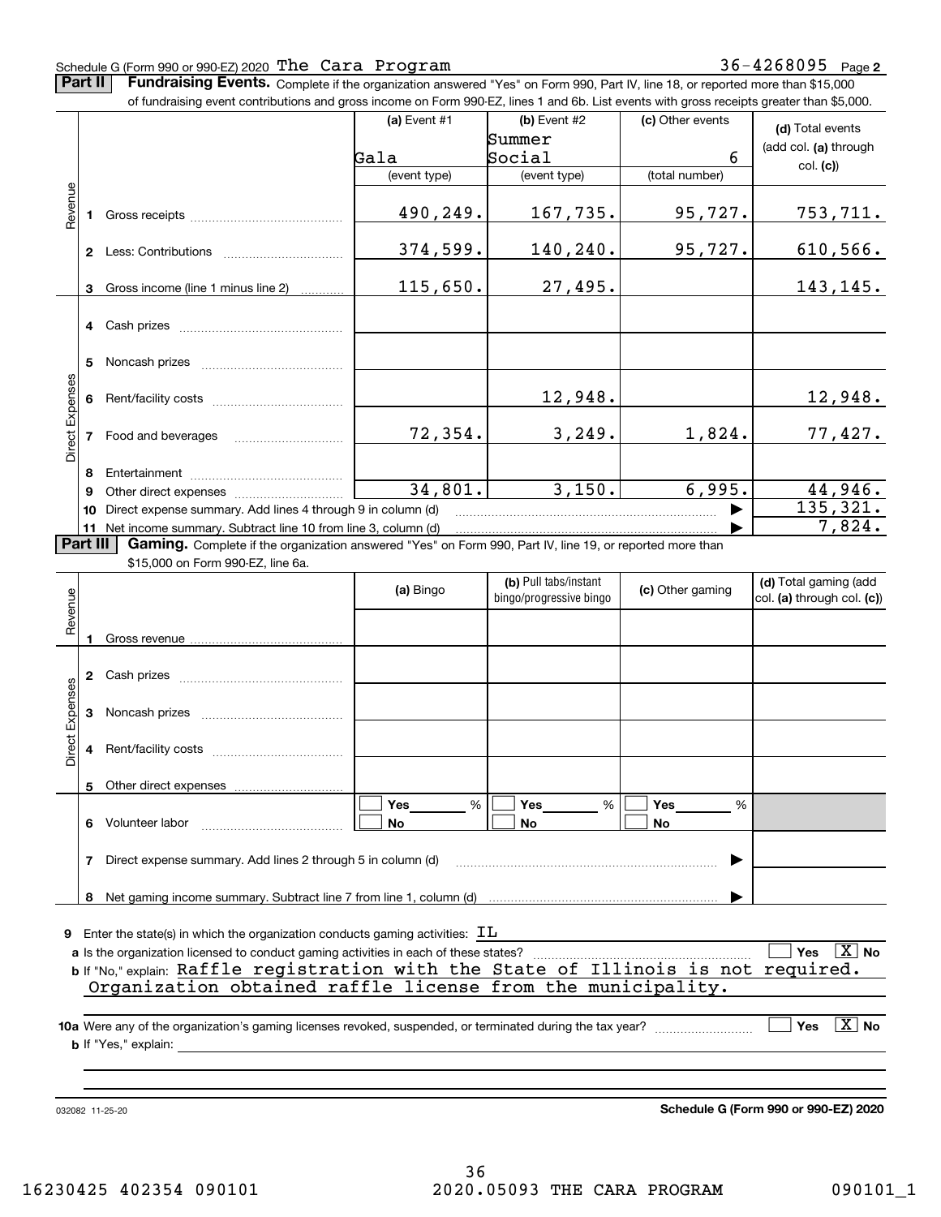Schedule G (Form 990 or 990-EZ) 2020 The Cara Program 36-4268095 Page **2**

## Part II Fundraising Events.

Complete if the organization answered "Yes" on Form 990, Part IV, line 18, or reported more than $15,000 of fundraising event contributions and gross income on Form 990-EZ, lines 1 and 6b. List events with gross receipts greater than $5,000.

| | | (a) Event #1 | (b) Event #2 | (c) Other events | (d) Total events (add col. (a) through col. (c)) |
|---|---|---|---|---|---|
| | | Gala | Summer Social | 6 | |
| | | (event type) | (event type) | (total number) | |
| Revenue | 1 Gross receipts | 490,249. | 167,735. | 95,727. | 753,711. |
| | 2 Less: Contributions | 374,599. | 140,240. | 95,727. | 610,566. |
| | 3 Gross income (line 1 minus line 2) | 115,650. | 27,495. | | 143,145. |
| Direct Expenses | 4 Cash prizes | | | | |
| | 5 Noncash prizes | | | | |
| | 6 Rent/facility costs | | 12,948. | | 12,948. |
| | 7 Food and beverages | 72,354. | 3,249. | 1,824. | 77,427. |
| | 8 Entertainment | | | | |
| | 9 Other direct expenses | 34,801. | 3,150. | 6,995. | 44,946. |
| | 10 Direct expense summary. Add lines 4 through 9 in column (d) | | | | 135,321. |
| | 11 Net income summary. Subtract line 10 from line 3, column (d) | | | | 7,824. |

## Part III Gaming.

Complete if the organization answered "Yes" on Form 990, Part IV, line 19, or reported more than $15,000 on Form 990-EZ, line 6a.

| | | (a) Bingo | (b) Pull tabs/instant bingo/progressive bingo | (c) Other gaming | (d) Total gaming (add col. (a) through col. (c)) |
|---|---|---|---|---|---|
| Revenue | 1 Gross revenue | | | | |
| Direct Expenses | 2 Cash prizes | | | | |
| | 3 Noncash prizes | | | | |
| | 4 Rent/facility costs | | | | |
| | 5 Other direct expenses | | | | |
| | 6 Volunteer labor | ☐ Yes ___ % ☐ No | ☐ Yes ___ % ☐ No | ☐ Yes ___ % ☐ No | |
| | 7 Direct expense summary. Add lines 2 through 5 in column (d) | | | | |
| | 8 Net gaming income summary. Subtract line 7 from line 1, column (d) | | | | |

**9** Enter the state(s) in which the organization conducts gaming activities: IL

**a** Is the organization licensed to conduct gaming activities in each of these states? ☐ Yes ☒ No

**b** If "No," explain: Raffle registration with the State of Illinois is not required. Organization obtained raffle license from the municipality.

**10a** Were any of the organization's gaming licenses revoked, suspended, or terminated during the tax year? ☐ Yes ☒ No

**b** If "Yes," explain:

032082 11-25-20 **Schedule G (Form 990 or 990-EZ) 2020**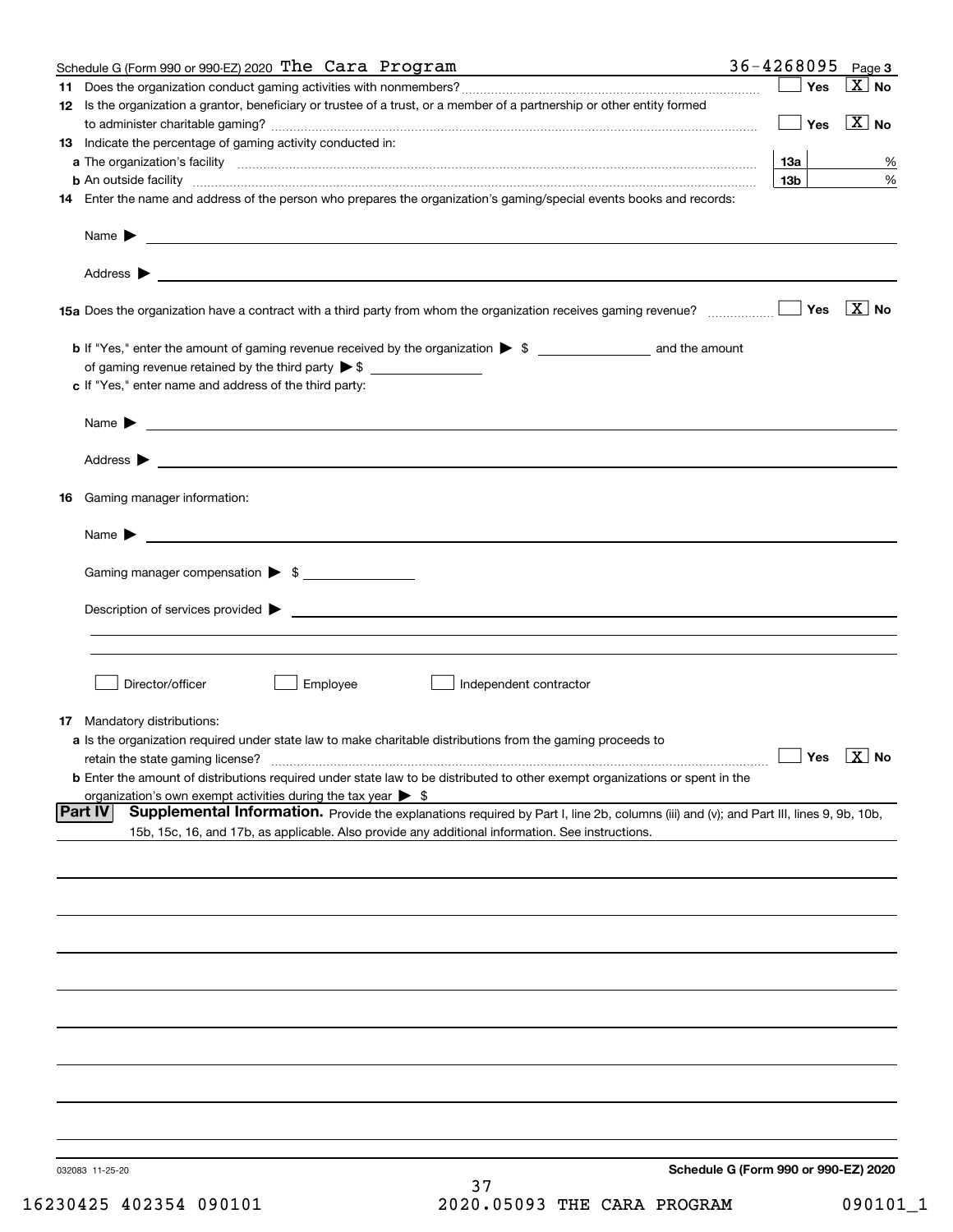Schedule G (Form 990 or 990-EZ) 2020 The Cara Program 36-4268095 Page **3**

**11** Does the organization conduct gaming activities with nonmembers? ☐ Yes ☒ No

**12** Is the organization a grantor, beneficiary or trustee of a trust, or a member of a partnership or other entity formed to administer charitable gaming? ☐ Yes ☒ No

**13** Indicate the percentage of gaming activity conducted in:

**a** The organization's facility **13a** %

**b** An outside facility **13b** %

**14** Enter the name and address of the person who prepares the organization's gaming/special events books and records:

Name ▶

Address ▶

**15a** Does the organization have a contract with a third party from whom the organization receives gaming revenue? ☐ Yes ☒ No

**b** If "Yes," enter the amount of gaming revenue received by the organization ▶ $ ______ and the amount of gaming revenue retained by the third party ▶ $ ______

**c** If "Yes," enter name and address of the third party:

Name ▶

Address ▶

**16** Gaming manager information:

Name ▶

Gaming manager compensation ▶ $

Description of services provided ▶

☐ Director/officer ☐ Employee ☐ Independent contractor

**17** Mandatory distributions:

**a** Is the organization required under state law to make charitable distributions from the gaming proceeds to retain the state gaming license? ☐ Yes ☒ No

**b** Enter the amount of distributions required under state law to be distributed to other exempt organizations or spent in the organization's own exempt activities during the tax year ▶ $

**Part IV** **Supplemental Information.** Provide the explanations required by Part I, line 2b, columns (iii) and (v); and Part III, lines 9, 9b, 10b, 15b, 15c, 16, and 17b, as applicable. Also provide any additional information. See instructions.

032083 11-25-20 **Schedule G (Form 990 or 990-EZ) 2020**

16230425 402354 090101 2020.05093 THE CARA PROGRAM 090101_1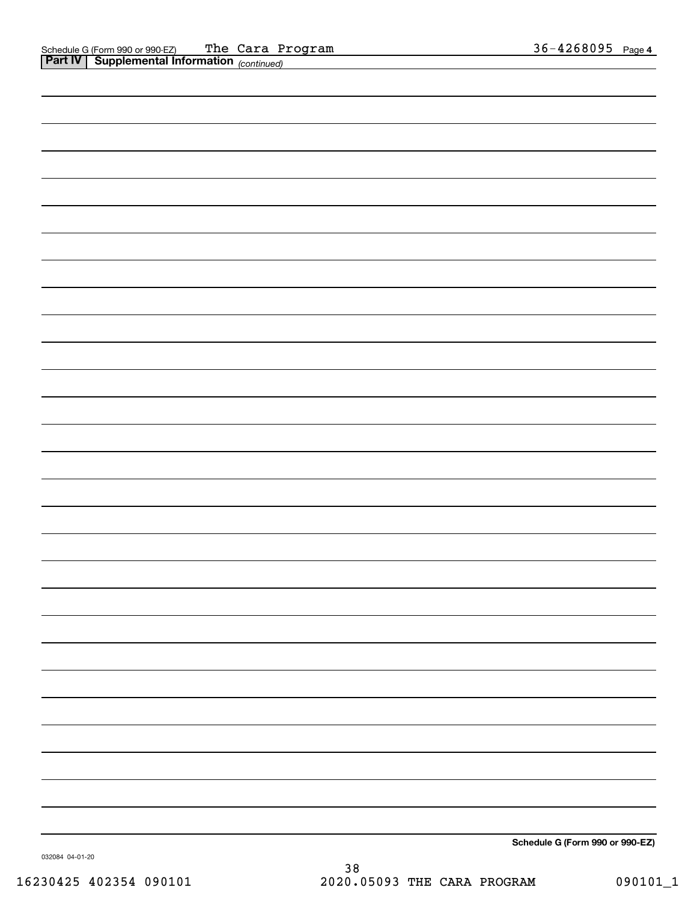Schedule G (Form 990 or 990-EZ) The Cara Program 36-4268095 Page 4

**Part IV | Supplemental Information** *(continued)*

**Schedule G (Form 990 or 990-EZ)**

032084 04-01-20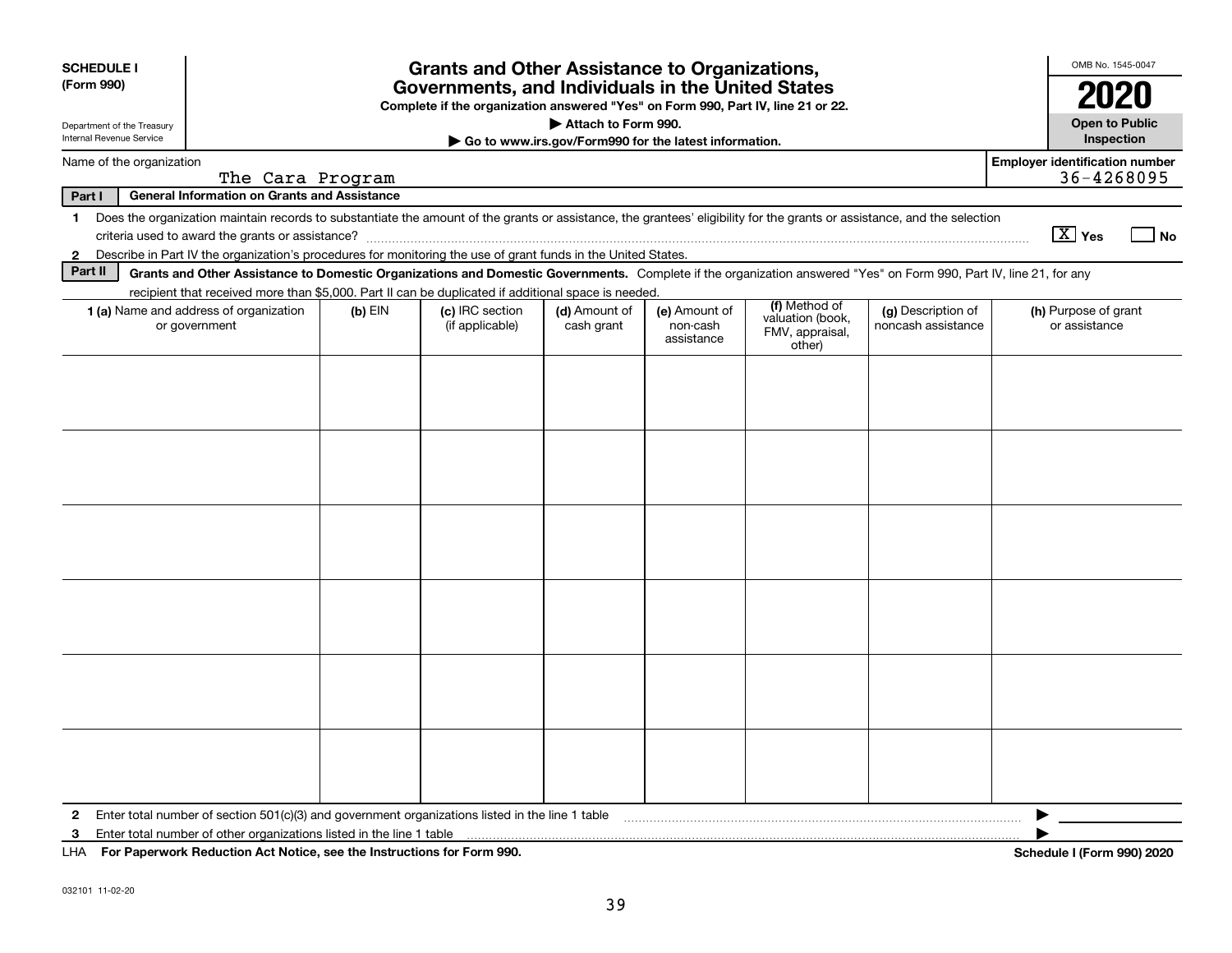**SCHEDULE I**
**(Form 990)**

Department of the Treasury
Internal Revenue Service

# Grants and Other Assistance to Organizations, Governments, and Individuals in the United States

**Complete if the organization answered "Yes" on Form 990, Part IV, line 21 or 22.**

**▶ Attach to Form 990.**

**▶ Go to www.irs.gov/Form990 for the latest information.**

OMB No. 1545-0047

**2020**

**Open to Public Inspection**

Name of the organization: The Cara Program

Employer identification number: 36-4268095

**Part I — General Information on Grants and Assistance**

1 Does the organization maintain records to substantiate the amount of the grants or assistance, the grantees' eligibility for the grants or assistance, and the selection criteria used to award the grants or assistance? [X] Yes [ ] No

2 Describe in Part IV the organization's procedures for monitoring the use of grant funds in the United States.

**Part II — Grants and Other Assistance to Domestic Organizations and Domestic Governments.** Complete if the organization answered "Yes" on Form 990, Part IV, line 21, for any recipient that received more than $5,000. Part II can be duplicated if additional space is needed.

| 1 (a) Name and address of organization or government | (b) EIN | (c) IRC section (if applicable) | (d) Amount of cash grant | (e) Amount of non-cash assistance | (f) Method of valuation (book, FMV, appraisal, other) | (g) Description of noncash assistance | (h) Purpose of grant or assistance |
|---|---|---|---|---|---|---|---|
| | | | | | | | |
| | | | | | | | |
| | | | | | | | |
| | | | | | | | |
| | | | | | | | |
| | | | | | | | |

2 Enter total number of section 501(c)(3) and government organizations listed in the line 1 table ▶

3 Enter total number of other organizations listed in the line 1 table ▶

LHA **For Paperwork Reduction Act Notice, see the Instructions for Form 990.** **Schedule I (Form 990) 2020**

032101 11-02-20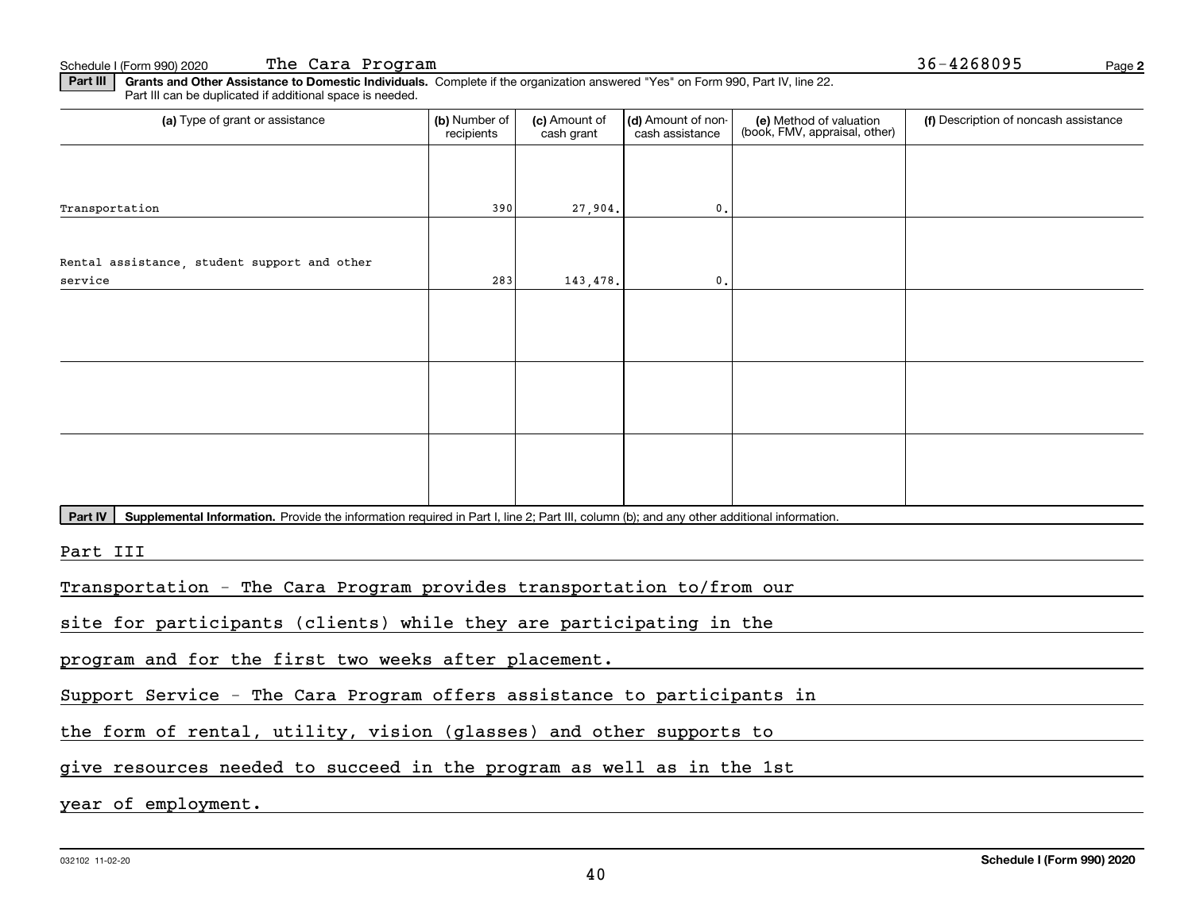Schedule I (Form 990) 2020 The Cara Program 36-4268095

**Part III** **Grants and Other Assistance to Domestic Individuals.** Complete if the organization answered "Yes" on Form 990, Part IV, line 22. Part III can be duplicated if additional space is needed.

| (a) Type of grant or assistance | (b) Number of recipients | (c) Amount of cash grant | (d) Amount of non-cash assistance | (e) Method of valuation (book, FMV, appraisal, other) | (f) Description of noncash assistance |
|---|---|---|---|---|---|
| Transportation | 390 | 27,904. | 0. | | |
| Rental assistance, student support and other service | 283 | 143,478. | 0. | | |
| | | | | | |
| | | | | | |
| | | | | | |

**Part IV** **Supplemental Information.** Provide the information required in Part I, line 2; Part III, column (b); and any other additional information.

Part III

Transportation - The Cara Program provides transportation to/from our site for participants (clients) while they are participating in the program and for the first two weeks after placement.

Support Service - The Cara Program offers assistance to participants in the form of rental, utility, vision (glasses) and other supports to give resources needed to succeed in the program as well as in the 1st year of employment.

032102 11-02-20 **Schedule I (Form 990) 2020**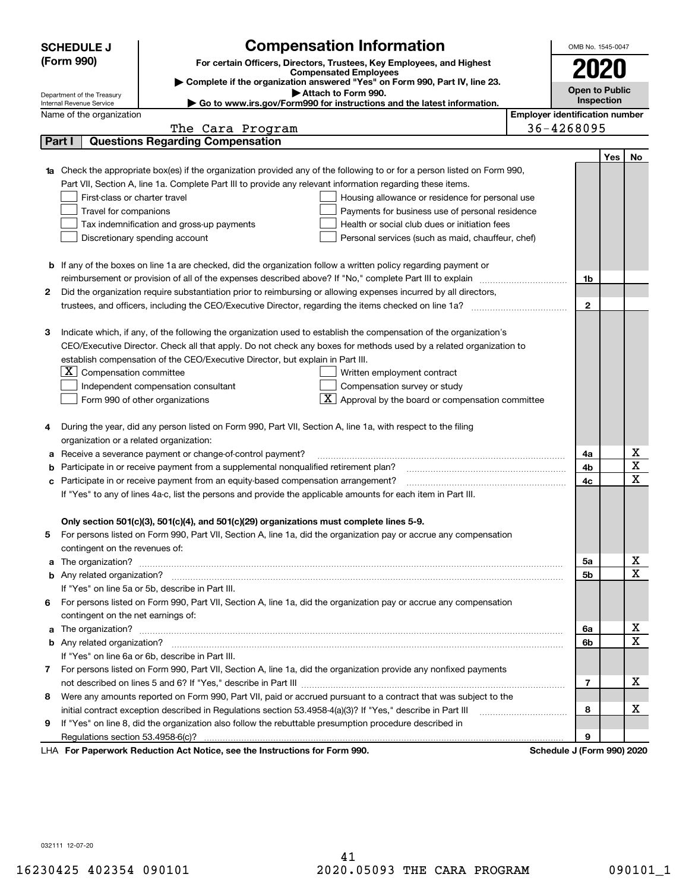**SCHEDULE J (Form 990)**

Department of the Treasury
Internal Revenue Service

# Compensation Information

**For certain Officers, Directors, Trustees, Key Employees, and Highest Compensated Employees**

▶ Complete if the organization answered "Yes" on Form 990, Part IV, line 23.
▶ Attach to Form 990.
▶ Go to www.irs.gov/Form990 for instructions and the latest information.

OMB No. 1545-0047

**2020**

**Open to Public Inspection**

Name of the organization: The Cara Program

Employer identification number: 36-4268095

## Part I Questions Regarding Compensation

| | | | Yes | No |
|---|---|---|---|---|
| **1a** | Check the appropriate box(es) if the organization provided any of the following to or for a person listed on Form 990, Part VII, Section A, line 1a. Complete Part III to provide any relevant information regarding these items.<br>☐ First-class or charter travel ☐ Housing allowance or residence for personal use<br>☐ Travel for companions ☐ Payments for business use of personal residence<br>☐ Tax indemnification and gross-up payments ☐ Health or social club dues or initiation fees<br>☐ Discretionary spending account ☐ Personal services (such as maid, chauffeur, chef) | | | |
| **b** | If any of the boxes on line 1a are checked, did the organization follow a written policy regarding payment or reimbursement or provision of all of the expenses described above? If "No," complete Part III to explain | 1b | | |
| **2** | Did the organization require substantiation prior to reimbursing or allowing expenses incurred by all directors, trustees, and officers, including the CEO/Executive Director, regarding the items checked on line 1a? | 2 | | |
| **3** | Indicate which, if any, of the following the organization used to establish the compensation of the organization's CEO/Executive Director. Check all that apply. Do not check any boxes for methods used by a related organization to establish compensation of the CEO/Executive Director, but explain in Part III.<br>☒ Compensation committee ☐ Written employment contract<br>☐ Independent compensation consultant ☐ Compensation survey or study<br>☐ Form 990 of other organizations ☒ Approval by the board or compensation committee | | | |
| **4** | During the year, did any person listed on Form 990, Part VII, Section A, line 1a, with respect to the filing organization or a related organization: | | | |
| **a** | Receive a severance payment or change-of-control payment? | 4a | | X |
| **b** | Participate in or receive payment from a supplemental nonqualified retirement plan? | 4b | | X |
| **c** | Participate in or receive payment from an equity-based compensation arrangement? | 4c | | X |
| | If "Yes" to any of lines 4a-c, list the persons and provide the applicable amounts for each item in Part III. | | | |
| | **Only section 501(c)(3), 501(c)(4), and 501(c)(29) organizations must complete lines 5-9.** | | | |
| **5** | For persons listed on Form 990, Part VII, Section A, line 1a, did the organization pay or accrue any compensation contingent on the revenues of: | | | |
| **a** | The organization? | 5a | | X |
| **b** | Any related organization? | 5b | | X |
| | If "Yes" on line 5a or 5b, describe in Part III. | | | |
| **6** | For persons listed on Form 990, Part VII, Section A, line 1a, did the organization pay or accrue any compensation contingent on the net earnings of: | | | |
| **a** | The organization? | 6a | | X |
| **b** | Any related organization? | 6b | | X |
| | If "Yes" on line 6a or 6b, describe in Part III. | | | |
| **7** | For persons listed on Form 990, Part VII, Section A, line 1a, did the organization provide any nonfixed payments not described on lines 5 and 6? If "Yes," describe in Part III | 7 | | X |
| **8** | Were any amounts reported on Form 990, Part VII, paid or accrued pursuant to a contract that was subject to the initial contract exception described in Regulations section 53.4958-4(a)(3)? If "Yes," describe in Part III | 8 | | X |
| **9** | If "Yes" on line 8, did the organization also follow the rebuttable presumption procedure described in Regulations section 53.4958-6(c)? | 9 | | |

LHA **For Paperwork Reduction Act Notice, see the Instructions for Form 990.** **Schedule J (Form 990) 2020**

032111 12-07-20

16230425 402354 090101 2020.05093 THE CARA PROGRAM 090101_1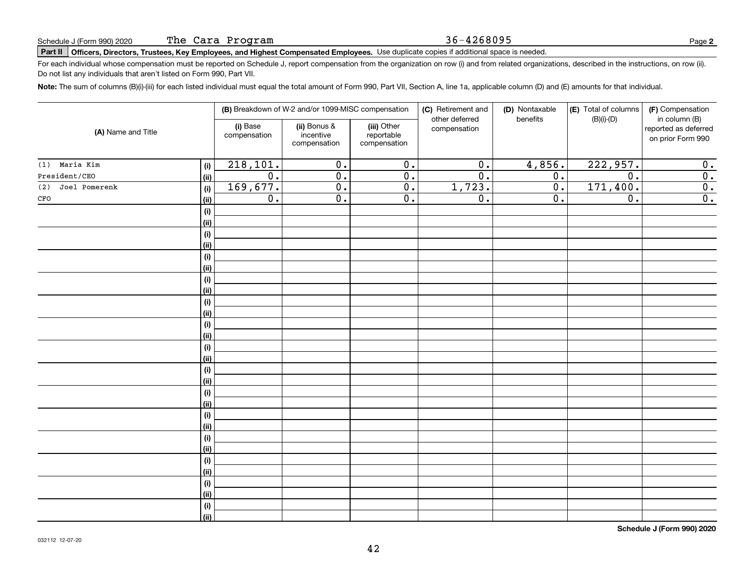Schedule J (Form 990) 2020 The Cara Program 36-4268095 Page **2**

**Part II Officers, Directors, Trustees, Key Employees, and Highest Compensated Employees.** Use duplicate copies if additional space is needed.

For each individual whose compensation must be reported on Schedule J, report compensation from the organization on row (i) and from related organizations, described in the instructions, on row (ii). Do not list any individuals that aren't listed on Form 990, Part VII.

**Note:** The sum of columns (B)(i)-(iii) for each listed individual must equal the total amount of Form 990, Part VII, Section A, line 1a, applicable column (D) and (E) amounts for that individual.

| (A) Name and Title | | (B) Breakdown of W-2 and/or 1099-MISC compensation | | | (C) Retirement and other deferred compensation | (D) Nontaxable benefits | (E) Total of columns (B)(i)-(D) | (F) Compensation in column (B) reported as deferred on prior Form 990 |
|---|---|---|---|---|---|---|---|---|
| | | (i) Base compensation | (ii) Bonus & incentive compensation | (iii) Other reportable compensation | | | | |
| (1) Maria Kim | (i) | 218,101. | 0. | 0. | 0. | 4,856. | 222,957. | 0. |
| President/CEO | (ii) | 0. | 0. | 0. | 0. | 0. | 0. | 0. |
| (2) Joel Pomerenk | (i) | 169,677. | 0. | 0. | 1,723. | 0. | 171,400. | 0. |
| CFO | (ii) | 0. | 0. | 0. | 0. | 0. | 0. | 0. |
| | (i) | | | | | | | |
| | (ii) | | | | | | | |
| | (i) | | | | | | | |
| | (ii) | | | | | | | |
| | (i) | | | | | | | |
| | (ii) | | | | | | | |
| | (i) | | | | | | | |
| | (ii) | | | | | | | |
| | (i) | | | | | | | |
| | (ii) | | | | | | | |
| | (i) | | | | | | | |
| | (ii) | | | | | | | |
| | (i) | | | | | | | |
| | (ii) | | | | | | | |
| | (i) | | | | | | | |
| | (ii) | | | | | | | |
| | (i) | | | | | | | |
| | (ii) | | | | | | | |
| | (i) | | | | | | | |
| | (ii) | | | | | | | |
| | (i) | | | | | | | |
| | (ii) | | | | | | | |
| | (i) | | | | | | | |
| | (ii) | | | | | | | |
| | (i) | | | | | | | |
| | (ii) | | | | | | | |
| | (i) | | | | | | | |
| | (ii) | | | | | | | |

**Schedule J (Form 990) 2020**

032112 12-07-20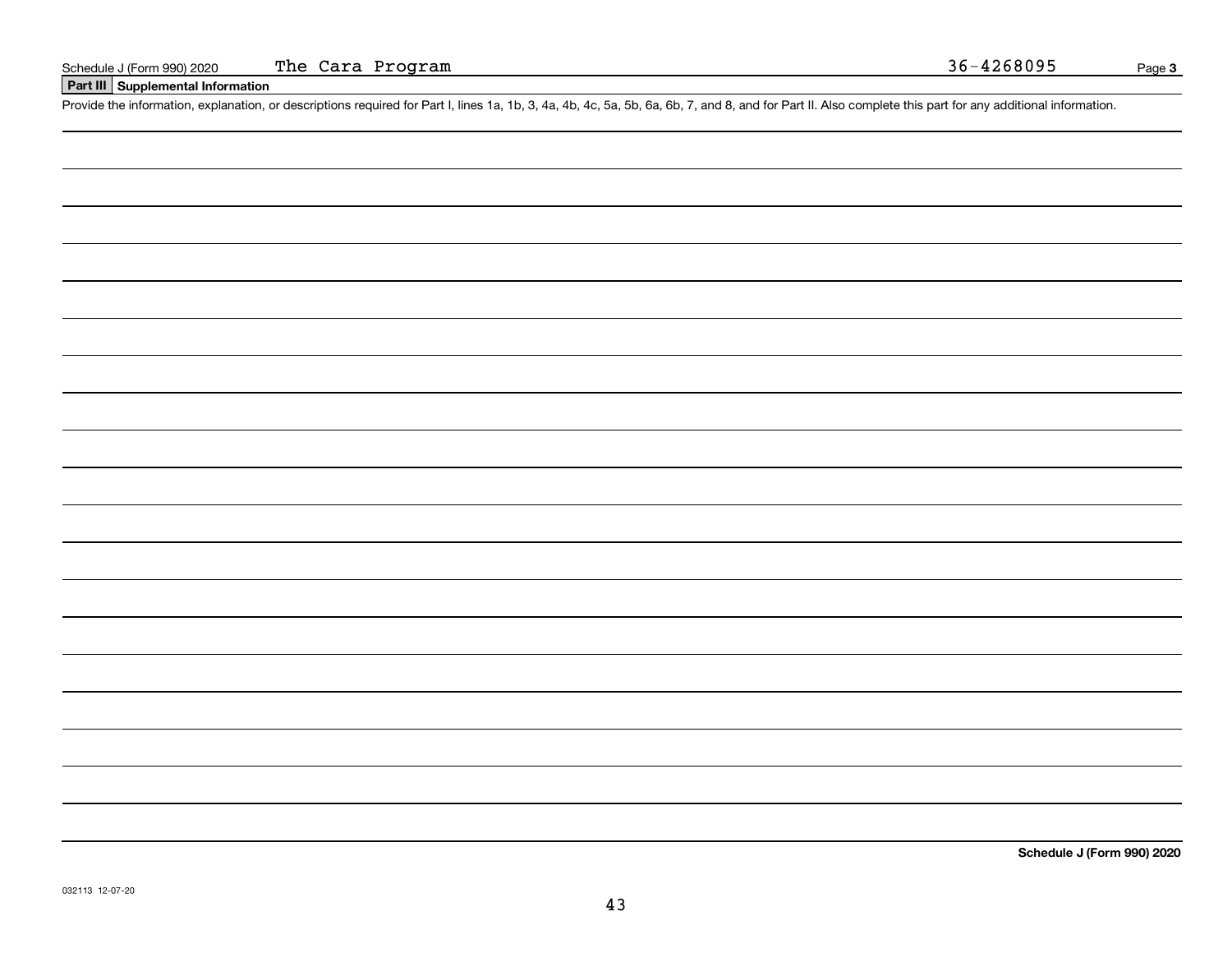Schedule J (Form 990) 2020 The Cara Program 36-4268095

## Part III Supplemental Information

Provide the information, explanation, or descriptions required for Part I, lines 1a, 1b, 3, 4a, 4b, 4c, 5a, 5b, 6a, 6b, 7, and 8, and for Part II. Also complete this part for any additional information.

**Schedule J (Form 990) 2020**

032113 12-07-20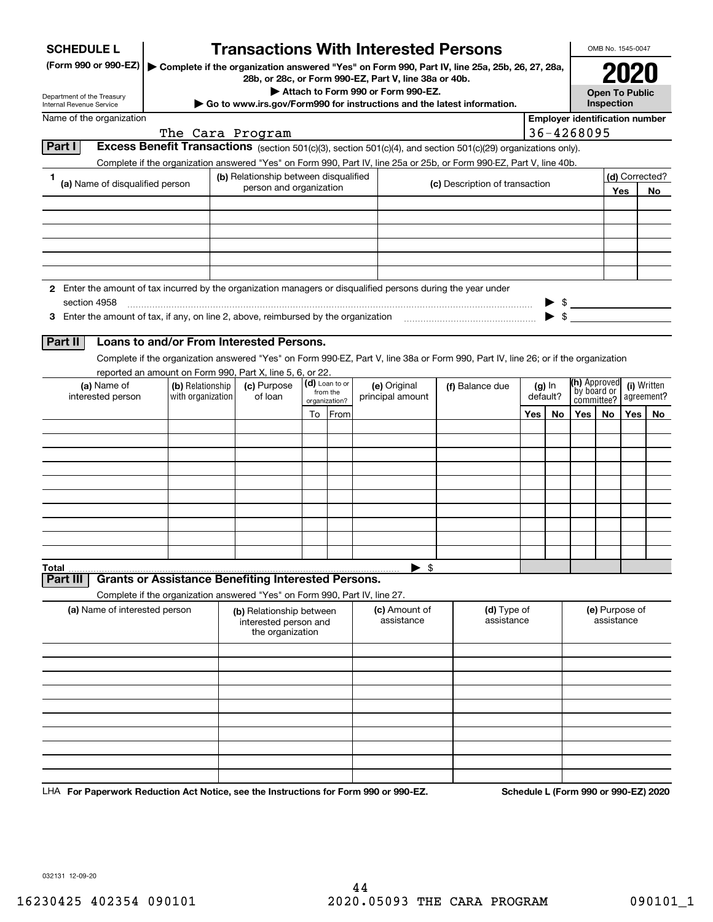**SCHEDULE L**
**(Form 990 or 990-EZ)**

Department of the Treasury
Internal Revenue Service

# Transactions With Interested Persons

▶ **Complete if the organization answered "Yes" on Form 990, Part IV, line 25a, 25b, 26, 27, 28a, 28b, or 28c, or Form 990-EZ, Part V, line 38a or 40b.**
▶ **Attach to Form 990 or Form 990-EZ.**
▶ **Go to www.irs.gov/Form990 for instructions and the latest information.**

OMB No. 1545-0047

**2020**

**Open To Public Inspection**

Name of the organization: The Cara Program

**Employer identification number**: 36-4268095

## Part I Excess Benefit Transactions (section 501(c)(3), section 501(c)(4), and section 501(c)(29) organizations only).

Complete if the organization answered "Yes" on Form 990, Part IV, line 25a or 25b, or Form 990-EZ, Part V, line 40b.

| 1 (a) Name of disqualified person | (b) Relationship between disqualified person and organization | (c) Description of transaction | (d) Corrected? Yes | No |
|---|---|---|---|---|
| | | | | |
| | | | | |
| | | | | |
| | | | | |
| | | | | |
| | | | | |

**2** Enter the amount of tax incurred by the organization managers or disqualified persons during the year under section 4958 ▶ $

**3** Enter the amount of tax, if any, on line 2, above, reimbursed by the organization ▶ $

## Part II Loans to and/or From Interested Persons.

Complete if the organization answered "Yes" on Form 990-EZ, Part V, line 38a or Form 990, Part IV, line 26; or if the organization reported an amount on Form 990, Part X, line 5, 6, or 22.

| (a) Name of interested person | (b) Relationship with organization | (c) Purpose of loan | (d) Loan to or from the organization? To | From | (e) Original principal amount | (f) Balance due | (g) In default? Yes | No | (h) Approved by board or committee? Yes | No | (i) Written agreement? Yes | No |
|---|---|---|---|---|---|---|---|---|---|---|---|---|
| | | | | | | | | | | | | |
| | | | | | | | | | | | | |
| | | | | | | | | | | | | |
| | | | | | | | | | | | | |
| | | | | | | | | | | | | |
| | | | | | | | | | | | | |
| | | | | | | | | | | | | |
| | | | | | | | | | | | | |
| | | | | | | | | | | | | |
| | | | | | | | | | | | | |
| **Total** | | | | | ▶ $ | | | | | | | |

## Part III Grants or Assistance Benefiting Interested Persons.

Complete if the organization answered "Yes" on Form 990, Part IV, line 27.

| (a) Name of interested person | (b) Relationship between interested person and the organization | (c) Amount of assistance | (d) Type of assistance | (e) Purpose of assistance |
|---|---|---|---|---|
| | | | | |
| | | | | |
| | | | | |
| | | | | |
| | | | | |
| | | | | |
| | | | | |
| | | | | |
| | | | | |

LHA **For Paperwork Reduction Act Notice, see the Instructions for Form 990 or 990-EZ.** **Schedule L (Form 990 or 990-EZ) 2020**

032131 12-09-20

16230425 402354 090101 2020.05093 THE CARA PROGRAM 090101_1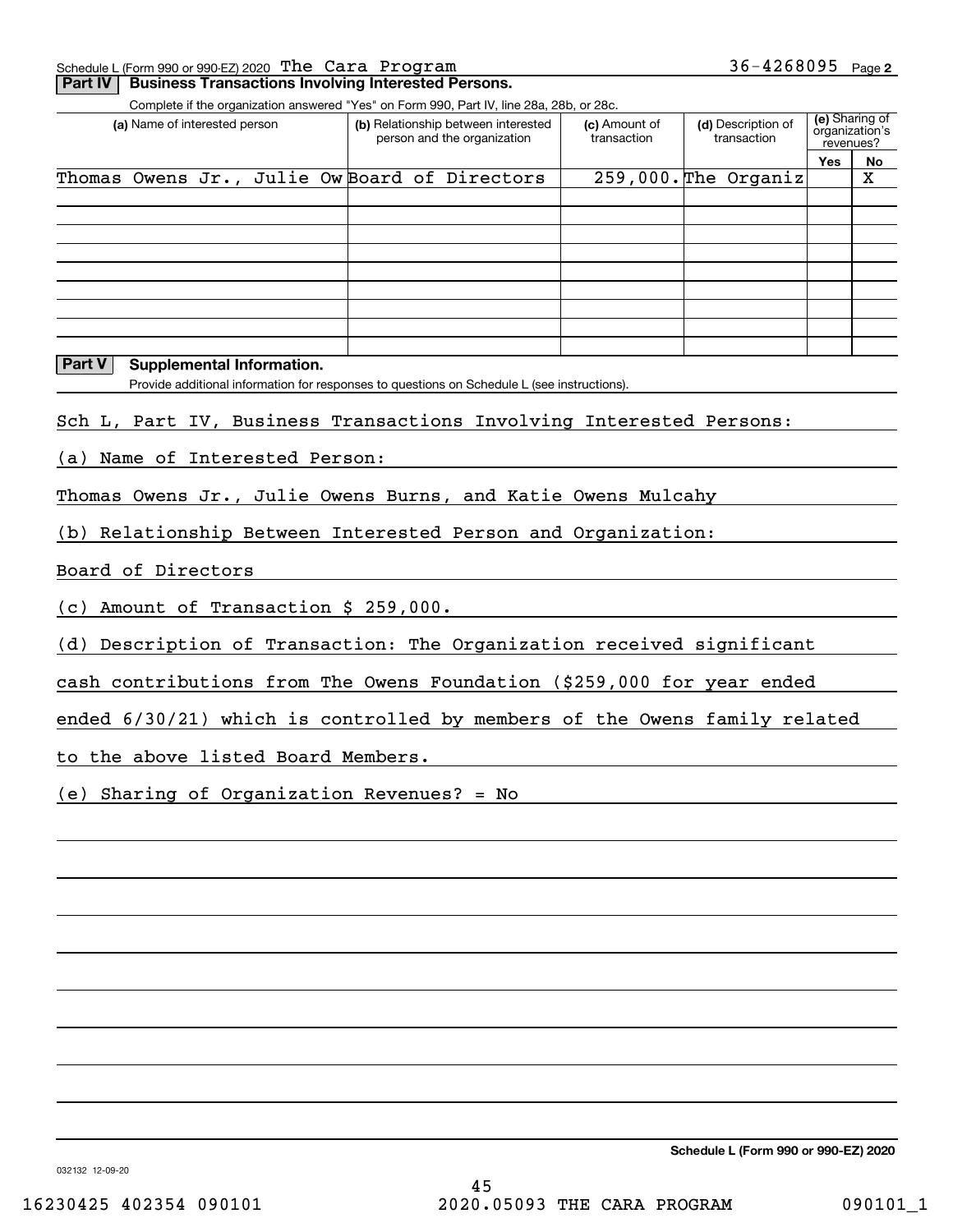Schedule L (Form 990 or 990-EZ) 2020 The Cara Program 36-4268095 Page 2

**Part IV | Business Transactions Involving Interested Persons.**

Complete if the organization answered "Yes" on Form 990, Part IV, line 28a, 28b, or 28c.

| (a) Name of interested person | (b) Relationship between interested person and the organization | (c) Amount of transaction | (d) Description of transaction | (e) Sharing of organization's revenues? | |
|---|---|---|---|---|---|
| | | | | Yes | No |
| Thomas Owens Jr., Julie Ow | Board of Directors | 259,000. | The Organiz | | X |
| | | | | | |
| | | | | | |
| | | | | | |
| | | | | | |
| | | | | | |
| | | | | | |
| | | | | | |
| | | | | | |

**Part V | Supplemental Information.**

Provide additional information for responses to questions on Schedule L (see instructions).

Sch L, Part IV, Business Transactions Involving Interested Persons:

(a) Name of Interested Person:

Thomas Owens Jr., Julie Owens Burns, and Katie Owens Mulcahy

(b) Relationship Between Interested Person and Organization:

Board of Directors

(c) Amount of Transaction $ 259,000.

(d) Description of Transaction: The Organization received significant cash contributions from The Owens Foundation ($259,000 for year ended ended 6/30/21) which is controlled by members of the Owens family related to the above listed Board Members.

(e) Sharing of Organization Revenues? = No

Schedule L (Form 990 or 990-EZ) 2020

032132 12-09-20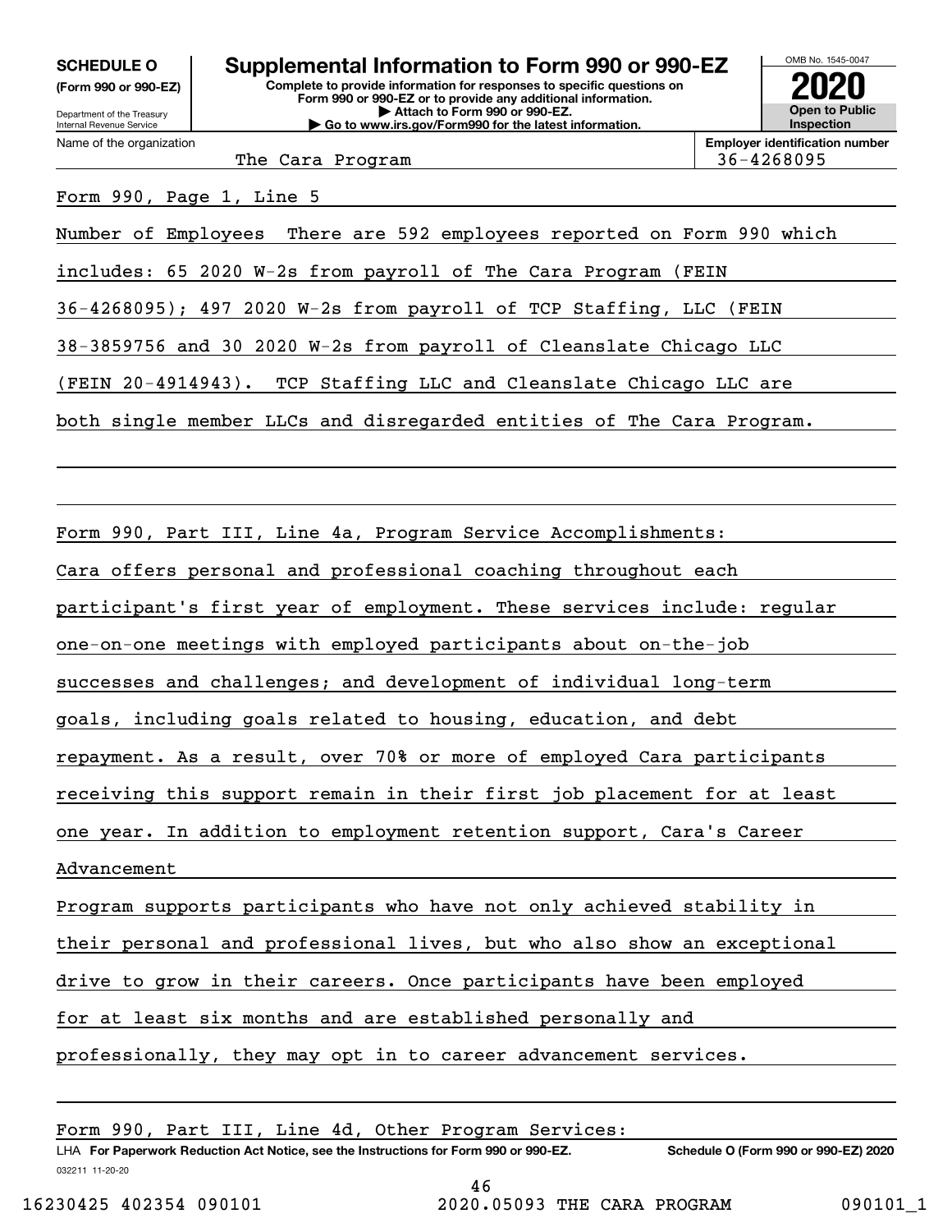**SCHEDULE O (Form 990 or 990-EZ)**

Department of the Treasury
Internal Revenue Service

# Supplemental Information to Form 990 or 990-EZ

**Complete to provide information for responses to specific questions on Form 990 or 990-EZ or to provide any additional information.**
**▶ Attach to Form 990 or 990-EZ.**
**▶ Go to www.irs.gov/Form990 for the latest information.**

OMB No. 1545-0047

**2020**

**Open to Public Inspection**

Name of the organization: The Cara Program

**Employer identification number:** 36-4268095

Form 990, Page 1, Line 5

Number of Employees There are 592 employees reported on Form 990 which includes: 65 2020 W-2s from payroll of The Cara Program (FEIN 36-4268095); 497 2020 W-2s from payroll of TCP Staffing, LLC (FEIN 38-3859756 and 30 2020 W-2s from payroll of Cleanslate Chicago LLC (FEIN 20-4914943). TCP Staffing LLC and Cleanslate Chicago LLC are both single member LLCs and disregarded entities of The Cara Program.

Form 990, Part III, Line 4a, Program Service Accomplishments:

Cara offers personal and professional coaching throughout each participant's first year of employment. These services include: regular one-on-one meetings with employed participants about on-the-job successes and challenges; and development of individual long-term goals, including goals related to housing, education, and debt repayment. As a result, over 70% or more of employed Cara participants receiving this support remain in their first job placement for at least one year. In addition to employment retention support, Cara's Career Advancement

Program supports participants who have not only achieved stability in their personal and professional lives, but who also show an exceptional drive to grow in their careers. Once participants have been employed for at least six months and are established personally and professionally, they may opt in to career advancement services.

Form 990, Part III, Line 4d, Other Program Services:

LHA **For Paperwork Reduction Act Notice, see the Instructions for Form 990 or 990-EZ.** **Schedule O (Form 990 or 990-EZ) 2020**

032211 11-20-20

16230425 402354 090101 2020.05093 THE CARA PROGRAM 090101_1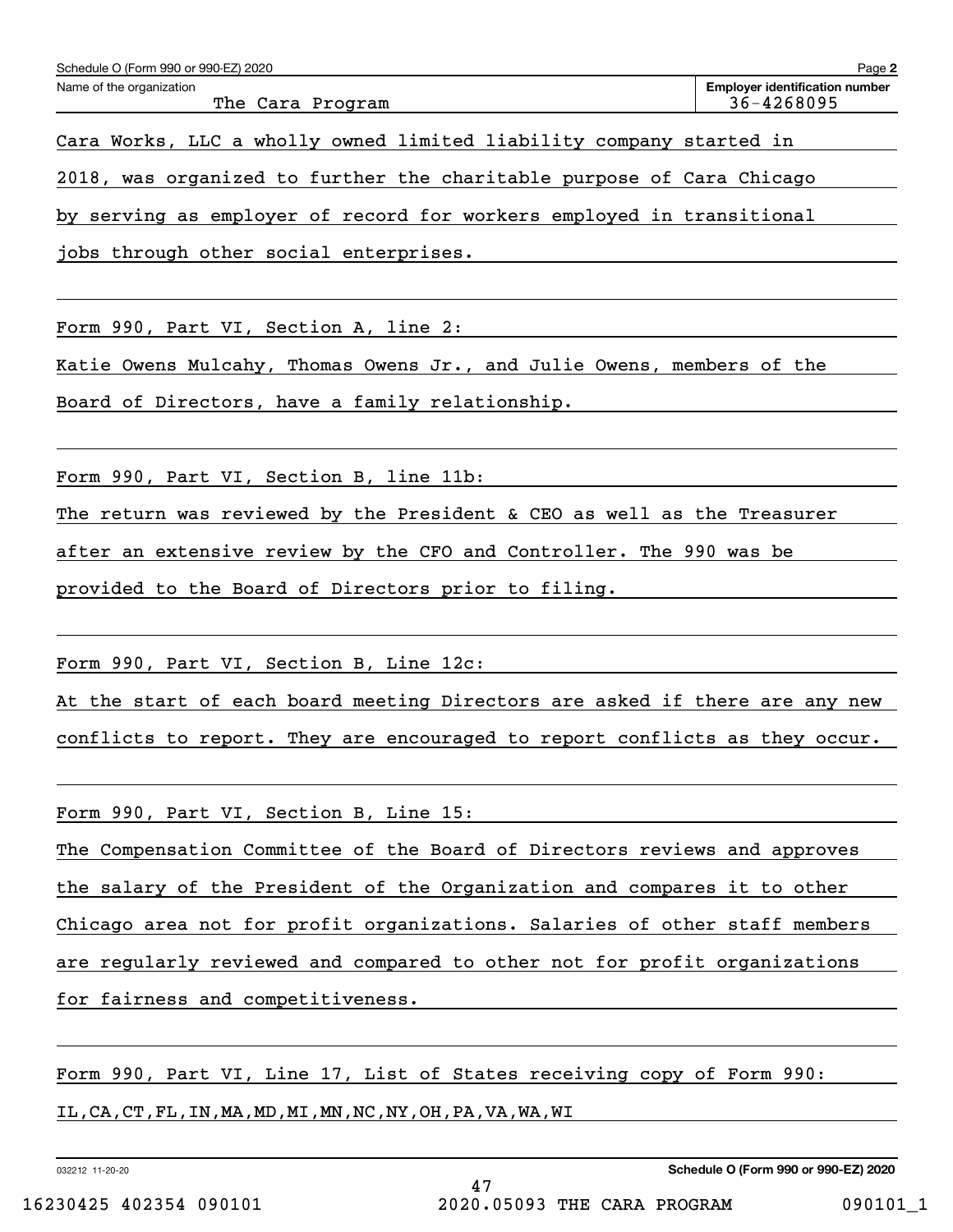Schedule O (Form 990 or 990-EZ) 2020

Name of the organization: The Cara Program

Employer identification number: 36-4268095

Cara Works, LLC a wholly owned limited liability company started in 2018, was organized to further the charitable purpose of Cara Chicago by serving as employer of record for workers employed in transitional jobs through other social enterprises.

Form 990, Part VI, Section A, line 2:

Katie Owens Mulcahy, Thomas Owens Jr., and Julie Owens, members of the Board of Directors, have a family relationship.

Form 990, Part VI, Section B, line 11b:

The return was reviewed by the President & CEO as well as the Treasurer after an extensive review by the CFO and Controller. The 990 was be provided to the Board of Directors prior to filing.

Form 990, Part VI, Section B, Line 12c:

At the start of each board meeting Directors are asked if there are any new conflicts to report. They are encouraged to report conflicts as they occur.

Form 990, Part VI, Section B, Line 15:

The Compensation Committee of the Board of Directors reviews and approves the salary of the President of the Organization and compares it to other Chicago area not for profit organizations. Salaries of other staff members are regularly reviewed and compared to other not for profit organizations for fairness and competitiveness.

Form 990, Part VI, Line 17, List of States receiving copy of Form 990:

IL,CA,CT,FL,IN,MA,MD,MI,MN,NC,NY,OH,PA,VA,WA,WI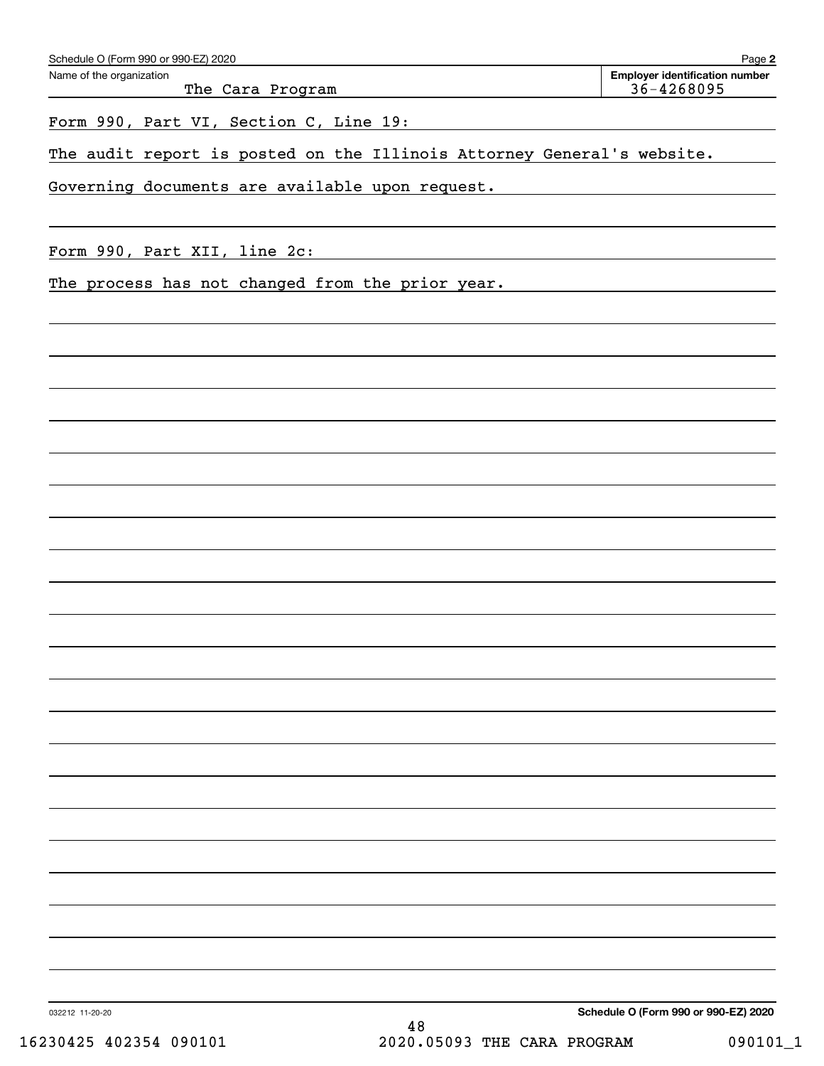Schedule O (Form 990 or 990-EZ) 2020

Name of the organization: The Cara Program

Employer identification number: 36-4268095

Form 990, Part VI, Section C, Line 19:

The audit report is posted on the Illinois Attorney General's website.

Governing documents are available upon request.

Form 990, Part XII, line 2c:

The process has not changed from the prior year.

032212 11-20-20

Schedule O (Form 990 or 990-EZ) 2020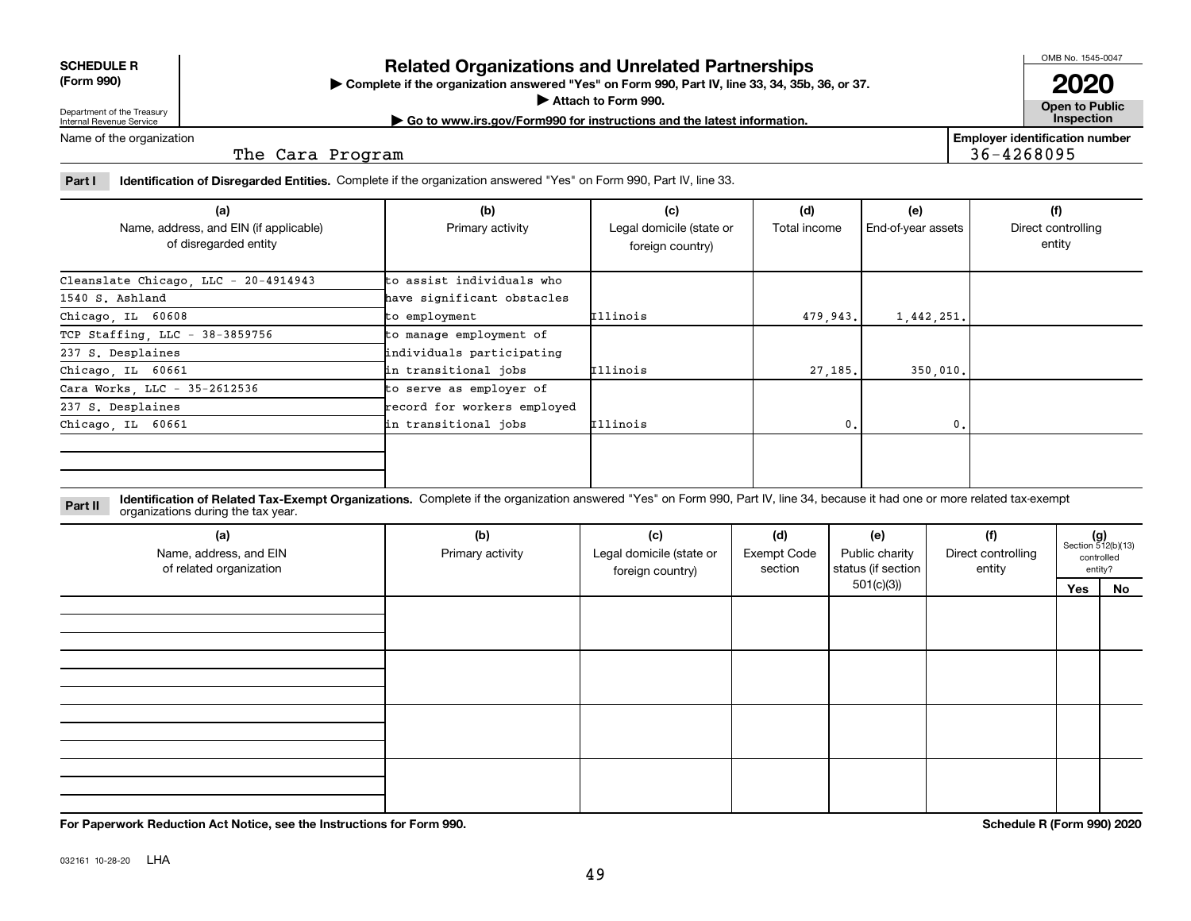**SCHEDULE R (Form 990)**

Department of the Treasury
Internal Revenue Service

# Related Organizations and Unrelated Partnerships

▶ Complete if the organization answered "Yes" on Form 990, Part IV, line 33, 34, 35b, 36, or 37.
▶ Attach to Form 990.
▶ Go to www.irs.gov/Form990 for instructions and the latest information.

OMB No. 1545-0047
**2020**
**Open to Public Inspection**

Name of the organization: The Cara Program

Employer identification number: 36-4268095

**Part I** **Identification of Disregarded Entities.** Complete if the organization answered "Yes" on Form 990, Part IV, line 33.

| (a) Name, address, and EIN (if applicable) of disregarded entity | (b) Primary activity | (c) Legal domicile (state or foreign country) | (d) Total income | (e) End-of-year assets | (f) Direct controlling entity |
|---|---|---|---|---|---|
| Cleanslate Chicago, LLC - 20-4914943<br>1540 S. Ashland<br>Chicago, IL 60608 | to assist individuals who have significant obstacles to employment | Illinois | 479,943. | 1,442,251. | |
| TCP Staffing, LLC - 38-3859756<br>237 S. Desplaines<br>Chicago, IL 60661 | to manage employment of individuals participating in transitional jobs | Illinois | 27,185. | 350,010. | |
| Cara Works, LLC - 35-2612536<br>237 S. Desplaines<br>Chicago, IL 60661 | to serve as employer of record for workers employed in transitional jobs | Illinois | 0. | 0. | |
| | | | | | |

**Part II** **Identification of Related Tax-Exempt Organizations.** Complete if the organization answered "Yes" on Form 990, Part IV, line 34, because it had one or more related tax-exempt organizations during the tax year.

| (a) Name, address, and EIN of related organization | (b) Primary activity | (c) Legal domicile (state or foreign country) | (d) Exempt Code section | (e) Public charity status (if section 501(c)(3)) | (f) Direct controlling entity | (g) Section 512(b)(13) controlled entity? Yes | No |
|---|---|---|---|---|---|---|---|
| | | | | | | | |
| | | | | | | | |
| | | | | | | | |
| | | | | | | | |

**For Paperwork Reduction Act Notice, see the Instructions for Form 990.**

**Schedule R (Form 990) 2020**

032161 10-28-20 LHA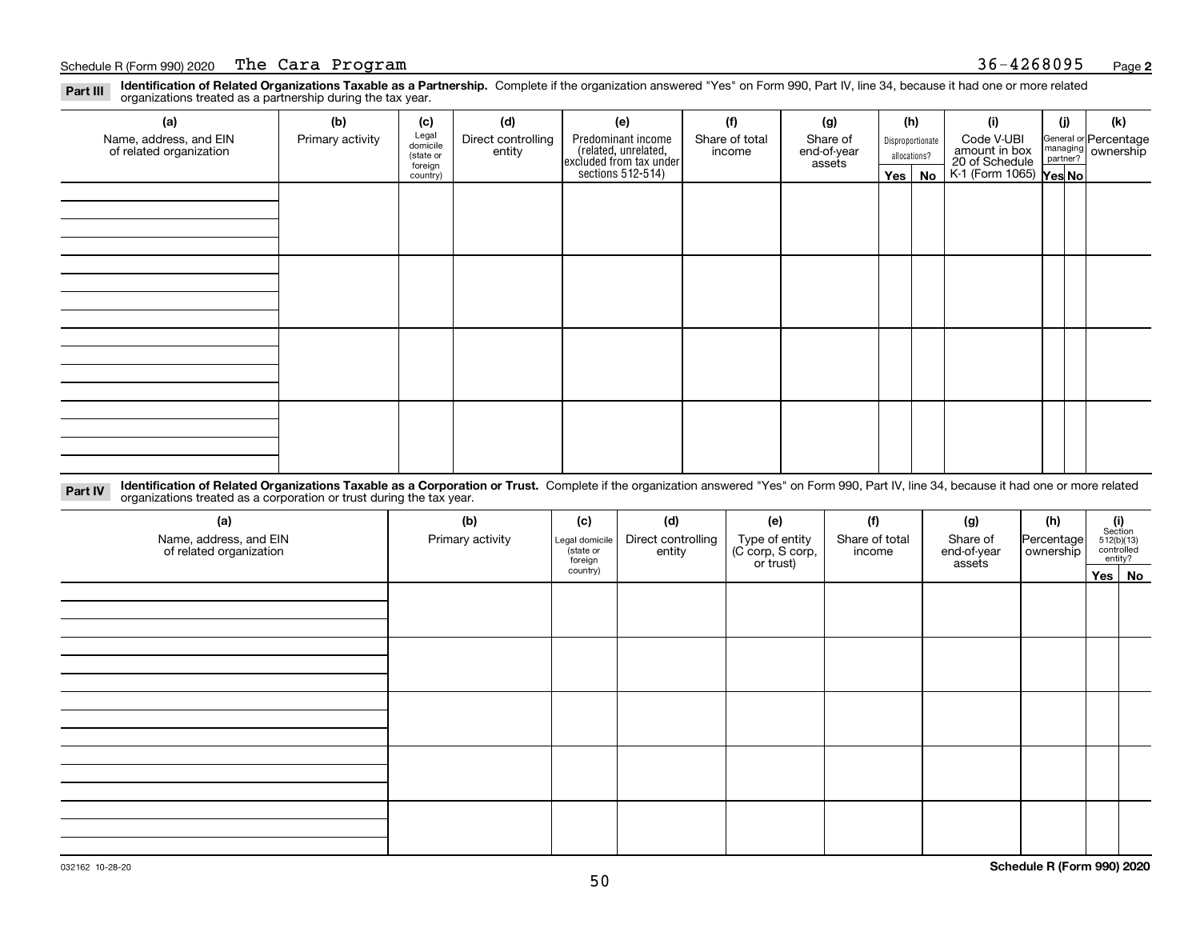Schedule R (Form 990) 2020 The Cara Program 36-4268095 Page **2**

**Part III** **Identification of Related Organizations Taxable as a Partnership.** Complete if the organization answered "Yes" on Form 990, Part IV, line 34, because it had one or more related organizations treated as a partnership during the tax year.

| (a) Name, address, and EIN of related organization | (b) Primary activity | (c) Legal domicile (state or foreign country) | (d) Direct controlling entity | (e) Predominant income (related, unrelated, excluded from tax under sections 512-514) | (f) Share of total income | (g) Share of end-of-year assets | (h) Disproportionate allocations? Yes | (h) No | (i) Code V-UBI amount in box 20 of Schedule K-1 (Form 1065) | (j) General or managing partner? Yes | (j) No | (k) Percentage ownership |
|---|---|---|---|---|---|---|---|---|---|---|---|---|
| | | | | | | | | | | | | |
| | | | | | | | | | | | | |
| | | | | | | | | | | | | |
| | | | | | | | | | | | | |

**Part IV** **Identification of Related Organizations Taxable as a Corporation or Trust.** Complete if the organization answered "Yes" on Form 990, Part IV, line 34, because it had one or more related organizations treated as a corporation or trust during the tax year.

| (a) Name, address, and EIN of related organization | (b) Primary activity | (c) Legal domicile (state or foreign country) | (d) Direct controlling entity | (e) Type of entity (C corp, S corp, or trust) | (f) Share of total income | (g) Share of end-of-year assets | (h) Percentage ownership | (i) Section 512(b)(13) controlled entity? Yes | (i) No |
|---|---|---|---|---|---|---|---|---|---|
| | | | | | | | | | |
| | | | | | | | | | |
| | | | | | | | | | |
| | | | | | | | | | |
| | | | | | | | | | |

032162 10-28-20 **Schedule R (Form 990) 2020**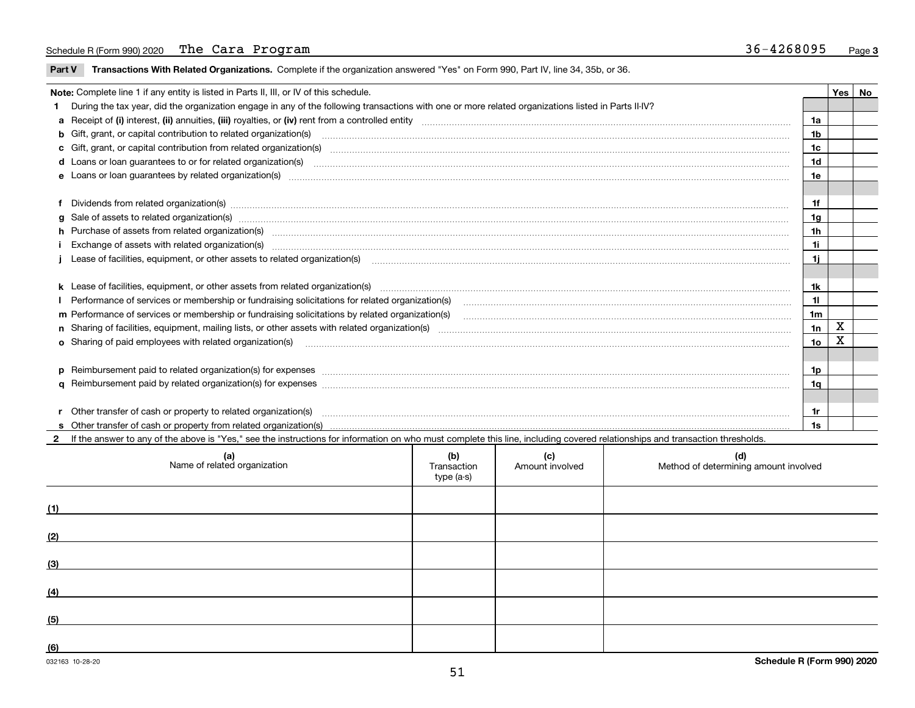Schedule R (Form 990) 2020 The Cara Program 36-4268095 Page **3**

**Part V Transactions With Related Organizations.** Complete if the organization answered "Yes" on Form 990, Part IV, line 34, 35b, or 36.

| Note: Complete line 1 if any entity is listed in Parts II, III, or IV of this schedule. | | Yes | No |
|---|---|---|---|
| **1** During the tax year, did the organization engage in any of the following transactions with one or more related organizations listed in Parts II-IV? | | | |
| **a** Receipt of **(i)** interest, **(ii)** annuities, **(iii)** royalties, or **(iv)** rent from a controlled entity | 1a | | |
| **b** Gift, grant, or capital contribution to related organization(s) | 1b | | |
| **c** Gift, grant, or capital contribution from related organization(s) | 1c | | |
| **d** Loans or loan guarantees to or for related organization(s) | 1d | | |
| **e** Loans or loan guarantees by related organization(s) | 1e | | |
| **f** Dividends from related organization(s) | 1f | | |
| **g** Sale of assets to related organization(s) | 1g | | |
| **h** Purchase of assets from related organization(s) | 1h | | |
| **i** Exchange of assets with related organization(s) | 1i | | |
| **j** Lease of facilities, equipment, or other assets to related organization(s) | 1j | | |
| **k** Lease of facilities, equipment, or other assets from related organization(s) | 1k | | |
| **l** Performance of services or membership or fundraising solicitations for related organization(s) | 1l | | |
| **m** Performance of services or membership or fundraising solicitations by related organization(s) | 1m | | |
| **n** Sharing of facilities, equipment, mailing lists, or other assets with related organization(s) | 1n | X | |
| **o** Sharing of paid employees with related organization(s) | 1o | X | |
| **p** Reimbursement paid to related organization(s) for expenses | 1p | | |
| **q** Reimbursement paid by related organization(s) for expenses | 1q | | |
| **r** Other transfer of cash or property to related organization(s) | 1r | | |
| **s** Other transfer of cash or property from related organization(s) | 1s | | |

**2** If the answer to any of the above is "Yes," see the instructions for information on who must complete this line, including covered relationships and transaction thresholds.

| (a) Name of related organization | (b) Transaction type (a-s) | (c) Amount involved | (d) Method of determining amount involved |
|---|---|---|---|
| (1) | | | |
| (2) | | | |
| (3) | | | |
| (4) | | | |
| (5) | | | |
| (6) | | | |

032163 10-28-20 **Schedule R (Form 990) 2020**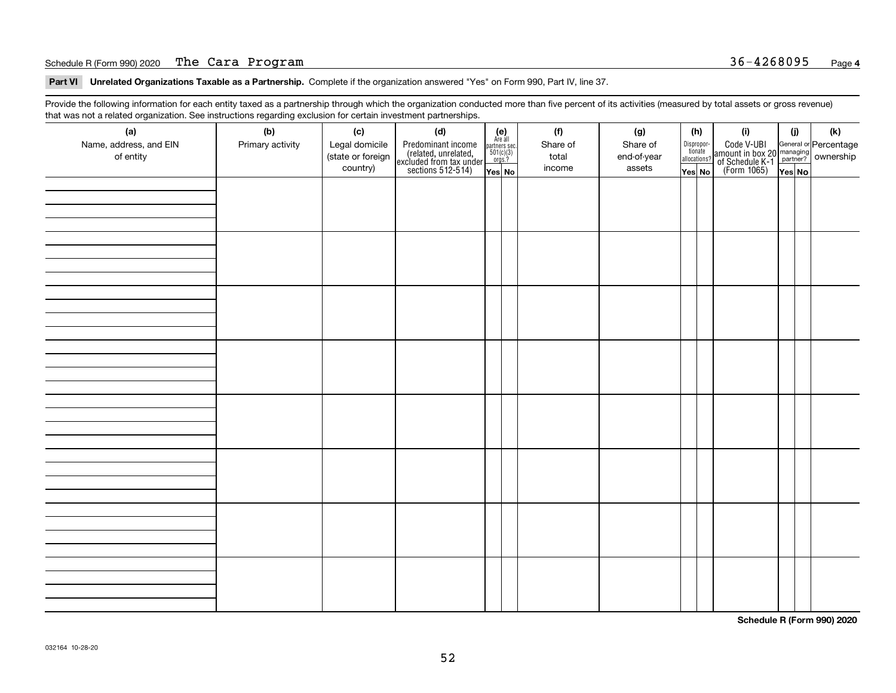Schedule R (Form 990) 2020 The Cara Program 36-4268095

**Part VI** **Unrelated Organizations Taxable as a Partnership.** Complete if the organization answered "Yes" on Form 990, Part IV, line 37.

Provide the following information for each entity taxed as a partnership through which the organization conducted more than five percent of its activities (measured by total assets or gross revenue) that was not a related organization. See instructions regarding exclusion for certain investment partnerships.

| (a) Name, address, and EIN of entity | (b) Primary activity | (c) Legal domicile (state or foreign country) | (d) Predominant income (related, unrelated, excluded from tax under sections 512-514) | (e) Are all partners sec. 501(c)(3) orgs.? Yes | (e) No | (f) Share of total income | (g) Share of end-of-year assets | (h) Disproportionate allocations? Yes | (h) No | (i) Code V-UBI amount in box 20 of Schedule K-1 (Form 1065) | (j) General or managing partner? Yes | (j) No | (k) Percentage ownership |
|---|---|---|---|---|---|---|---|---|---|---|---|---|---|
| | | | | | | | | | | | | | |
| | | | | | | | | | | | | | |
| | | | | | | | | | | | | | |
| | | | | | | | | | | | | | |
| | | | | | | | | | | | | | |
| | | | | | | | | | | | | | |
| | | | | | | | | | | | | | |
| | | | | | | | | | | | | | |

**Schedule R (Form 990) 2020**

032164 10-28-20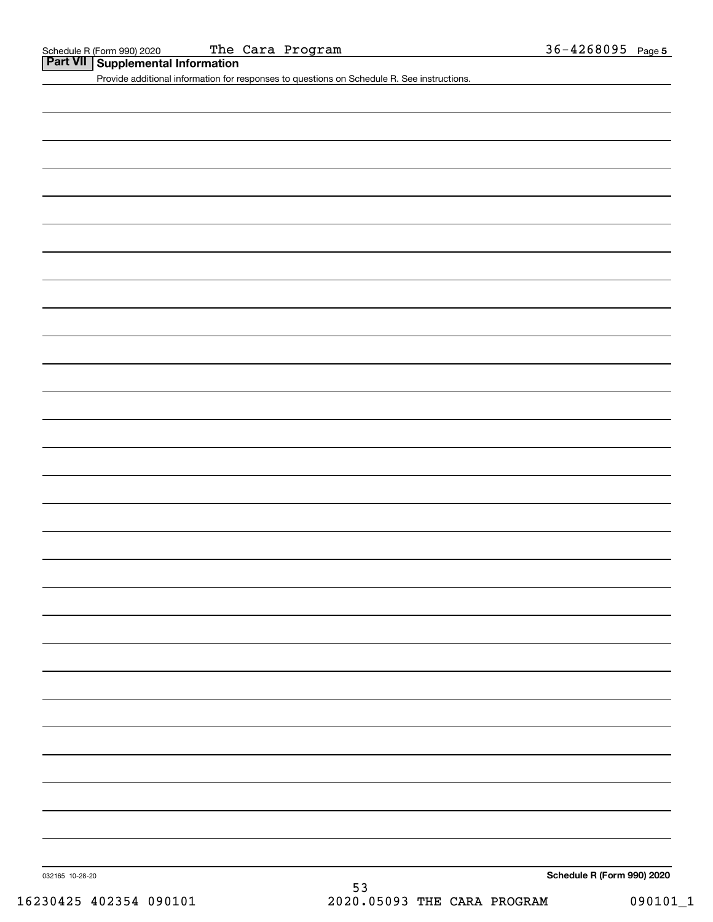Schedule R (Form 990) 2020 The Cara Program 36-4268095 Page 5

## Part VII Supplemental Information

Provide additional information for responses to questions on Schedule R. See instructions.

032165 10-28-20

**Schedule R (Form 990) 2020**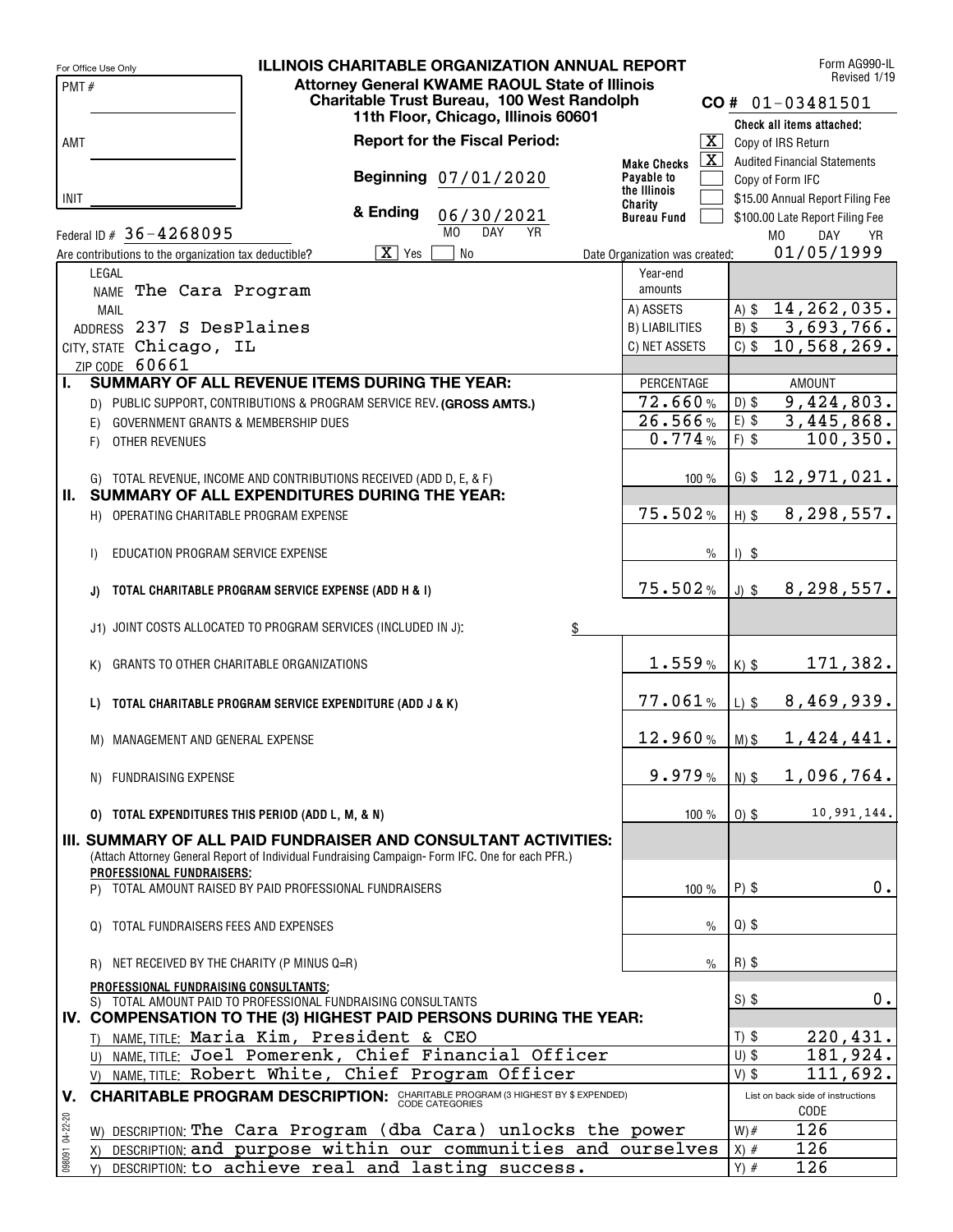For Office Use Only

PMT #

AMT

INIT

# ILLINOIS CHARITABLE ORGANIZATION ANNUAL REPORT

**Attorney General KWAME RAOUL State of Illinois**
**Charitable Trust Bureau, 100 West Randolph**
**11th Floor, Chicago, Illinois 60601**

Form AG990-IL
Revised 1/19

**CO #** 01-03481501

**Report for the Fiscal Period:**

**Beginning** 07/01/2020

**& Ending** 06/30/2021 (MO DAY YR)

**Make Checks Payable to the Illinois Charity Bureau Fund**

Check all items attached:

- [X] Copy of IRS Return
- [X] Audited Financial Statements
- [ ] Copy of Form IFC
- [ ] $15.00 Annual Report Filing Fee
- [ ] $100.00 Late Report Filing Fee

Federal ID # 36-4268095

Are contributions to the organization tax deductible? [X] Yes [ ] No

Date Organization was created: 01/05/1999 (MO DAY YR)

LEGAL NAME The Cara Program

MAIL ADDRESS 237 S DesPlaines

CITY, STATE Chicago, IL

ZIP CODE 60661

| Year-end amounts | |
|---|---|
| A) ASSETS | A) $ 14,262,035. |
| B) LIABILITIES | B) $ 3,693,766. |
| C) NET ASSETS | C) $ 10,568,269. |

| | PERCENTAGE | AMOUNT |
|---|---|---|
| **I. SUMMARY OF ALL REVENUE ITEMS DURING THE YEAR:** | | |
| D) PUBLIC SUPPORT, CONTRIBUTIONS & PROGRAM SERVICE REV. **(GROSS AMTS.)** | 72.660% | D) $ 9,424,803. |
| E) GOVERNMENT GRANTS & MEMBERSHIP DUES | 26.566% | E) $ 3,445,868. |
| F) OTHER REVENUES | 0.774% | F) $ 100,350. |
| G) TOTAL REVENUE, INCOME AND CONTRIBUTIONS RECEIVED (ADD D, E, & F) | 100 % | G) $ 12,971,021. |
| **II. SUMMARY OF ALL EXPENDITURES DURING THE YEAR:** | | |
| H) OPERATING CHARITABLE PROGRAM EXPENSE | 75.502% | H) $ 8,298,557. |
| I) EDUCATION PROGRAM SERVICE EXPENSE | % | I) $ |
| **J) TOTAL CHARITABLE PROGRAM SERVICE EXPENSE (ADD H & I)** | 75.502% | J) $ 8,298,557. |
| J1) JOINT COSTS ALLOCATED TO PROGRAM SERVICES (INCLUDED IN J): $ | | |
| K) GRANTS TO OTHER CHARITABLE ORGANIZATIONS | 1.559% | K) $ 171,382. |
| **L) TOTAL CHARITABLE PROGRAM SERVICE EXPENDITURE (ADD J & K)** | 77.061% | L) $ 8,469,939. |
| M) MANAGEMENT AND GENERAL EXPENSE | 12.960% | M) $ 1,424,441. |
| N) FUNDRAISING EXPENSE | 9.979% | N) $ 1,096,764. |
| **O) TOTAL EXPENDITURES THIS PERIOD (ADD L, M, & N)** | 100 % | O) $ 10,991,144. |
| **III. SUMMARY OF ALL PAID FUNDRAISER AND CONSULTANT ACTIVITIES:** (Attach Attorney General Report of Individual Fundraising Campaign- Form IFC. One for each PFR.) | | |
| **PROFESSIONAL FUNDRAISERS:** P) TOTAL AMOUNT RAISED BY PAID PROFESSIONAL FUNDRAISERS | 100 % | P) $ 0. |
| Q) TOTAL FUNDRAISERS FEES AND EXPENSES | % | Q) $ |
| R) NET RECEIVED BY THE CHARITY (P MINUS Q=R) | % | R) $ |
| **PROFESSIONAL FUNDRAISING CONSULTANTS:** S) TOTAL AMOUNT PAID TO PROFESSIONAL FUNDRAISING CONSULTANTS | | S) $ 0. |

## IV. COMPENSATION TO THE (3) HIGHEST PAID PERSONS DURING THE YEAR:

| | |
|---|---|
| T) NAME, TITLE: Maria Kim, President & CEO | T) $ 220,431. |
| U) NAME, TITLE: Joel Pomerenk, Chief Financial Officer | U) $ 181,924. |
| V) NAME, TITLE: Robert White, Chief Program Officer | V) $ 111,692. |

## V. CHARITABLE PROGRAM DESCRIPTION: CHARITABLE PROGRAM (3 HIGHEST BY $ EXPENDED) CODE CATEGORIES

List on back side of instructions

| | CODE |
|---|---|
| W) DESCRIPTION: The Cara Program (dba Cara) unlocks the power | W) # 126 |
| X) DESCRIPTION: and purpose within our communities and ourselves | X) # 126 |
| Y) DESCRIPTION: to achieve real and lasting success. | Y) # 126 |

098091 04-22-20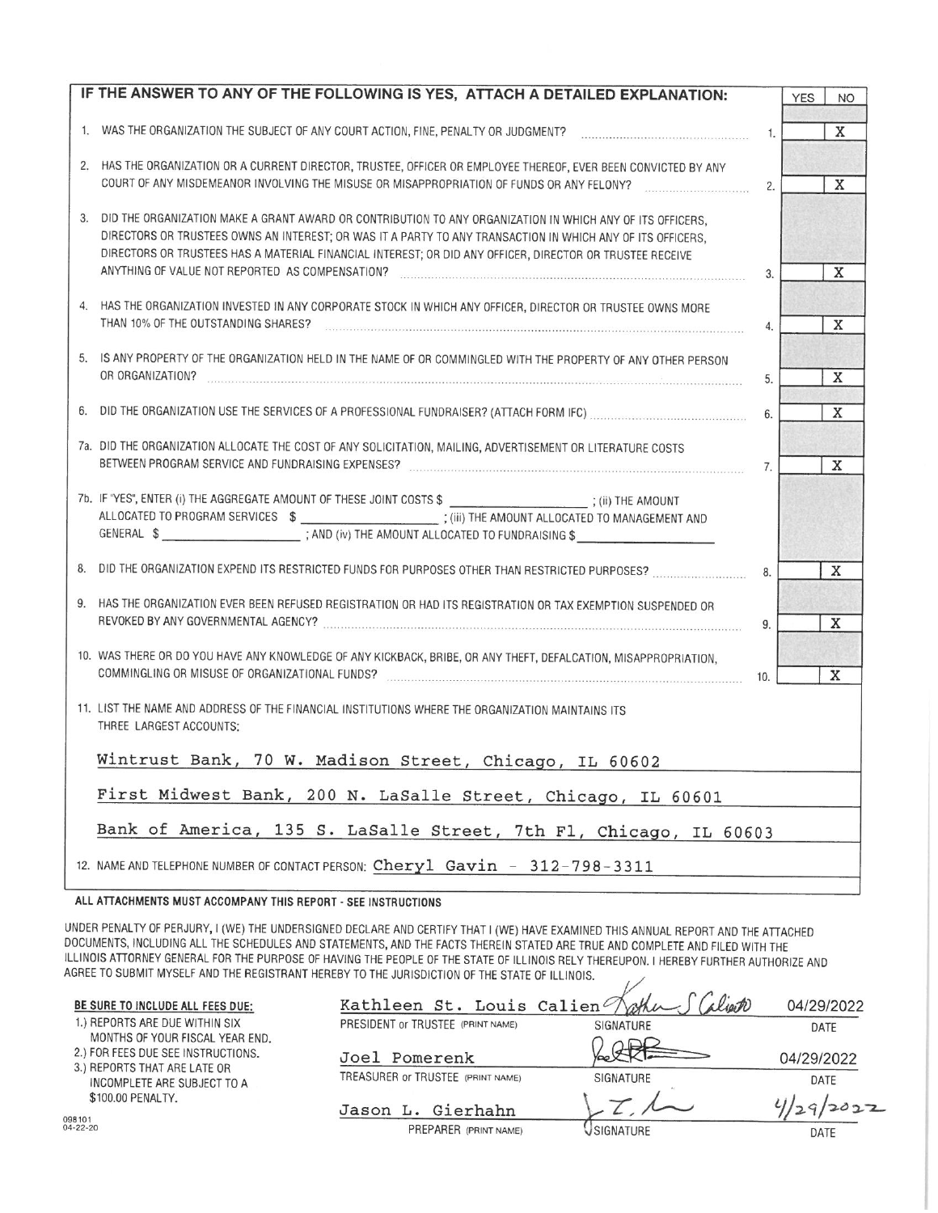| IF THE ANSWER TO ANY OF THE FOLLOWING IS YES, ATTACH A DETAILED EXPLANATION: | | YES | NO |
|---|---|---|---|
| 1. WAS THE ORGANIZATION THE SUBJECT OF ANY COURT ACTION, FINE, PENALTY OR JUDGMENT? | 1. | | X |
| 2. HAS THE ORGANIZATION OR A CURRENT DIRECTOR, TRUSTEE, OFFICER OR EMPLOYEE THEREOF, EVER BEEN CONVICTED BY ANY COURT OF ANY MISDEMEANOR INVOLVING THE MISUSE OR MISAPPROPRIATION OF FUNDS OR ANY FELONY? | 2. | | X |
| 3. DID THE ORGANIZATION MAKE A GRANT AWARD OR CONTRIBUTION TO ANY ORGANIZATION IN WHICH ANY OF ITS OFFICERS, DIRECTORS OR TRUSTEES OWNS AN INTEREST; OR WAS IT A PARTY TO ANY TRANSACTION IN WHICH ANY OF ITS OFFICERS, DIRECTORS OR TRUSTEES HAS A MATERIAL FINANCIAL INTEREST; OR DID ANY OFFICER, DIRECTOR OR TRUSTEE RECEIVE ANYTHING OF VALUE NOT REPORTED AS COMPENSATION? | 3. | | X |
| 4. HAS THE ORGANIZATION INVESTED IN ANY CORPORATE STOCK IN WHICH ANY OFFICER, DIRECTOR OR TRUSTEE OWNS MORE THAN 10% OF THE OUTSTANDING SHARES? | 4. | | X |
| 5. IS ANY PROPERTY OF THE ORGANIZATION HELD IN THE NAME OF OR COMMINGLED WITH THE PROPERTY OF ANY OTHER PERSON OR ORGANIZATION? | 5. | | X |
| 6. DID THE ORGANIZATION USE THE SERVICES OF A PROFESSIONAL FUNDRAISER? (ATTACH FORM IFC) | 6. | | X |
| 7a. DID THE ORGANIZATION ALLOCATE THE COST OF ANY SOLICITATION, MAILING, ADVERTISEMENT OR LITERATURE COSTS BETWEEN PROGRAM SERVICE AND FUNDRAISING EXPENSES? | 7. | | X |
| 7b. IF "YES", ENTER (i) THE AGGREGATE AMOUNT OF THESE JOINT COSTS $ \_\_\_\_\_\_ ; (ii) THE AMOUNT ALLOCATED TO PROGRAM SERVICES $ \_\_\_\_\_\_ ; (iii) THE AMOUNT ALLOCATED TO MANAGEMENT AND GENERAL $ \_\_\_\_\_\_ ; AND (iv) THE AMOUNT ALLOCATED TO FUNDRAISING $ \_\_\_\_\_\_ | | | |
| 8. DID THE ORGANIZATION EXPEND ITS RESTRICTED FUNDS FOR PURPOSES OTHER THAN RESTRICTED PURPOSES? | 8. | | X |
| 9. HAS THE ORGANIZATION EVER BEEN REFUSED REGISTRATION OR HAD ITS REGISTRATION OR TAX EXEMPTION SUSPENDED OR REVOKED BY ANY GOVERNMENTAL AGENCY? | 9. | | X |
| 10. WAS THERE OR DO YOU HAVE ANY KNOWLEDGE OF ANY KICKBACK, BRIBE, OR ANY THEFT, DEFALCATION, MISAPPROPRIATION, COMMINGLING OR MISUSE OF ORGANIZATIONAL FUNDS? | 10. | | X |

11. LIST THE NAME AND ADDRESS OF THE FINANCIAL INSTITUTIONS WHERE THE ORGANIZATION MAINTAINS ITS THREE LARGEST ACCOUNTS:

Wintrust Bank, 70 W. Madison Street, Chicago, IL 60602

First Midwest Bank, 200 N. LaSalle Street, Chicago, IL 60601

Bank of America, 135 S. LaSalle Street, 7th Fl, Chicago, IL 60603

12. NAME AND TELEPHONE NUMBER OF CONTACT PERSON: Cheryl Gavin - 312-798-3311

**ALL ATTACHMENTS MUST ACCOMPANY THIS REPORT - SEE INSTRUCTIONS**

UNDER PENALTY OF PERJURY, I (WE) THE UNDERSIGNED DECLARE AND CERTIFY THAT I (WE) HAVE EXAMINED THIS ANNUAL REPORT AND THE ATTACHED DOCUMENTS, INCLUDING ALL THE SCHEDULES AND STATEMENTS, AND THE FACTS THEREIN STATED ARE TRUE AND COMPLETE AND FILED WITH THE ILLINOIS ATTORNEY GENERAL FOR THE PURPOSE OF HAVING THE PEOPLE OF THE STATE OF ILLINOIS RELY THEREUPON. I HEREBY FURTHER AUTHORIZE AND AGREE TO SUBMIT MYSELF AND THE REGISTRANT HEREBY TO THE JURISDICTION OF THE STATE OF ILLINOIS.

**BE SURE TO INCLUDE ALL FEES DUE:**
1.) REPORTS ARE DUE WITHIN SIX MONTHS OF YOUR FISCAL YEAR END.
2.) FOR FEES DUE SEE INSTRUCTIONS.
3.) REPORTS THAT ARE LATE OR INCOMPLETE ARE SUBJECT TO A $100.00 PENALTY.

| | | |
|---|---|---|
| Kathleen St. Louis Calien | Kathleen S Calien | 04/29/2022 |
| PRESIDENT or TRUSTEE (PRINT NAME) | SIGNATURE | DATE |
| Joel Pomerenk | (signature) | 04/29/2022 |
| TREASURER or TRUSTEE (PRINT NAME) | SIGNATURE | DATE |
| Jason L. Gierhahn | (signature) | 4/29/2022 |
| PREPARER (PRINT NAME) | SIGNATURE | DATE |

098101
04-22-20